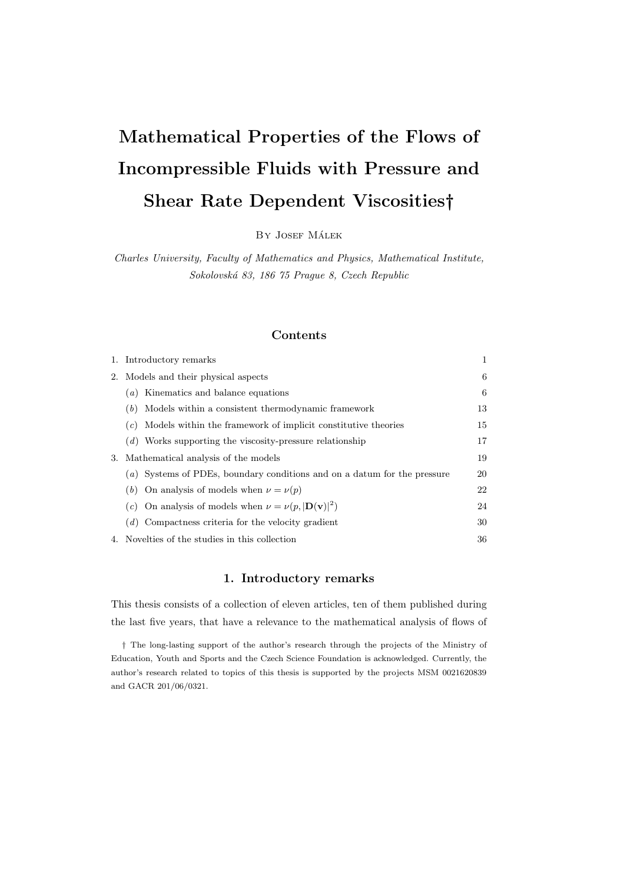# Mathematical Properties of the Flows of Incompressible Fluids with Pressure and Shear Rate Dependent Viscosities†

By Josef Málek

*Charles University, Faculty of Mathematics and Physics, Mathematical Institute, Sokolovská 83, 186 75 Prague 8, Czech Republic*

## Contents

| | |
|---|---|
| 1. Introductory remarks | 1 |
| 2. Models and their physical aspects | 6 |
| (*a*) Kinematics and balance equations | 6 |
| (*b*) Models within a consistent thermodynamic framework | 13 |
| (*c*) Models within the framework of implicit constitutive theories | 15 |
| (*d*) Works supporting the viscosity-pressure relationship | 17 |
| 3. Mathematical analysis of the models | 19 |
| (*a*) Systems of PDEs, boundary conditions and on a datum for the pressure | 20 |
| (*b*) On analysis of models when $\nu = \nu(p)$ | 22 |
| (*c*) On analysis of models when $\nu = \nu(p, \|\mathbf{D}(\mathbf{v})\|^2)$ | 24 |
| (*d*) Compactness criteria for the velocity gradient | 30 |
| 4. Novelties of the studies in this collection | 36 |

## 1. Introductory remarks

This thesis consists of a collection of eleven articles, ten of them published during the last five years, that have a relevance to the mathematical analysis of flows of

† The long-lasting support of the author's research through the projects of the Ministry of Education, Youth and Sports and the Czech Science Foundation is acknowledged. Currently, the author's research related to topics of this thesis is supported by the projects MSM 0021620839 and GACR 201/06/0321.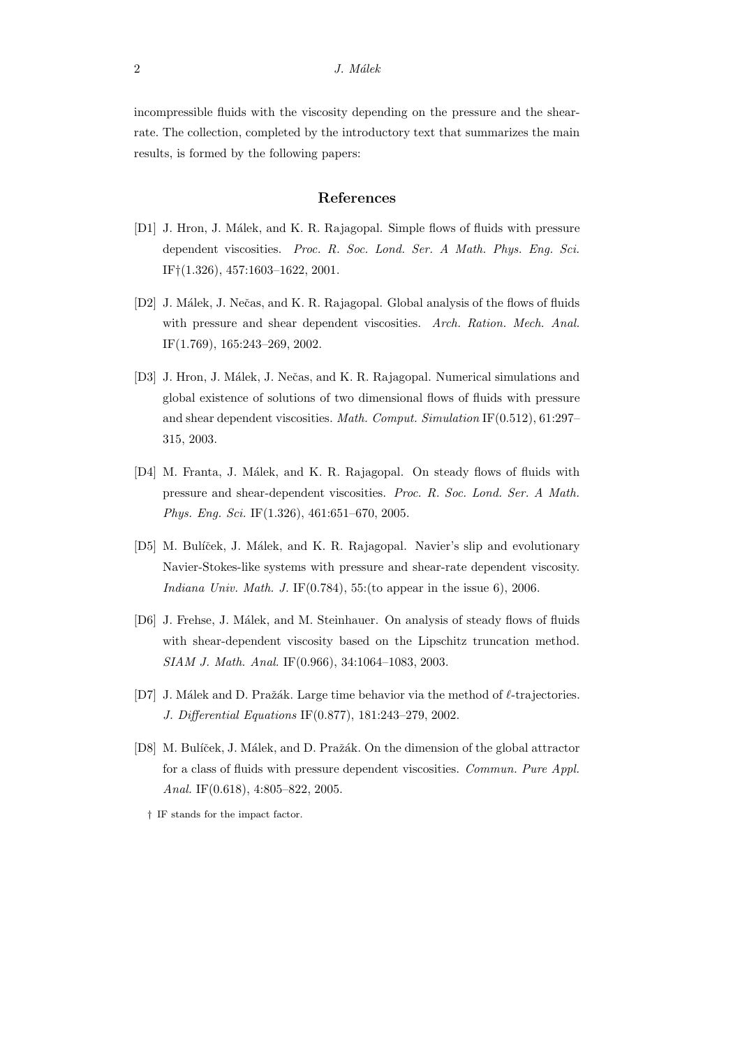incompressible fluids with the viscosity depending on the pressure and the shear-rate. The collection, completed by the introductory text that summarizes the main results, is formed by the following papers:

## References

[D1] J. Hron, J. Málek, and K. R. Rajagopal. Simple flows of fluids with pressure dependent viscosities. *Proc. R. Soc. Lond. Ser. A Math. Phys. Eng. Sci.* IF†(1.326), 457:1603–1622, 2001.

[D2] J. Málek, J. Nečas, and K. R. Rajagopal. Global analysis of the flows of fluids with pressure and shear dependent viscosities. *Arch. Ration. Mech. Anal.* IF(1.769), 165:243–269, 2002.

[D3] J. Hron, J. Málek, J. Nečas, and K. R. Rajagopal. Numerical simulations and global existence of solutions of two dimensional flows of fluids with pressure and shear dependent viscosities. *Math. Comput. Simulation* IF(0.512), 61:297–315, 2003.

[D4] M. Franta, J. Málek, and K. R. Rajagopal. On steady flows of fluids with pressure and shear-dependent viscosities. *Proc. R. Soc. Lond. Ser. A Math. Phys. Eng. Sci.* IF(1.326), 461:651–670, 2005.

[D5] M. Bulíček, J. Málek, and K. R. Rajagopal. Navier's slip and evolutionary Navier-Stokes-like systems with pressure and shear-rate dependent viscosity. *Indiana Univ. Math. J.* IF(0.784), 55:(to appear in the issue 6), 2006.

[D6] J. Frehse, J. Málek, and M. Steinhauer. On analysis of steady flows of fluids with shear-dependent viscosity based on the Lipschitz truncation method. *SIAM J. Math. Anal.* IF(0.966), 34:1064–1083, 2003.

[D7] J. Málek and D. Pražák. Large time behavior via the method of $\ell$-trajectories. *J. Differential Equations* IF(0.877), 181:243–279, 2002.

[D8] M. Bulíček, J. Málek, and D. Pražák. On the dimension of the global attractor for a class of fluids with pressure dependent viscosities. *Commun. Pure Appl. Anal.* IF(0.618), 4:805–822, 2005.

† IF stands for the impact factor.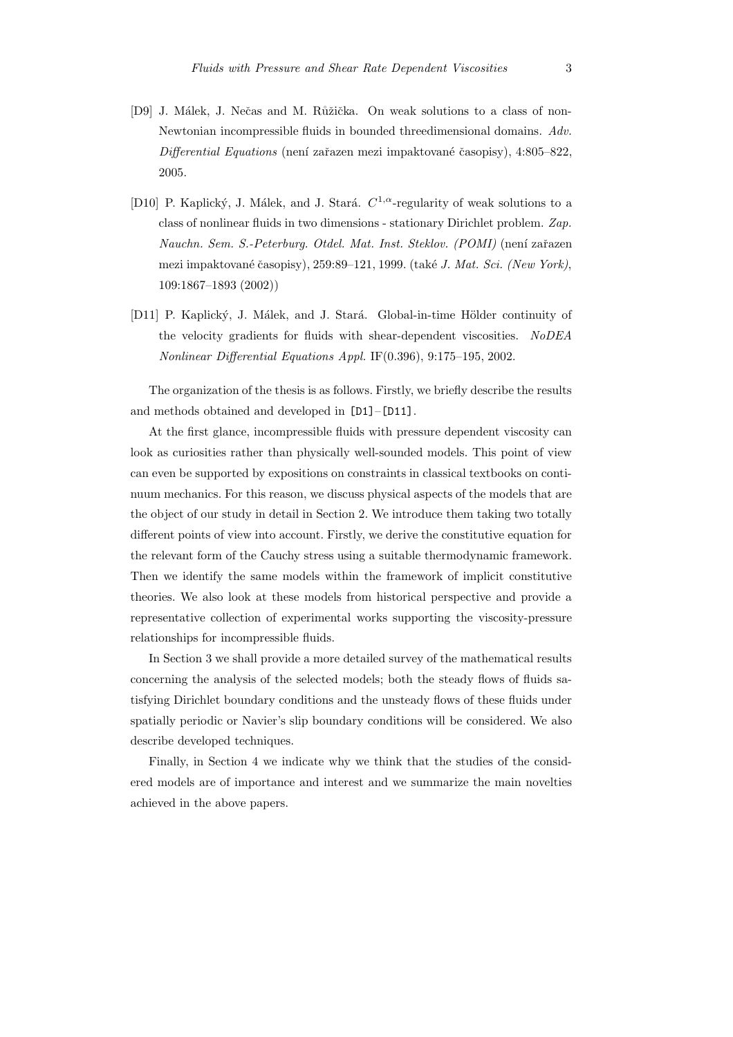[D9] J. Málek, J. Nečas and M. Růžička. On weak solutions to a class of non-Newtonian incompressible fluids in bounded threedimensional domains. *Adv. Differential Equations* (není zařazen mezi impaktované časopisy), 4:805–822, 2005.

[D10] P. Kaplický, J. Málek, and J. Stará. $C^{1,\alpha}$-regularity of weak solutions to a class of nonlinear fluids in two dimensions - stationary Dirichlet problem. *Zap. Nauchn. Sem. S.-Peterburg. Otdel. Mat. Inst. Steklov. (POMI)* (není zařazen mezi impaktované časopisy), 259:89–121, 1999. (také *J. Mat. Sci. (New York)*, 109:1867–1893 (2002))

[D11] P. Kaplický, J. Málek, and J. Stará. Global-in-time Hölder continuity of the velocity gradients for fluids with shear-dependent viscosities. *NoDEA Nonlinear Differential Equations Appl.* IF(0.396), 9:175–195, 2002.

The organization of the thesis is as follows. Firstly, we briefly describe the results and methods obtained and developed in [D1]–[D11].

At the first glance, incompressible fluids with pressure dependent viscosity can look as curiosities rather than physically well-sounded models. This point of view can even be supported by expositions on constraints in classical textbooks on continuum mechanics. For this reason, we discuss physical aspects of the models that are the object of our study in detail in Section 2. We introduce them taking two totally different points of view into account. Firstly, we derive the constitutive equation for the relevant form of the Cauchy stress using a suitable thermodynamic framework. Then we identify the same models within the framework of implicit constitutive theories. We also look at these models from historical perspective and provide a representative collection of experimental works supporting the viscosity-pressure relationships for incompressible fluids.

In Section 3 we shall provide a more detailed survey of the mathematical results concerning the analysis of the selected models; both the steady flows of fluids satisfying Dirichlet boundary conditions and the unsteady flows of these fluids under spatially periodic or Navier's slip boundary conditions will be considered. We also describe developed techniques.

Finally, in Section 4 we indicate why we think that the studies of the considered models are of importance and interest and we summarize the main novelties achieved in the above papers.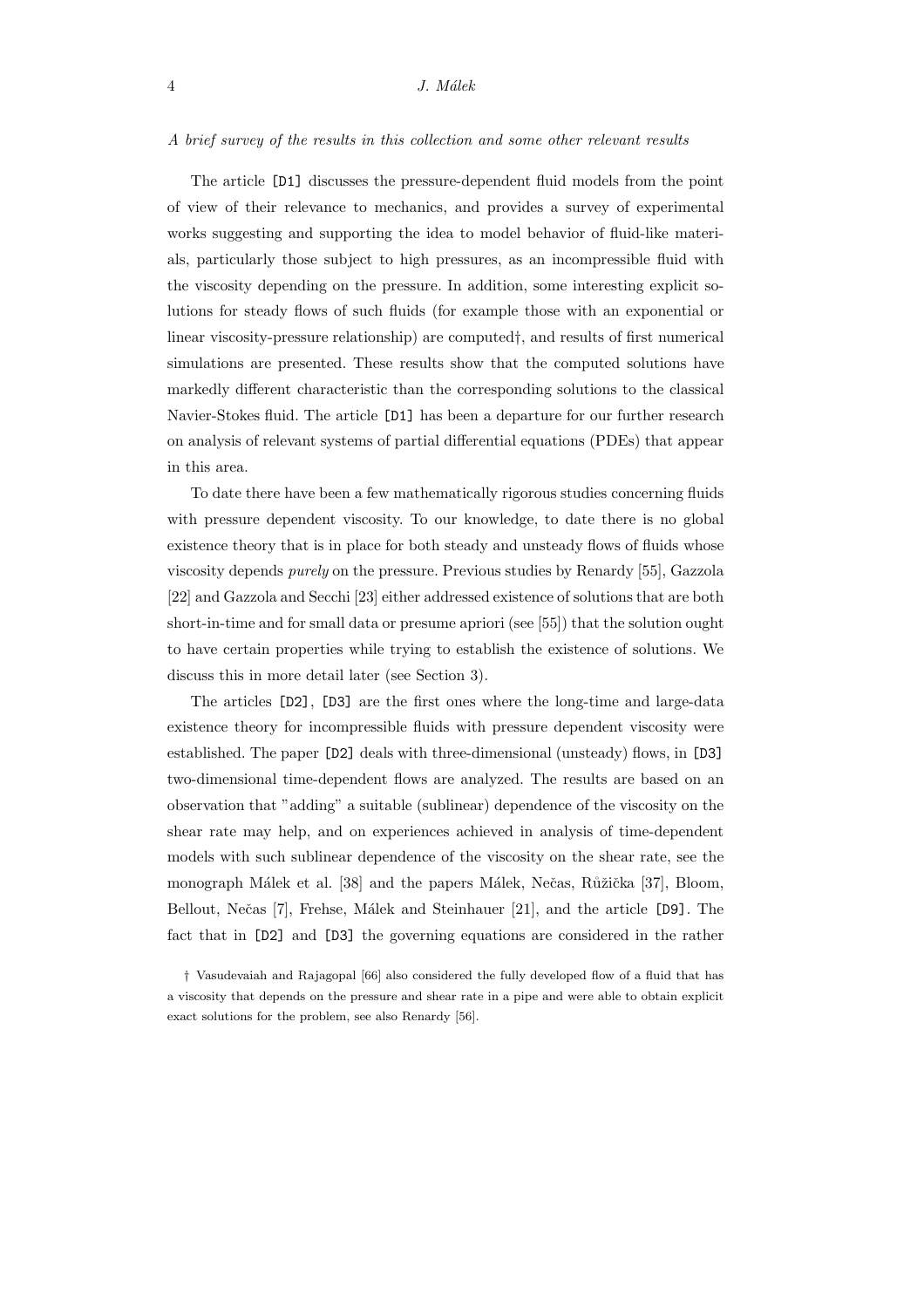*A brief survey of the results in this collection and some other relevant results*

The article [D1] discusses the pressure-dependent fluid models from the point of view of their relevance to mechanics, and provides a survey of experimental works suggesting and supporting the idea to model behavior of fluid-like materials, particularly those subject to high pressures, as an incompressible fluid with the viscosity depending on the pressure. In addition, some interesting explicit solutions for steady flows of such fluids (for example those with an exponential or linear viscosity-pressure relationship) are computed†, and results of first numerical simulations are presented. These results show that the computed solutions have markedly different characteristic than the corresponding solutions to the classical Navier-Stokes fluid. The article [D1] has been a departure for our further research on analysis of relevant systems of partial differential equations (PDEs) that appear in this area.

To date there have been a few mathematically rigorous studies concerning fluids with pressure dependent viscosity. To our knowledge, to date there is no global existence theory that is in place for both steady and unsteady flows of fluids whose viscosity depends *purely* on the pressure. Previous studies by Renardy [55], Gazzola [22] and Gazzola and Secchi [23] either addressed existence of solutions that are both short-in-time and for small data or presume apriori (see [55]) that the solution ought to have certain properties while trying to establish the existence of solutions. We discuss this in more detail later (see Section 3).

The articles [D2], [D3] are the first ones where the long-time and large-data existence theory for incompressible fluids with pressure dependent viscosity were established. The paper [D2] deals with three-dimensional (unsteady) flows, in [D3] two-dimensional time-dependent flows are analyzed. The results are based on an observation that "adding" a suitable (sublinear) dependence of the viscosity on the shear rate may help, and on experiences achieved in analysis of time-dependent models with such sublinear dependence of the viscosity on the shear rate, see the monograph Málek et al. [38] and the papers Málek, Nečas, Růžička [37], Bloom, Bellout, Nečas [7], Frehse, Málek and Steinhauer [21], and the article [D9]. The fact that in [D2] and [D3] the governing equations are considered in the rather

† Vasudevaiah and Rajagopal [66] also considered the fully developed flow of a fluid that has a viscosity that depends on the pressure and shear rate in a pipe and were able to obtain explicit exact solutions for the problem, see also Renardy [56].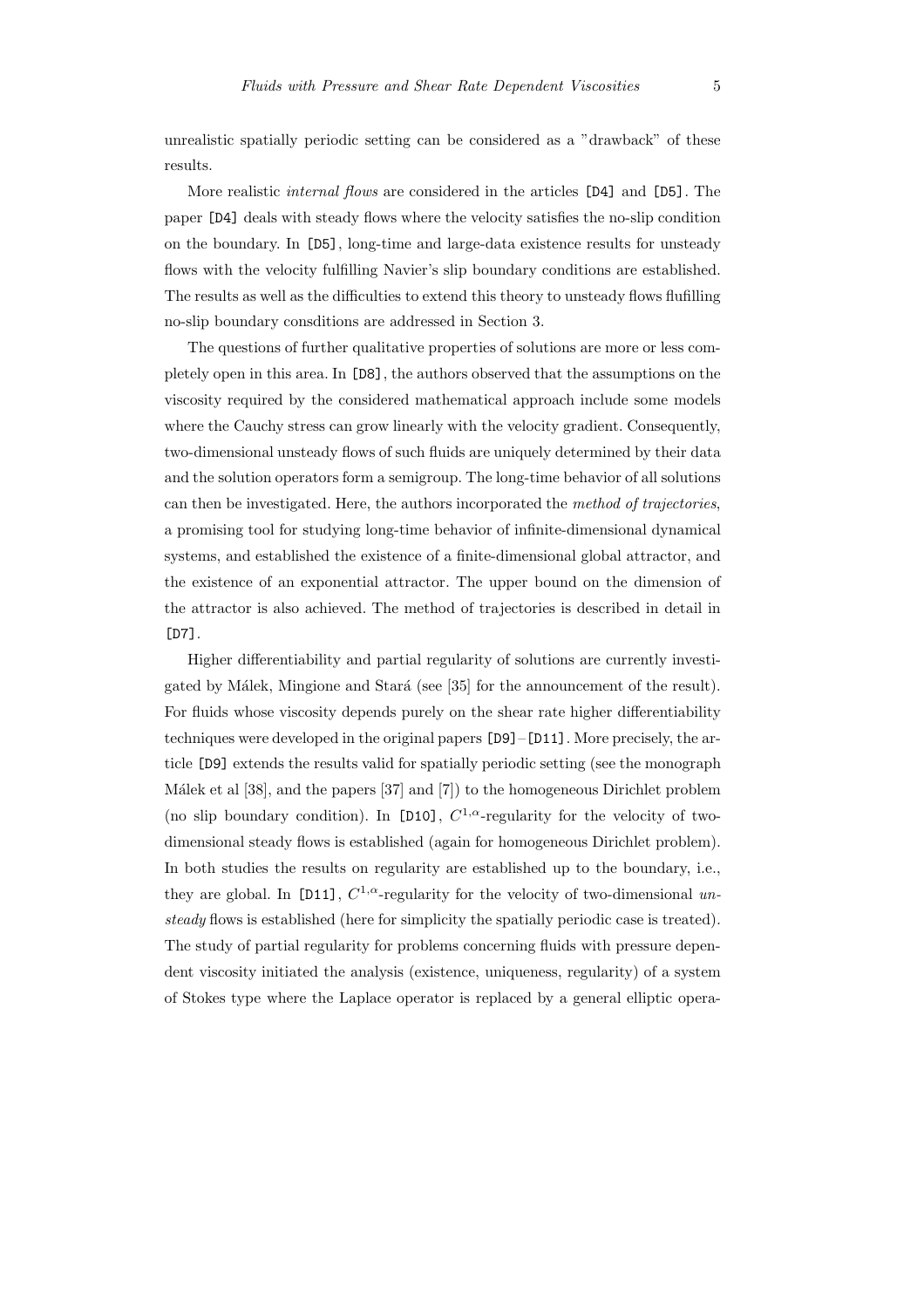unrealistic spatially periodic setting can be considered as a "drawback" of these results.

More realistic *internal flows* are considered in the articles [D4] and [D5]. The paper [D4] deals with steady flows where the velocity satisfies the no-slip condition on the boundary. In [D5], long-time and large-data existence results for unsteady flows with the velocity fulfilling Navier's slip boundary conditions are established. The results as well as the difficulties to extend this theory to unsteady flows flufilling no-slip boundary consditions are addressed in Section 3.

The questions of further qualitative properties of solutions are more or less completely open in this area. In [D8], the authors observed that the assumptions on the viscosity required by the considered mathematical approach include some models where the Cauchy stress can grow linearly with the velocity gradient. Consequently, two-dimensional unsteady flows of such fluids are uniquely determined by their data and the solution operators form a semigroup. The long-time behavior of all solutions can then be investigated. Here, the authors incorporated the *method of trajectories*, a promising tool for studying long-time behavior of infinite-dimensional dynamical systems, and established the existence of a finite-dimensional global attractor, and the existence of an exponential attractor. The upper bound on the dimension of the attractor is also achieved. The method of trajectories is described in detail in [D7].

Higher differentiability and partial regularity of solutions are currently investigated by Málek, Mingione and Stará (see [35] for the announcement of the result). For fluids whose viscosity depends purely on the shear rate higher differentiability techniques were developed in the original papers [D9]–[D11]. More precisely, the article [D9] extends the results valid for spatially periodic setting (see the monograph Málek et al [38], and the papers [37] and [7]) to the homogeneous Dirichlet problem (no slip boundary condition). In [D10], $C^{1,\alpha}$-regularity for the velocity of two-dimensional steady flows is established (again for homogeneous Dirichlet problem). In both studies the results on regularity are established up to the boundary, i.e., they are global. In [D11], $C^{1,\alpha}$-regularity for the velocity of two-dimensional *unsteady* flows is established (here for simplicity the spatially periodic case is treated). The study of partial regularity for problems concerning fluids with pressure dependent viscosity initiated the analysis (existence, uniqueness, regularity) of a system of Stokes type where the Laplace operator is replaced by a general elliptic opera-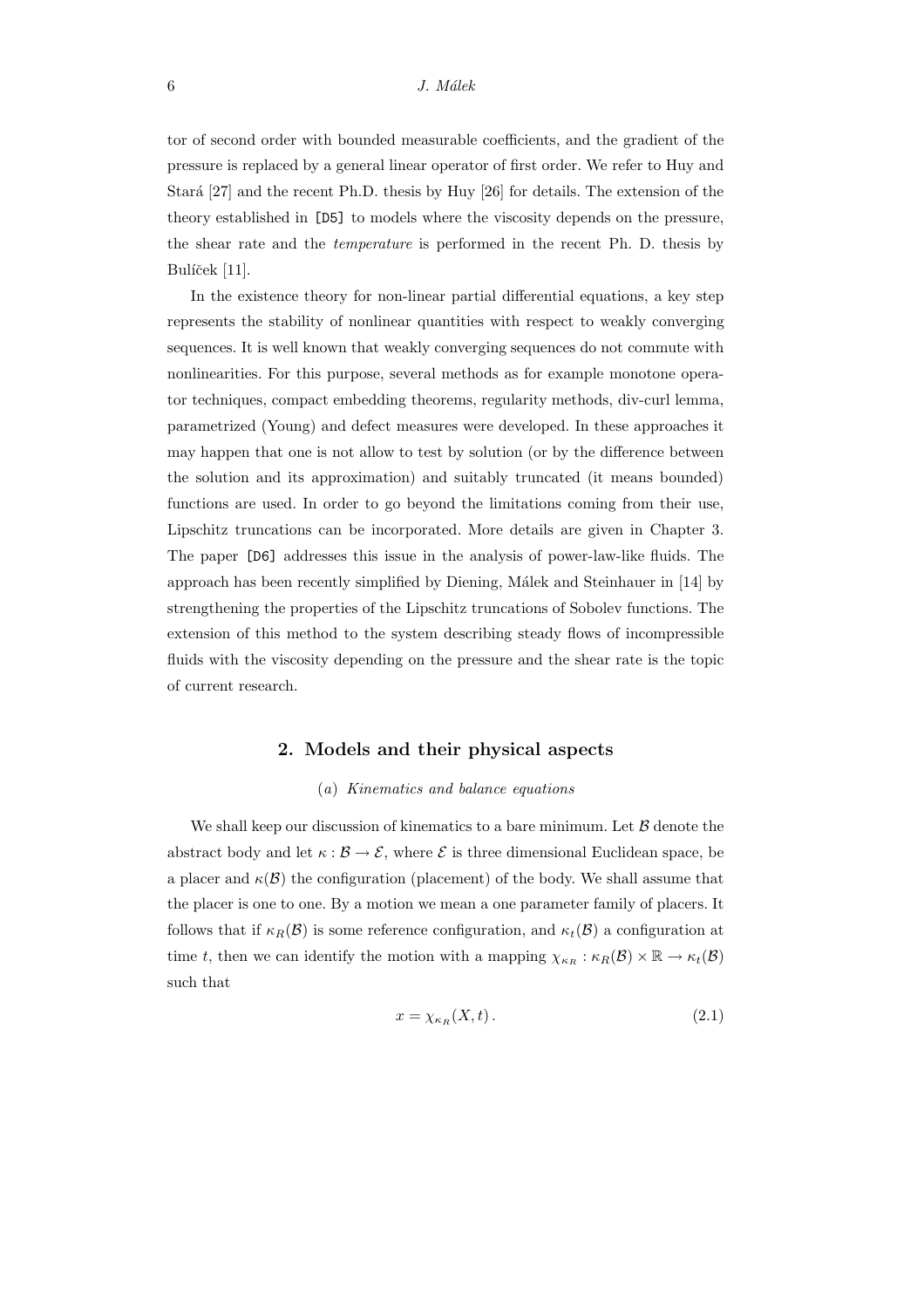tor of second order with bounded measurable coefficients, and the gradient of the pressure is replaced by a general linear operator of first order. We refer to Huy and Stará [27] and the recent Ph.D. thesis by Huy [26] for details. The extension of the theory established in [D5] to models where the viscosity depends on the pressure, the shear rate and the *temperature* is performed in the recent Ph. D. thesis by Bulíček [11].

In the existence theory for non-linear partial differential equations, a key step represents the stability of nonlinear quantities with respect to weakly converging sequences. It is well known that weakly converging sequences do not commute with nonlinearities. For this purpose, several methods as for example monotone operator techniques, compact embedding theorems, regularity methods, div-curl lemma, parametrized (Young) and defect measures were developed. In these approaches it may happen that one is not allow to test by solution (or by the difference between the solution and its approximation) and suitably truncated (it means bounded) functions are used. In order to go beyond the limitations coming from their use, Lipschitz truncations can be incorporated. More details are given in Chapter 3. The paper [D6] addresses this issue in the analysis of power-law-like fluids. The approach has been recently simplified by Diening, Málek and Steinhauer in [14] by strengthening the properties of the Lipschitz truncations of Sobolev functions. The extension of this method to the system describing steady flows of incompressible fluids with the viscosity depending on the pressure and the shear rate is the topic of current research.

## 2. Models and their physical aspects

### (*a*) *Kinematics and balance equations*

We shall keep our discussion of kinematics to a bare minimum. Let $\mathcal{B}$ denote the abstract body and let $\kappa : \mathcal{B} \to \mathcal{E}$, where $\mathcal{E}$ is three dimensional Euclidean space, be a placer and $\kappa(\mathcal{B})$ the configuration (placement) of the body. We shall assume that the placer is one to one. By a motion we mean a one parameter family of placers. It follows that if $\kappa_R(\mathcal{B})$ is some reference configuration, and $\kappa_t(\mathcal{B})$ a configuration at time $t$, then we can identify the motion with a mapping $\chi_{\kappa_R} : \kappa_R(\mathcal{B}) \times \mathbb{R} \to \kappa_t(\mathcal{B})$ such that

$$x = \chi_{\kappa_R}(X, t)\,. \tag{2.1}$$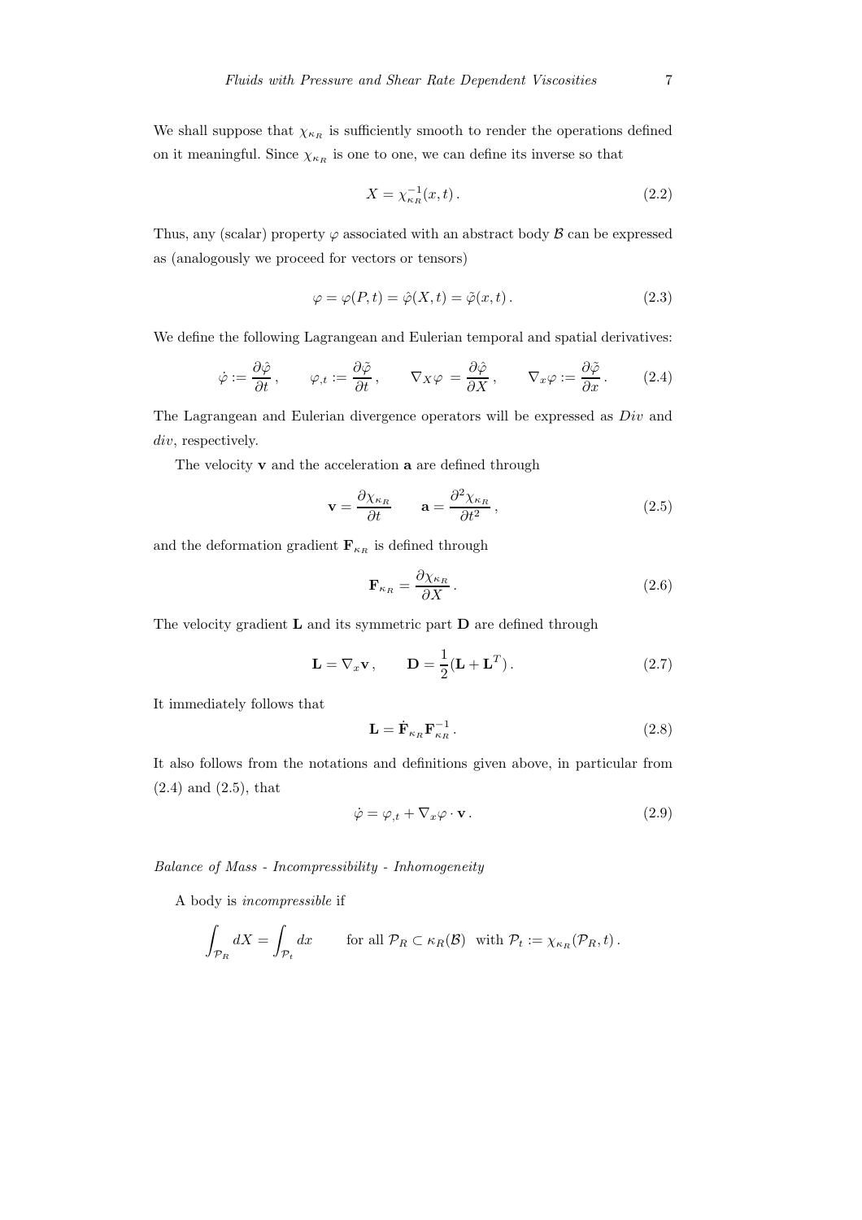We shall suppose that $\chi_{\kappa_R}$ is sufficiently smooth to render the operations defined on it meaningful. Since $\chi_{\kappa_R}$ is one to one, we can define its inverse so that

$$
X = \chi_{\kappa_R}^{-1}(x,t)\,. \tag{2.2}
$$

Thus, any (scalar) property $\varphi$ associated with an abstract body $\mathcal{B}$ can be expressed as (analogously we proceed for vectors or tensors)

$$
\varphi = \varphi(P,t) = \hat{\varphi}(X,t) = \tilde{\varphi}(x,t)\,. \tag{2.3}
$$

We define the following Lagrangean and Eulerian temporal and spatial derivatives:

$$
\dot{\varphi} := \frac{\partial \hat{\varphi}}{\partial t}\,, \qquad \varphi_{,t} := \frac{\partial \tilde{\varphi}}{\partial t}\,, \qquad \nabla_X \varphi = \frac{\partial \hat{\varphi}}{\partial X}\,, \qquad \nabla_x \varphi := \frac{\partial \tilde{\varphi}}{\partial x}\,. \tag{2.4}
$$

The Lagrangean and Eulerian divergence operators will be expressed as $Div$ and $div$, respectively.

The velocity $\mathbf{v}$ and the acceleration $\mathbf{a}$ are defined through

$$
\mathbf{v} = \frac{\partial \chi_{\kappa_R}}{\partial t} \qquad \mathbf{a} = \frac{\partial^2 \chi_{\kappa_R}}{\partial t^2}\,, \tag{2.5}
$$

and the deformation gradient $\mathbf{F}_{\kappa_R}$ is defined through

$$
\mathbf{F}_{\kappa_R} = \frac{\partial \chi_{\kappa_R}}{\partial X}\,. \tag{2.6}
$$

The velocity gradient $\mathbf{L}$ and its symmetric part $\mathbf{D}$ are defined through

$$
\mathbf{L} = \nabla_x \mathbf{v}\,, \qquad \mathbf{D} = \frac{1}{2}(\mathbf{L} + \mathbf{L}^T)\,. \tag{2.7}
$$

It immediately follows that

$$
\mathbf{L} = \dot{\mathbf{F}}_{\kappa_R} \mathbf{F}_{\kappa_R}^{-1}\,. \tag{2.8}
$$

It also follows from the notations and definitions given above, in particular from (2.4) and (2.5), that

$$
\dot{\varphi} = \varphi_{,t} + \nabla_x \varphi \cdot \mathbf{v}\,. \tag{2.9}
$$

*Balance of Mass - Incompressibility - Inhomogeneity*

A body is *incompressible* if

$$
\int_{\mathcal{P}_R} dX = \int_{\mathcal{P}_t} dx \qquad \text{for all } \mathcal{P}_R \subset \kappa_R(\mathcal{B}) \;\text{ with } \mathcal{P}_t := \chi_{\kappa_R}(\mathcal{P}_R, t)\,.
$$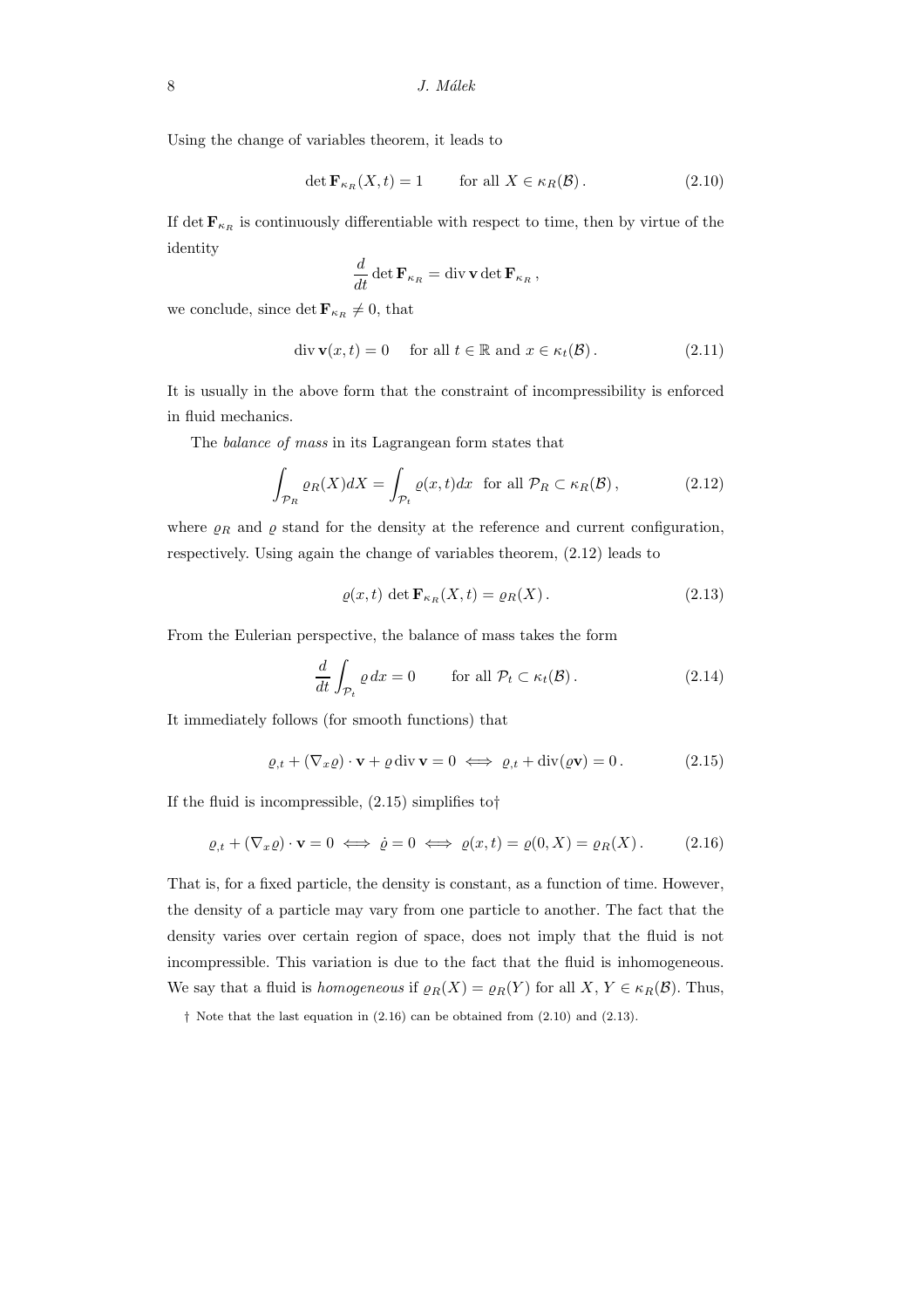Using the change of variables theorem, it leads to

$$\det \mathbf{F}_{\kappa_R}(X,t) = 1 \qquad \text{for all } X \in \kappa_R(\mathcal{B})\,. \tag{2.10}$$

If $\det \mathbf{F}_{\kappa_R}$ is continuously differentiable with respect to time, then by virtue of the identity

$$\frac{d}{dt}\det \mathbf{F}_{\kappa_R} = \operatorname{div}\mathbf{v}\det\mathbf{F}_{\kappa_R}\,,$$

we conclude, since $\det \mathbf{F}_{\kappa_R} \neq 0$, that

$$\operatorname{div}\mathbf{v}(x,t) = 0 \quad \text{ for all } t \in \mathbb{R} \text{ and } x \in \kappa_t(\mathcal{B})\,. \tag{2.11}$$

It is usually in the above form that the constraint of incompressibility is enforced in fluid mechanics.

The *balance of mass* in its Lagrangean form states that

$$\int_{\mathcal{P}_R} \varrho_R(X)dX = \int_{\mathcal{P}_t}\varrho(x,t)dx \ \text{ for all } \mathcal{P}_R \subset \kappa_R(\mathcal{B})\,, \tag{2.12}$$

where $\varrho_R$ and $\varrho$ stand for the density at the reference and current configuration, respectively. Using again the change of variables theorem, (2.12) leads to

$$\varrho(x,t)\,\det\mathbf{F}_{\kappa_R}(X,t) = \varrho_R(X)\,. \tag{2.13}$$

From the Eulerian perspective, the balance of mass takes the form

$$\frac{d}{dt}\int_{\mathcal{P}_t}\varrho\,dx = 0 \qquad \text{for all } \mathcal{P}_t \subset \kappa_t(\mathcal{B})\,. \tag{2.14}$$

It immediately follows (for smooth functions) that

$$\varrho_{,t} + (\nabla_x\varrho)\cdot\mathbf{v} + \varrho\operatorname{div}\mathbf{v} = 0 \iff \varrho_{,t} + \operatorname{div}(\varrho\mathbf{v}) = 0\,. \tag{2.15}$$

If the fluid is incompressible, (2.15) simplifies to†

$$\varrho_{,t} + (\nabla_x\varrho)\cdot\mathbf{v} = 0 \iff \dot{\varrho} = 0 \iff \varrho(x,t) = \varrho(0,X) = \varrho_R(X)\,. \tag{2.16}$$

That is, for a fixed particle, the density is constant, as a function of time. However, the density of a particle may vary from one particle to another. The fact that the density varies over certain region of space, does not imply that the fluid is not incompressible. This variation is due to the fact that the fluid is inhomogeneous. We say that a fluid is *homogeneous* if $\varrho_R(X) = \varrho_R(Y)$ for all $X$, $Y \in \kappa_R(\mathcal{B})$. Thus,

† Note that the last equation in (2.16) can be obtained from (2.10) and (2.13).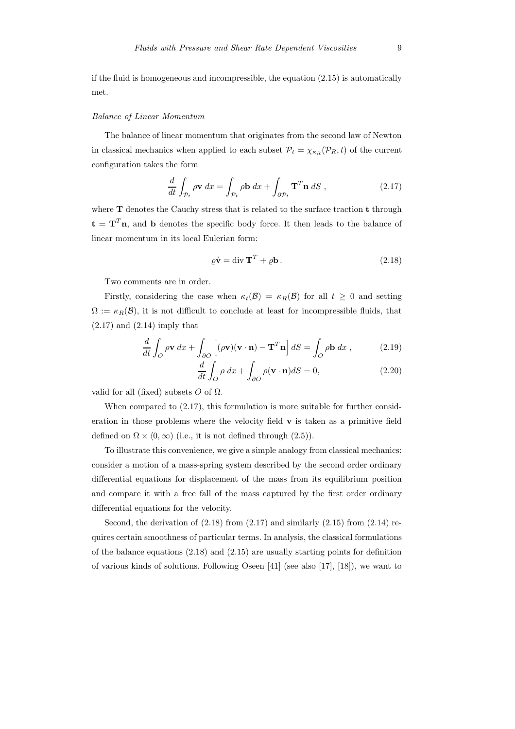if the fluid is homogeneous and incompressible, the equation (2.15) is automatically met.

*Balance of Linear Momentum*

The balance of linear momentum that originates from the second law of Newton in classical mechanics when applied to each subset $\mathcal{P}_t = \chi_{\kappa_R}(\mathcal{P}_R, t)$ of the current configuration takes the form

$$\frac{d}{dt}\int_{\mathcal{P}_t} \rho\mathbf{v}\; dx = \int_{\mathcal{P}_t} \rho\mathbf{b}\; dx + \int_{\partial\mathcal{P}_t} \mathbf{T}^T\mathbf{n}\; dS\;, \tag{2.17}$$

where $\mathbf{T}$ denotes the Cauchy stress that is related to the surface traction $\mathbf{t}$ through $\mathbf{t} = \mathbf{T}^T\mathbf{n}$, and $\mathbf{b}$ denotes the specific body force. It then leads to the balance of linear momentum in its local Eulerian form:

$$\varrho\dot{\mathbf{v}} = \operatorname{div}\mathbf{T}^T + \varrho\mathbf{b}\,. \tag{2.18}$$

Two comments are in order.

Firstly, considering the case when $\kappa_t(\mathcal{B}) = \kappa_R(\mathcal{B})$ for all $t \geq 0$ and setting $\Omega := \kappa_R(\mathcal{B})$, it is not difficult to conclude at least for incompressible fluids, that (2.17) and (2.14) imply that

$$\frac{d}{dt}\int_{O} \rho\mathbf{v}\; dx + \int_{\partial O}\Big[(\rho\mathbf{v})(\mathbf{v}\cdot\mathbf{n}) - \mathbf{T}^T\mathbf{n}\Big]\, dS = \int_{O} \rho\mathbf{b}\; dx\;, \tag{2.19}$$

$$\frac{d}{dt}\int_{O} \rho\; dx + \int_{\partial O} \rho(\mathbf{v}\cdot\mathbf{n})dS = 0, \tag{2.20}$$

valid for all (fixed) subsets $O$ of $\Omega$.

When compared to (2.17), this formulation is more suitable for further consideration in those problems where the velocity field $\mathbf{v}$ is taken as a primitive field defined on $\Omega \times \langle 0, \infty)$ (i.e., it is not defined through (2.5)).

To illustrate this convenience, we give a simple analogy from classical mechanics: consider a motion of a mass-spring system described by the second order ordinary differential equations for displacement of the mass from its equilibrium position and compare it with a free fall of the mass captured by the first order ordinary differential equations for the velocity.

Second, the derivation of (2.18) from (2.17) and similarly (2.15) from (2.14) requires certain smoothness of particular terms. In analysis, the classical formulations of the balance equations (2.18) and (2.15) are usually starting points for definition of various kinds of solutions. Following Oseen [41] (see also [17], [18]), we want to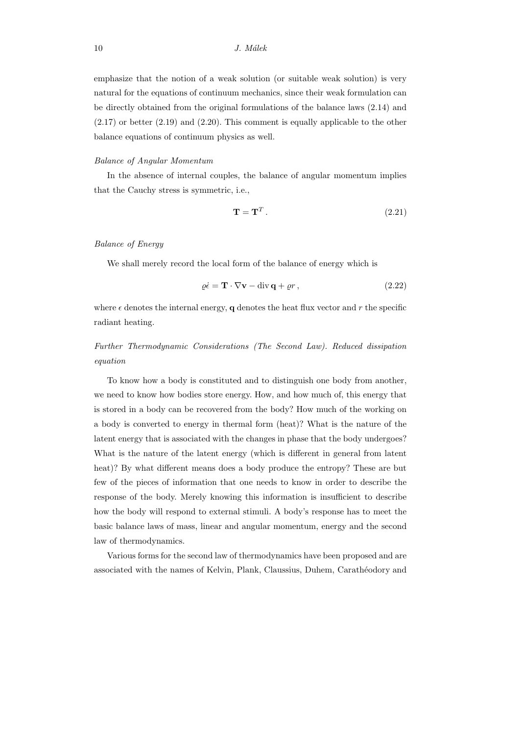emphasize that the notion of a weak solution (or suitable weak solution) is very natural for the equations of continuum mechanics, since their weak formulation can be directly obtained from the original formulations of the balance laws (2.14) and (2.17) or better (2.19) and (2.20). This comment is equally applicable to the other balance equations of continuum physics as well.

*Balance of Angular Momentum*

In the absence of internal couples, the balance of angular momentum implies that the Cauchy stress is symmetric, i.e.,

$$\mathbf{T} = \mathbf{T}^T . \tag{2.21}$$

*Balance of Energy*

We shall merely record the local form of the balance of energy which is

$$\varrho \dot{\epsilon} = \mathbf{T} \cdot \nabla \mathbf{v} - \operatorname{div} \mathbf{q} + \varrho r , \tag{2.22}$$

where $\epsilon$ denotes the internal energy, $\mathbf{q}$ denotes the heat flux vector and $r$ the specific radiant heating.

*Further Thermodynamic Considerations (The Second Law). Reduced dissipation equation*

To know how a body is constituted and to distinguish one body from another, we need to know how bodies store energy. How, and how much of, this energy that is stored in a body can be recovered from the body? How much of the working on a body is converted to energy in thermal form (heat)? What is the nature of the latent energy that is associated with the changes in phase that the body undergoes? What is the nature of the latent energy (which is different in general from latent heat)? By what different means does a body produce the entropy? These are but few of the pieces of information that one needs to know in order to describe the response of the body. Merely knowing this information is insufficient to describe how the body will respond to external stimuli. A body's response has to meet the basic balance laws of mass, linear and angular momentum, energy and the second law of thermodynamics.

Various forms for the second law of thermodynamics have been proposed and are associated with the names of Kelvin, Plank, Claussius, Duhem, Carathéodory and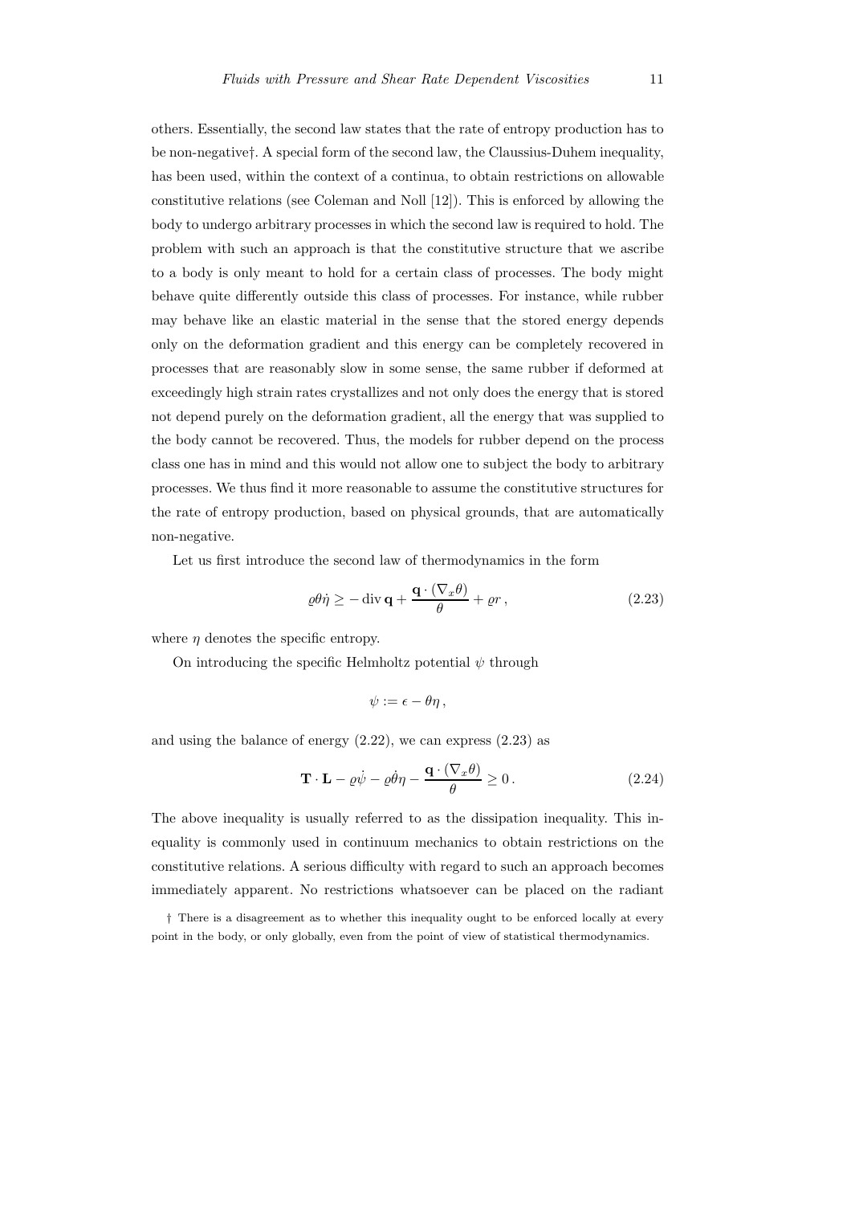others. Essentially, the second law states that the rate of entropy production has to be non-negative†. A special form of the second law, the Claussius-Duhem inequality, has been used, within the context of a continua, to obtain restrictions on allowable constitutive relations (see Coleman and Noll [12]). This is enforced by allowing the body to undergo arbitrary processes in which the second law is required to hold. The problem with such an approach is that the constitutive structure that we ascribe to a body is only meant to hold for a certain class of processes. The body might behave quite differently outside this class of processes. For instance, while rubber may behave like an elastic material in the sense that the stored energy depends only on the deformation gradient and this energy can be completely recovered in processes that are reasonably slow in some sense, the same rubber if deformed at exceedingly high strain rates crystallizes and not only does the energy that is stored not depend purely on the deformation gradient, all the energy that was supplied to the body cannot be recovered. Thus, the models for rubber depend on the process class one has in mind and this would not allow one to subject the body to arbitrary processes. We thus find it more reasonable to assume the constitutive structures for the rate of entropy production, based on physical grounds, that are automatically non-negative.

Let us first introduce the second law of thermodynamics in the form

$$\varrho\theta\dot{\eta} \geq -\operatorname{div}\mathbf{q} + \frac{\mathbf{q}\cdot(\nabla_x\theta)}{\theta} + \varrho r\,, \tag{2.23}$$

where $\eta$ denotes the specific entropy.

On introducing the specific Helmholtz potential $\psi$ through

$$\psi := \epsilon - \theta\eta\,,$$

and using the balance of energy (2.22), we can express (2.23) as

$$\mathbf{T}\cdot\mathbf{L} - \varrho\dot{\psi} - \varrho\dot{\theta}\eta - \frac{\mathbf{q}\cdot(\nabla_x\theta)}{\theta} \geq 0\,. \tag{2.24}$$

The above inequality is usually referred to as the dissipation inequality. This inequality is commonly used in continuum mechanics to obtain restrictions on the constitutive relations. A serious difficulty with regard to such an approach becomes immediately apparent. No restrictions whatsoever can be placed on the radiant

† There is a disagreement as to whether this inequality ought to be enforced locally at every point in the body, or only globally, even from the point of view of statistical thermodynamics.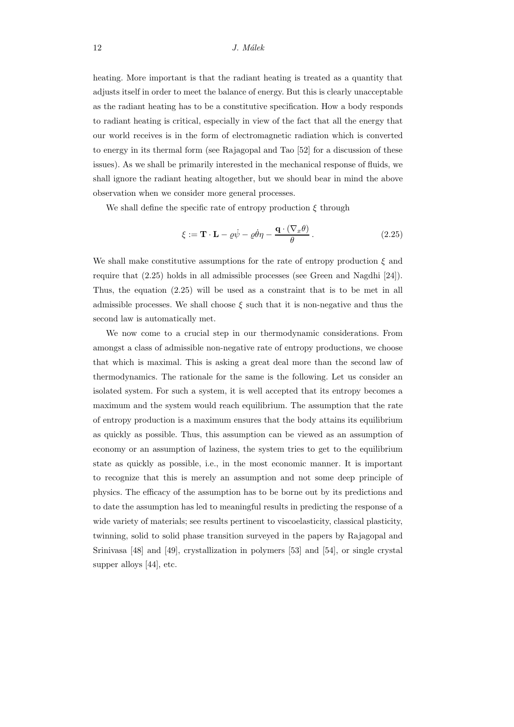heating. More important is that the radiant heating is treated as a quantity that adjusts itself in order to meet the balance of energy. But this is clearly unacceptable as the radiant heating has to be a constitutive specification. How a body responds to radiant heating is critical, especially in view of the fact that all the energy that our world receives is in the form of electromagnetic radiation which is converted to energy in its thermal form (see Rajagopal and Tao [52] for a discussion of these issues). As we shall be primarily interested in the mechanical response of fluids, we shall ignore the radiant heating altogether, but we should bear in mind the above observation when we consider more general processes.

We shall define the specific rate of entropy production $\xi$ through

$$\xi := \mathbf{T} \cdot \mathbf{L} - \varrho\dot{\psi} - \varrho\dot{\theta}\eta - \frac{\mathbf{q} \cdot (\nabla_x \theta)}{\theta} \,. \tag{2.25}$$

We shall make constitutive assumptions for the rate of entropy production $\xi$ and require that (2.25) holds in all admissible processes (see Green and Nagdhi [24]). Thus, the equation (2.25) will be used as a constraint that is to be met in all admissible processes. We shall choose $\xi$ such that it is non-negative and thus the second law is automatically met.

We now come to a crucial step in our thermodynamic considerations. From amongst a class of admissible non-negative rate of entropy productions, we choose that which is maximal. This is asking a great deal more than the second law of thermodynamics. The rationale for the same is the following. Let us consider an isolated system. For such a system, it is well accepted that its entropy becomes a maximum and the system would reach equilibrium. The assumption that the rate of entropy production is a maximum ensures that the body attains its equilibrium as quickly as possible. Thus, this assumption can be viewed as an assumption of economy or an assumption of laziness, the system tries to get to the equilibrium state as quickly as possible, i.e., in the most economic manner. It is important to recognize that this is merely an assumption and not some deep principle of physics. The efficacy of the assumption has to be borne out by its predictions and to date the assumption has led to meaningful results in predicting the response of a wide variety of materials; see results pertinent to viscoelasticity, classical plasticity, twinning, solid to solid phase transition surveyed in the papers by Rajagopal and Srinivasa [48] and [49], crystallization in polymers [53] and [54], or single crystal supper alloys [44], etc.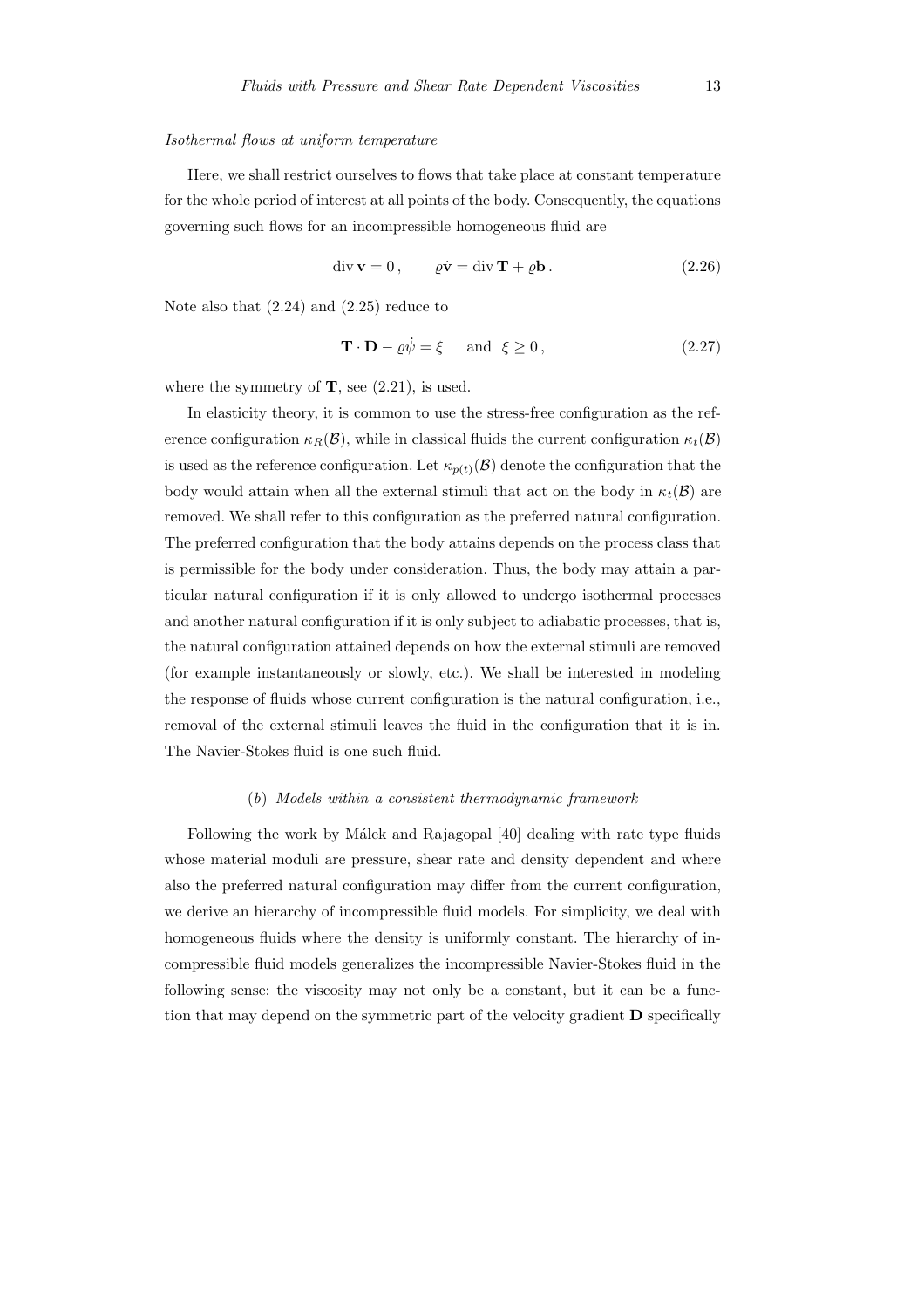*Isothermal flows at uniform temperature*

Here, we shall restrict ourselves to flows that take place at constant temperature for the whole period of interest at all points of the body. Consequently, the equations governing such flows for an incompressible homogeneous fluid are

$$\operatorname{div} \mathbf{v} = 0\,, \qquad \varrho \dot{\mathbf{v}} = \operatorname{div} \mathbf{T} + \varrho \mathbf{b}\,. \tag{2.26}$$

Note also that (2.24) and (2.25) reduce to

$$\mathbf{T} \cdot \mathbf{D} - \varrho \dot{\psi} = \xi \quad \text{ and } \; \xi \geq 0\,, \tag{2.27}$$

where the symmetry of $\mathbf{T}$, see (2.21), is used.

In elasticity theory, it is common to use the stress-free configuration as the reference configuration $\kappa_R(\mathcal{B})$, while in classical fluids the current configuration $\kappa_t(\mathcal{B})$ is used as the reference configuration. Let $\kappa_{p(t)}(\mathcal{B})$ denote the configuration that the body would attain when all the external stimuli that act on the body in $\kappa_t(\mathcal{B})$ are removed. We shall refer to this configuration as the preferred natural configuration. The preferred configuration that the body attains depends on the process class that is permissible for the body under consideration. Thus, the body may attain a particular natural configuration if it is only allowed to undergo isothermal processes and another natural configuration if it is only subject to adiabatic processes, that is, the natural configuration attained depends on how the external stimuli are removed (for example instantaneously or slowly, etc.). We shall be interested in modeling the response of fluids whose current configuration is the natural configuration, i.e., removal of the external stimuli leaves the fluid in the configuration that it is in. The Navier-Stokes fluid is one such fluid.

### (*b*) *Models within a consistent thermodynamic framework*

Following the work by Málek and Rajagopal [40] dealing with rate type fluids whose material moduli are pressure, shear rate and density dependent and where also the preferred natural configuration may differ from the current configuration, we derive an hierarchy of incompressible fluid models. For simplicity, we deal with homogeneous fluids where the density is uniformly constant. The hierarchy of incompressible fluid models generalizes the incompressible Navier-Stokes fluid in the following sense: the viscosity may not only be a constant, but it can be a function that may depend on the symmetric part of the velocity gradient $\mathbf{D}$ specifically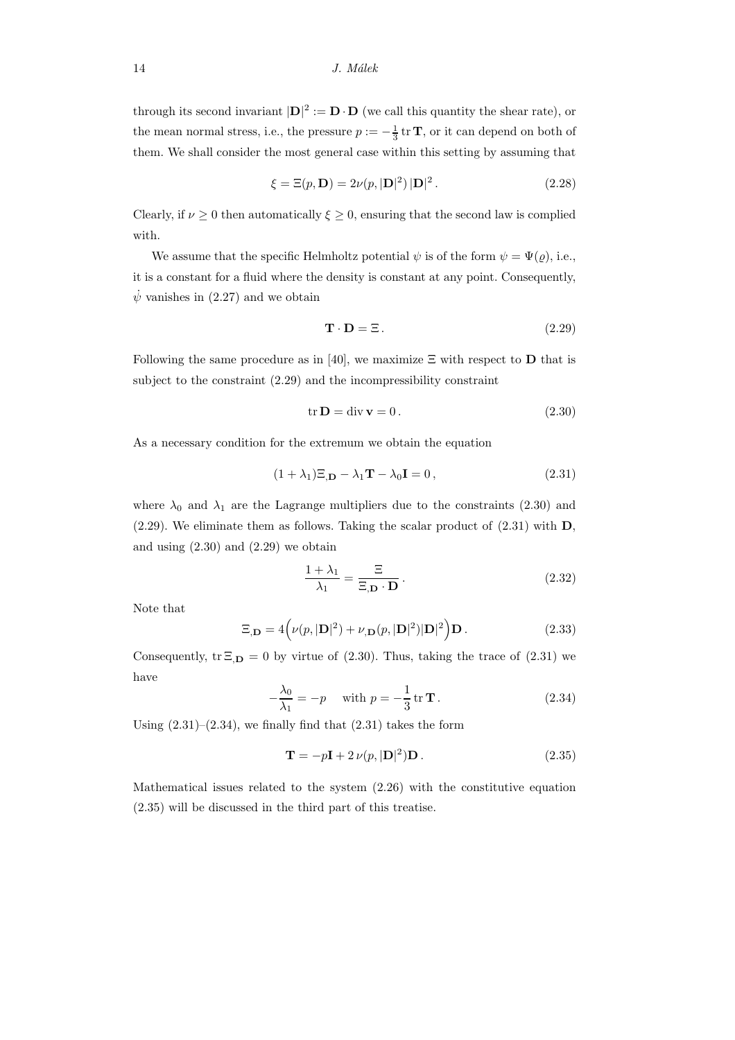through its second invariant $|\mathbf{D}|^2 := \mathbf{D} \cdot \mathbf{D}$ (we call this quantity the shear rate), or the mean normal stress, i.e., the pressure $p := -\frac{1}{3} \operatorname{tr} \mathbf{T}$, or it can depend on both of them. We shall consider the most general case within this setting by assuming that

$$\xi = \Xi(p, \mathbf{D}) = 2\nu(p, |\mathbf{D}|^2)\, |\mathbf{D}|^2 \,. \tag{2.28}$$

Clearly, if $\nu \geq 0$ then automatically $\xi \geq 0$, ensuring that the second law is complied with.

We assume that the specific Helmholtz potential $\psi$ is of the form $\psi = \Psi(\varrho)$, i.e., it is a constant for a fluid where the density is constant at any point. Consequently, $\dot{\psi}$ vanishes in (2.27) and we obtain

$$\mathbf{T} \cdot \mathbf{D} = \Xi \,. \tag{2.29}$$

Following the same procedure as in [40], we maximize $\Xi$ with respect to $\mathbf{D}$ that is subject to the constraint (2.29) and the incompressibility constraint

$$\operatorname{tr} \mathbf{D} = \operatorname{div} \mathbf{v} = 0 \,. \tag{2.30}$$

As a necessary condition for the extremum we obtain the equation

$$(1 + \lambda_1)\Xi_{,\mathbf{D}} - \lambda_1 \mathbf{T} - \lambda_0 \mathbf{I} = 0 \,, \tag{2.31}$$

where $\lambda_0$ and $\lambda_1$ are the Lagrange multipliers due to the constraints (2.30) and (2.29). We eliminate them as follows. Taking the scalar product of (2.31) with $\mathbf{D}$, and using (2.30) and (2.29) we obtain

$$\frac{1 + \lambda_1}{\lambda_1} = \frac{\Xi}{\Xi_{,\mathbf{D}} \cdot \mathbf{D}} \,. \tag{2.32}$$

Note that

$$\Xi_{,\mathbf{D}} = 4\Big(\nu(p, |\mathbf{D}|^2) + \nu_{,\mathbf{D}}(p, |\mathbf{D}|^2)|\mathbf{D}|^2\Big)\mathbf{D} \,. \tag{2.33}$$

Consequently, $\operatorname{tr} \Xi_{,\mathbf{D}} = 0$ by virtue of (2.30). Thus, taking the trace of (2.31) we have

$$-\frac{\lambda_0}{\lambda_1} = -p \quad \text{ with } p = -\frac{1}{3} \operatorname{tr} \mathbf{T} \,. \tag{2.34}$$

Using (2.31)–(2.34), we finally find that (2.31) takes the form

$$\mathbf{T} = -p\mathbf{I} + 2\,\nu(p, |\mathbf{D}|^2)\mathbf{D} \,. \tag{2.35}$$

Mathematical issues related to the system (2.26) with the constitutive equation (2.35) will be discussed in the third part of this treatise.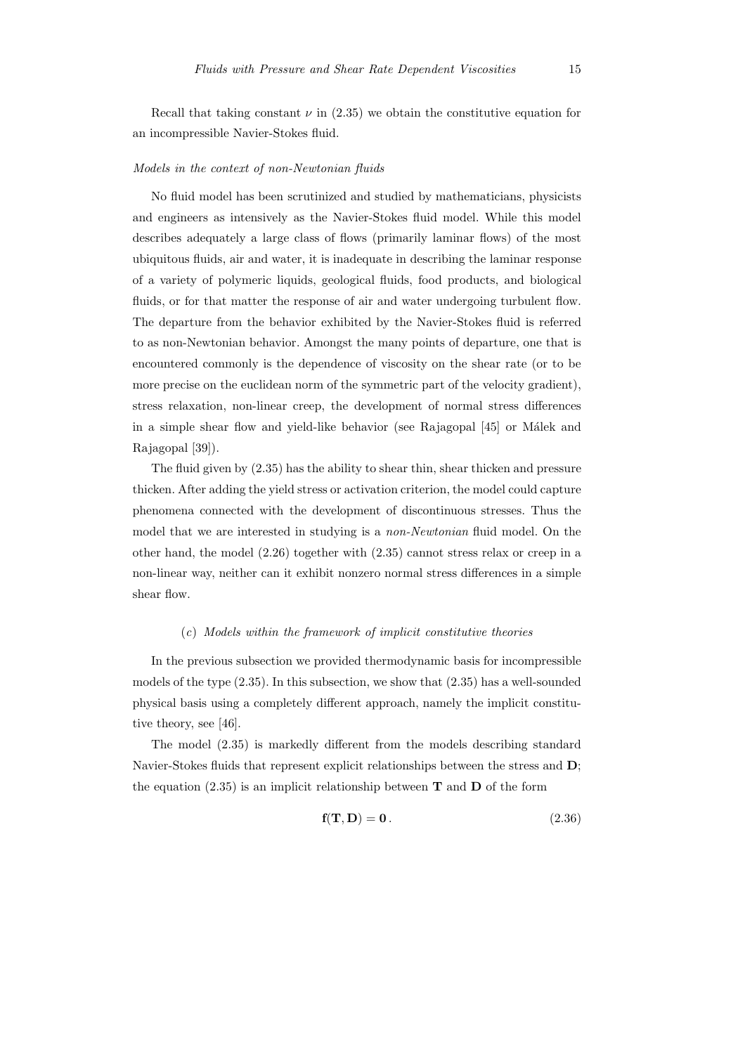Recall that taking constant $\nu$ in (2.35) we obtain the constitutive equation for an incompressible Navier-Stokes fluid.

*Models in the context of non-Newtonian fluids*

No fluid model has been scrutinized and studied by mathematicians, physicists and engineers as intensively as the Navier-Stokes fluid model. While this model describes adequately a large class of flows (primarily laminar flows) of the most ubiquitous fluids, air and water, it is inadequate in describing the laminar response of a variety of polymeric liquids, geological fluids, food products, and biological fluids, or for that matter the response of air and water undergoing turbulent flow. The departure from the behavior exhibited by the Navier-Stokes fluid is referred to as non-Newtonian behavior. Amongst the many points of departure, one that is encountered commonly is the dependence of viscosity on the shear rate (or to be more precise on the euclidean norm of the symmetric part of the velocity gradient), stress relaxation, non-linear creep, the development of normal stress differences in a simple shear flow and yield-like behavior (see Rajagopal [45] or Málek and Rajagopal [39]).

The fluid given by (2.35) has the ability to shear thin, shear thicken and pressure thicken. After adding the yield stress or activation criterion, the model could capture phenomena connected with the development of discontinuous stresses. Thus the model that we are interested in studying is a *non-Newtonian* fluid model. On the other hand, the model (2.26) together with (2.35) cannot stress relax or creep in a non-linear way, neither can it exhibit nonzero normal stress differences in a simple shear flow.

### (*c*) *Models within the framework of implicit constitutive theories*

In the previous subsection we provided thermodynamic basis for incompressible models of the type (2.35). In this subsection, we show that (2.35) has a well-sounded physical basis using a completely different approach, namely the implicit constitutive theory, see [46].

The model (2.35) is markedly different from the models describing standard Navier-Stokes fluids that represent explicit relationships between the stress and $\mathbf{D}$; the equation (2.35) is an implicit relationship between $\mathbf{T}$ and $\mathbf{D}$ of the form

$$\mathbf{f}(\mathbf{T}, \mathbf{D}) = \mathbf{0}\,. \tag{2.36}$$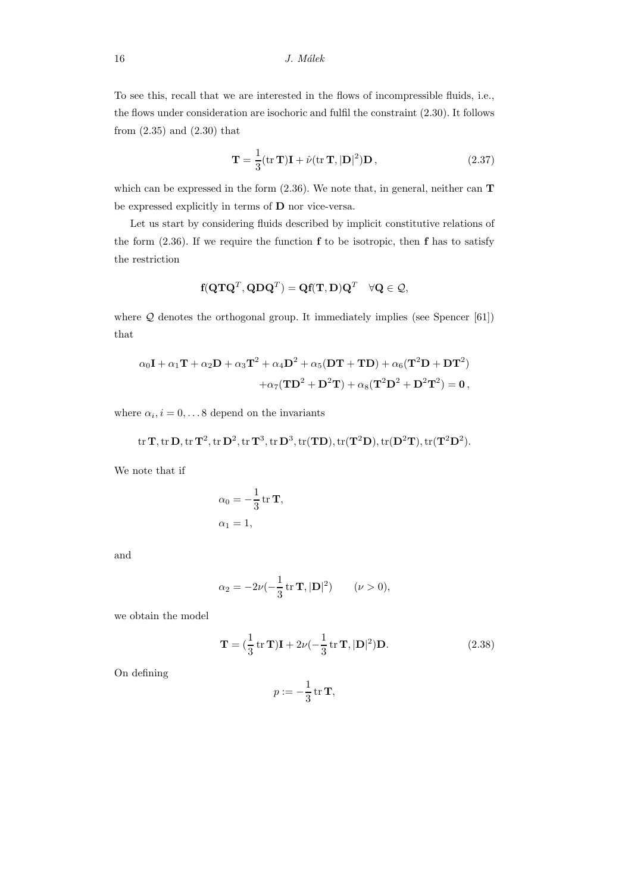To see this, recall that we are interested in the flows of incompressible fluids, i.e., the flows under consideration are isochoric and fulfil the constraint (2.30). It follows from (2.35) and (2.30) that

$$\mathbf{T} = \frac{1}{3}(\operatorname{tr}\mathbf{T})\mathbf{I} + \hat{\nu}(\operatorname{tr}\mathbf{T}, |\mathbf{D}|^2)\mathbf{D}\,, \tag{2.37}$$

which can be expressed in the form (2.36). We note that, in general, neither can $\mathbf{T}$ be expressed explicitly in terms of $\mathbf{D}$ nor vice-versa.

Let us start by considering fluids described by implicit constitutive relations of the form (2.36). If we require the function $\mathbf{f}$ to be isotropic, then $\mathbf{f}$ has to satisfy the restriction

$$\mathbf{f}(\mathbf{Q}\mathbf{T}\mathbf{Q}^T, \mathbf{Q}\mathbf{D}\mathbf{Q}^T) = \mathbf{Q}\mathbf{f}(\mathbf{T}, \mathbf{D})\mathbf{Q}^T \quad \forall \mathbf{Q} \in \mathcal{Q},$$

where $\mathcal{Q}$ denotes the orthogonal group. It immediately implies (see Spencer [61]) that

$$\begin{aligned}\alpha_0\mathbf{I} + \alpha_1\mathbf{T} + \alpha_2\mathbf{D} + \alpha_3\mathbf{T}^2 + \alpha_4\mathbf{D}^2 + \alpha_5(\mathbf{D}\mathbf{T} + \mathbf{T}\mathbf{D}) + \alpha_6(\mathbf{T}^2\mathbf{D} + \mathbf{D}\mathbf{T}^2)\\ + \alpha_7(\mathbf{T}\mathbf{D}^2 + \mathbf{D}^2\mathbf{T}) + \alpha_8(\mathbf{T}^2\mathbf{D}^2 + \mathbf{D}^2\mathbf{T}^2) = \mathbf{0}\,,\end{aligned}$$

where $\alpha_i, i = 0, \ldots 8$ depend on the invariants

$$\operatorname{tr}\mathbf{T}, \operatorname{tr}\mathbf{D}, \operatorname{tr}\mathbf{T}^2, \operatorname{tr}\mathbf{D}^2, \operatorname{tr}\mathbf{T}^3, \operatorname{tr}\mathbf{D}^3, \operatorname{tr}(\mathbf{T}\mathbf{D}), \operatorname{tr}(\mathbf{T}^2\mathbf{D}), \operatorname{tr}(\mathbf{D}^2\mathbf{T}), \operatorname{tr}(\mathbf{T}^2\mathbf{D}^2).$$

We note that if

$$\begin{aligned}\alpha_0 &= -\frac{1}{3}\operatorname{tr}\mathbf{T},\\ \alpha_1 &= 1,\end{aligned}$$

and

$$\alpha_2 = -2\nu(-\frac{1}{3}\operatorname{tr}\mathbf{T}, |\mathbf{D}|^2) \qquad (\nu > 0),$$

we obtain the model

$$\mathbf{T} = (\frac{1}{3}\operatorname{tr}\mathbf{T})\mathbf{I} + 2\nu(-\frac{1}{3}\operatorname{tr}\mathbf{T}, |\mathbf{D}|^2)\mathbf{D}. \tag{2.38}$$

On defining

$$p := -\frac{1}{3}\operatorname{tr}\mathbf{T},$$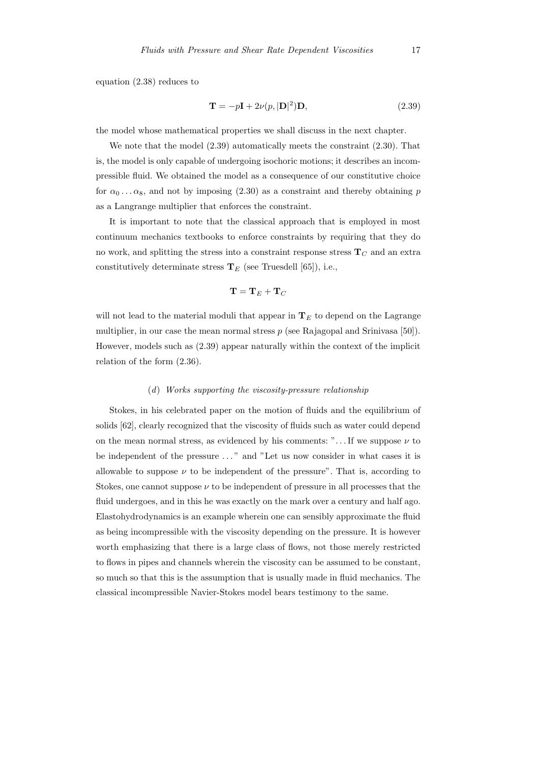equation (2.38) reduces to

$$\mathbf{T} = -p\mathbf{I} + 2\nu(p, |\mathbf{D}|^2)\mathbf{D}, \tag{2.39}$$

the model whose mathematical properties we shall discuss in the next chapter.

We note that the model (2.39) automatically meets the constraint (2.30). That is, the model is only capable of undergoing isochoric motions; it describes an incompressible fluid. We obtained the model as a consequence of our constitutive choice for $\alpha_0 \ldots \alpha_8$, and not by imposing (2.30) as a constraint and thereby obtaining $p$ as a Langrange multiplier that enforces the constraint.

It is important to note that the classical approach that is employed in most continuum mechanics textbooks to enforce constraints by requiring that they do no work, and splitting the stress into a constraint response stress $\mathbf{T}_C$ and an extra constitutively determinate stress $\mathbf{T}_E$ (see Truesdell [65]), i.e.,

$$\mathbf{T} = \mathbf{T}_E + \mathbf{T}_C$$

will not lead to the material moduli that appear in $\mathbf{T}_E$ to depend on the Lagrange multiplier, in our case the mean normal stress $p$ (see Rajagopal and Srinivasa [50]). However, models such as (2.39) appear naturally within the context of the implicit relation of the form (2.36).

### (*d*) *Works supporting the viscosity-pressure relationship*

Stokes, in his celebrated paper on the motion of fluids and the equilibrium of solids [62], clearly recognized that the viscosity of fluids such as water could depend on the mean normal stress, as evidenced by his comments: "... If we suppose $\nu$ to be independent of the pressure ..." and "Let us now consider in what cases it is allowable to suppose $\nu$ to be independent of the pressure". That is, according to Stokes, one cannot suppose $\nu$ to be independent of pressure in all processes that the fluid undergoes, and in this he was exactly on the mark over a century and half ago. Elastohydrodynamics is an example wherein one can sensibly approximate the fluid as being incompressible with the viscosity depending on the pressure. It is however worth emphasizing that there is a large class of flows, not those merely restricted to flows in pipes and channels wherein the viscosity can be assumed to be constant, so much so that this is the assumption that is usually made in fluid mechanics. The classical incompressible Navier-Stokes model bears testimony to the same.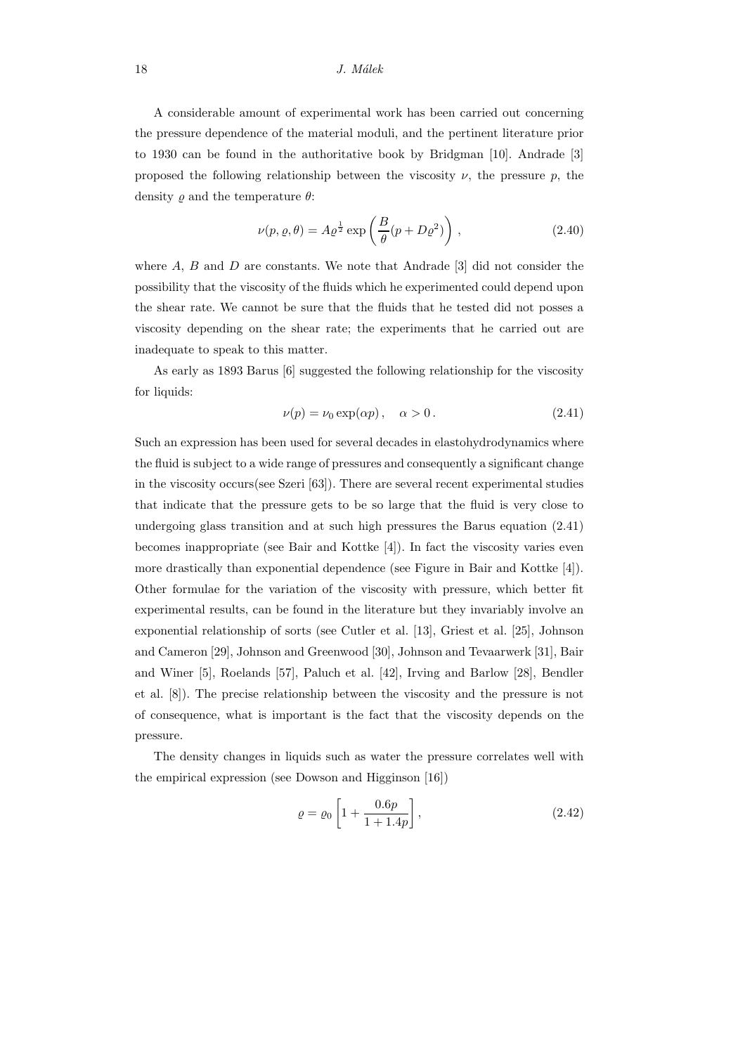A considerable amount of experimental work has been carried out concerning the pressure dependence of the material moduli, and the pertinent literature prior to 1930 can be found in the authoritative book by Bridgman [10]. Andrade [3] proposed the following relationship between the viscosity $\nu$, the pressure $p$, the density $\varrho$ and the temperature $\theta$:

$$\nu(p, \varrho, \theta) = A\varrho^{\frac{1}{2}} \exp\left(\frac{B}{\theta}(p + D\varrho^2)\right), \tag{2.40}$$

where $A$, $B$ and $D$ are constants. We note that Andrade [3] did not consider the possibility that the viscosity of the fluids which he experimented could depend upon the shear rate. We cannot be sure that the fluids that he tested did not posses a viscosity depending on the shear rate; the experiments that he carried out are inadequate to speak to this matter.

As early as 1893 Barus [6] suggested the following relationship for the viscosity for liquids:

$$\nu(p) = \nu_0 \exp(\alpha p), \quad \alpha > 0. \tag{2.41}$$

Such an expression has been used for several decades in elastohydrodynamics where the fluid is subject to a wide range of pressures and consequently a significant change in the viscosity occurs(see Szeri [63]). There are several recent experimental studies that indicate that the pressure gets to be so large that the fluid is very close to undergoing glass transition and at such high pressures the Barus equation (2.41) becomes inappropriate (see Bair and Kottke [4]). In fact the viscosity varies even more drastically than exponential dependence (see Figure in Bair and Kottke [4]). Other formulae for the variation of the viscosity with pressure, which better fit experimental results, can be found in the literature but they invariably involve an exponential relationship of sorts (see Cutler et al. [13], Griest et al. [25], Johnson and Cameron [29], Johnson and Greenwood [30], Johnson and Tevaarwerk [31], Bair and Winer [5], Roelands [57], Paluch et al. [42], Irving and Barlow [28], Bendler et al. [8]). The precise relationship between the viscosity and the pressure is not of consequence, what is important is the fact that the viscosity depends on the pressure.

The density changes in liquids such as water the pressure correlates well with the empirical expression (see Dowson and Higginson [16])

$$\varrho = \varrho_0 \left[1 + \frac{0.6p}{1 + 1.4p}\right], \tag{2.42}$$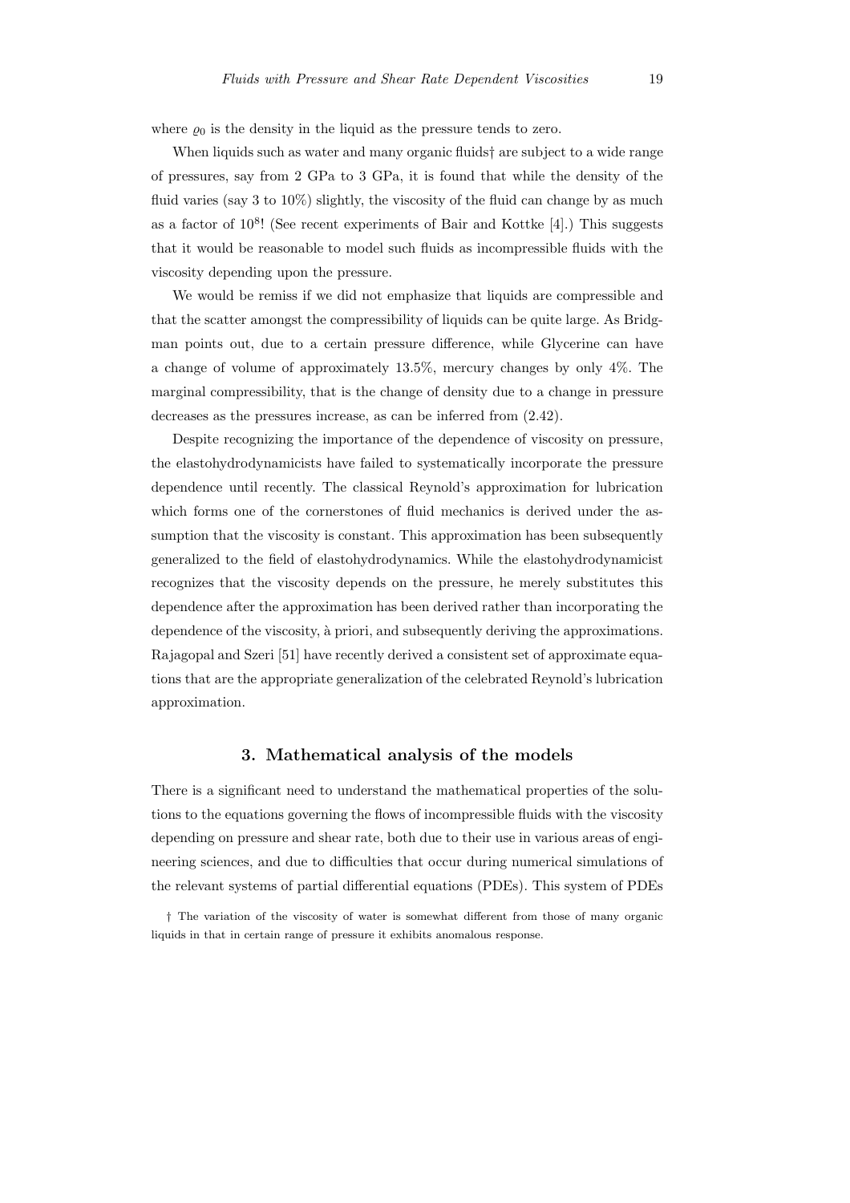where $\varrho_0$ is the density in the liquid as the pressure tends to zero.

When liquids such as water and many organic fluids† are subject to a wide range of pressures, say from 2 GPa to 3 GPa, it is found that while the density of the fluid varies (say 3 to 10%) slightly, the viscosity of the fluid can change by as much as a factor of $10^8$! (See recent experiments of Bair and Kottke [4].) This suggests that it would be reasonable to model such fluids as incompressible fluids with the viscosity depending upon the pressure.

We would be remiss if we did not emphasize that liquids are compressible and that the scatter amongst the compressibility of liquids can be quite large. As Bridgman points out, due to a certain pressure difference, while Glycerine can have a change of volume of approximately 13.5%, mercury changes by only 4%. The marginal compressibility, that is the change of density due to a change in pressure decreases as the pressures increase, as can be inferred from (2.42).

Despite recognizing the importance of the dependence of viscosity on pressure, the elastohydrodynamicists have failed to systematically incorporate the pressure dependence until recently. The classical Reynold's approximation for lubrication which forms one of the cornerstones of fluid mechanics is derived under the assumption that the viscosity is constant. This approximation has been subsequently generalized to the field of elastohydrodynamics. While the elastohydrodynamicist recognizes that the viscosity depends on the pressure, he merely substitutes this dependence after the approximation has been derived rather than incorporating the dependence of the viscosity, à priori, and subsequently deriving the approximations. Rajagopal and Szeri [51] have recently derived a consistent set of approximate equations that are the appropriate generalization of the celebrated Reynold's lubrication approximation.

## 3. Mathematical analysis of the models

There is a significant need to understand the mathematical properties of the solutions to the equations governing the flows of incompressible fluids with the viscosity depending on pressure and shear rate, both due to their use in various areas of engineering sciences, and due to difficulties that occur during numerical simulations of the relevant systems of partial differential equations (PDEs). This system of PDEs

† The variation of the viscosity of water is somewhat different from those of many organic liquids in that in certain range of pressure it exhibits anomalous response.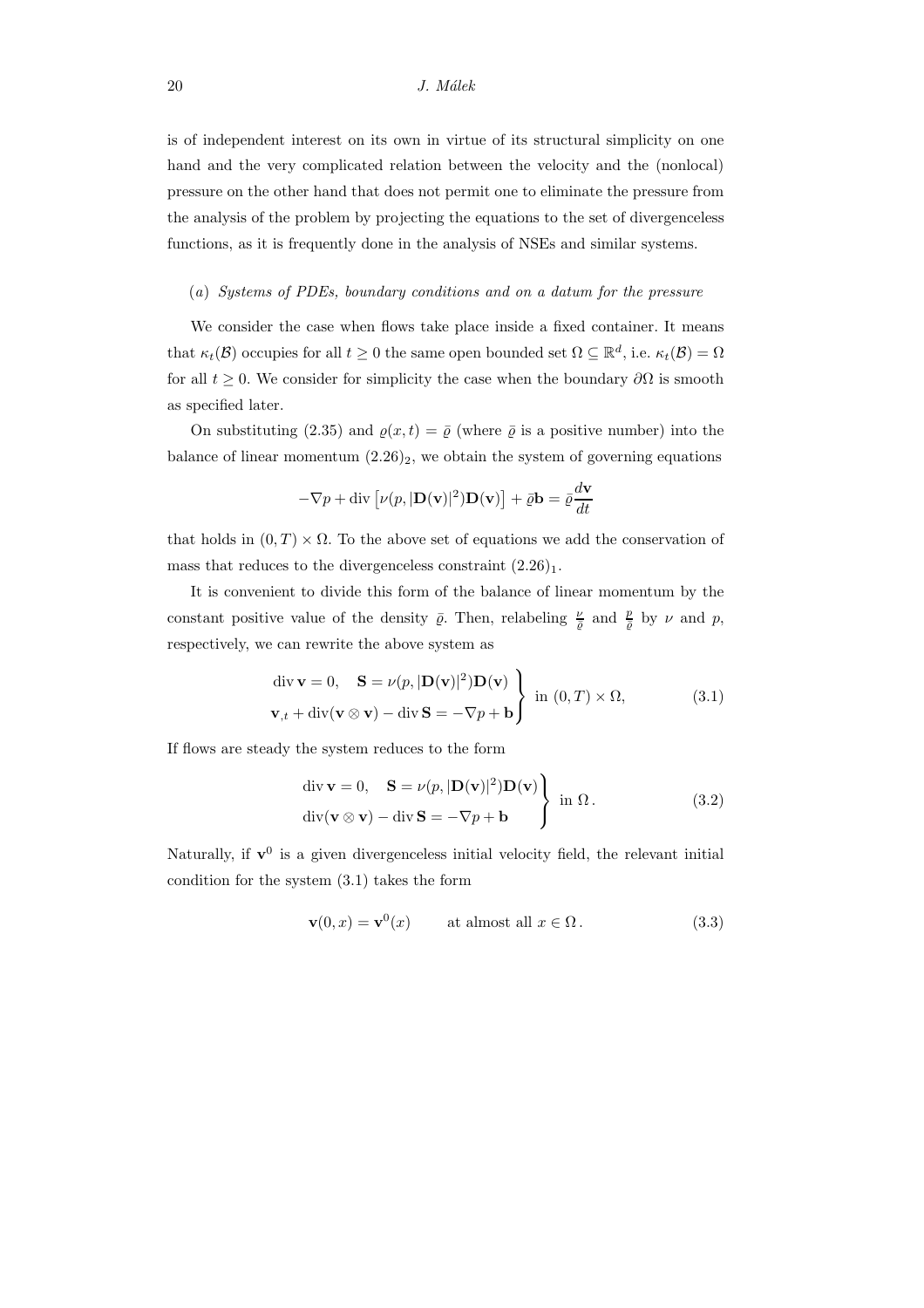is of independent interest on its own in virtue of its structural simplicity on one hand and the very complicated relation between the velocity and the (nonlocal) pressure on the other hand that does not permit one to eliminate the pressure from the analysis of the problem by projecting the equations to the set of divergenceless functions, as it is frequently done in the analysis of NSEs and similar systems.

(*a*) *Systems of PDEs, boundary conditions and on a datum for the pressure*

We consider the case when flows take place inside a fixed container. It means that $\kappa_t(\mathcal{B})$ occupies for all $t \geq 0$ the same open bounded set $\Omega \subseteq \mathbb{R}^d$, i.e. $\kappa_t(\mathcal{B}) = \Omega$ for all $t \geq 0$. We consider for simplicity the case when the boundary $\partial\Omega$ is smooth as specified later.

On substituting (2.35) and $\varrho(x,t) = \bar{\varrho}$ (where $\bar{\varrho}$ is a positive number) into the balance of linear momentum $(2.26)_2$, we obtain the system of governing equations

$$-\nabla p + \operatorname{div}\left[\nu(p, |\mathbf{D}(\mathbf{v})|^2)\mathbf{D}(\mathbf{v})\right] + \bar{\varrho}\mathbf{b} = \bar{\varrho}\frac{d\mathbf{v}}{dt}$$

that holds in $(0,T) \times \Omega$. To the above set of equations we add the conservation of mass that reduces to the divergenceless constraint $(2.26)_1$.

It is convenient to divide this form of the balance of linear momentum by the constant positive value of the density $\bar{\varrho}$. Then, relabeling $\frac{\nu}{\bar{\varrho}}$ and $\frac{p}{\bar{\varrho}}$ by $\nu$ and $p$, respectively, we can rewrite the above system as

$$\left.\begin{aligned} &\operatorname{div}\mathbf{v} = 0, \quad \mathbf{S} = \nu(p, |\mathbf{D}(\mathbf{v})|^2)\mathbf{D}(\mathbf{v}) \\ &\mathbf{v}_{,t} + \operatorname{div}(\mathbf{v}\otimes\mathbf{v}) - \operatorname{div}\mathbf{S} = -\nabla p + \mathbf{b} \end{aligned}\right\} \text{ in } (0,T)\times\Omega, \tag{3.1}$$

If flows are steady the system reduces to the form

$$\left.\begin{aligned} &\operatorname{div}\mathbf{v} = 0, \quad \mathbf{S} = \nu(p, |\mathbf{D}(\mathbf{v})|^2)\mathbf{D}(\mathbf{v}) \\ &\operatorname{div}(\mathbf{v}\otimes\mathbf{v}) - \operatorname{div}\mathbf{S} = -\nabla p + \mathbf{b} \end{aligned}\right\} \text{ in } \Omega\,. \tag{3.2}$$

Naturally, if $\mathbf{v}^0$ is a given divergenceless initial velocity field, the relevant initial condition for the system (3.1) takes the form

$$\mathbf{v}(0,x) = \mathbf{v}^0(x) \qquad \text{at almost all } x \in \Omega\,. \tag{3.3}$$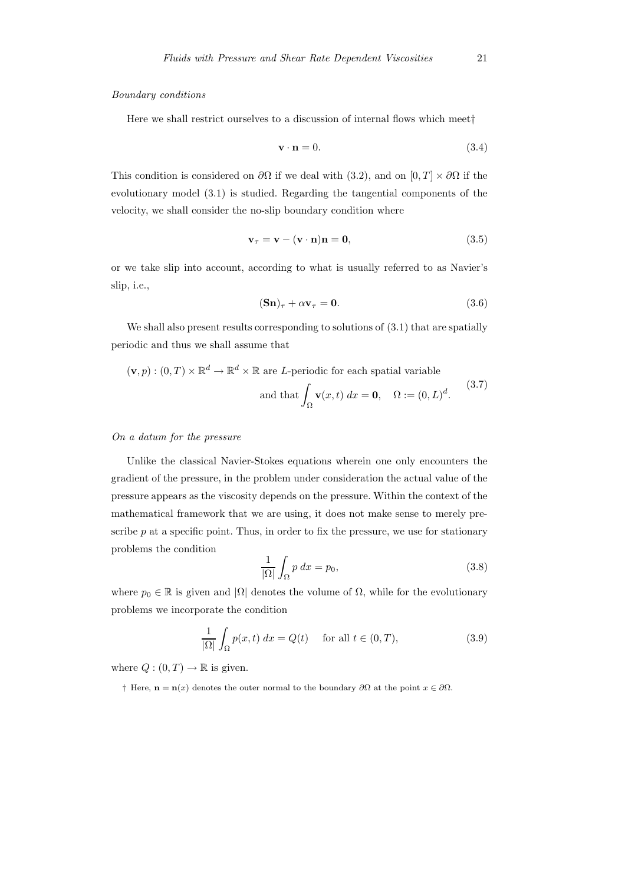*Boundary conditions*

Here we shall restrict ourselves to a discussion of internal flows which meet†

$$\mathbf{v} \cdot \mathbf{n} = 0. \tag{3.4}$$

This condition is considered on $\partial\Omega$ if we deal with (3.2), and on $[0, T] \times \partial\Omega$ if the evolutionary model (3.1) is studied. Regarding the tangential components of the velocity, we shall consider the no-slip boundary condition where

$$\mathbf{v}_\tau = \mathbf{v} - (\mathbf{v} \cdot \mathbf{n})\mathbf{n} = \mathbf{0}, \tag{3.5}$$

or we take slip into account, according to what is usually referred to as Navier's slip, i.e.,

$$(\mathbf{S}\mathbf{n})_\tau + \alpha \mathbf{v}_\tau = \mathbf{0}. \tag{3.6}$$

We shall also present results corresponding to solutions of (3.1) that are spatially periodic and thus we shall assume that

$$\begin{aligned} (\mathbf{v}, p) : (0, T) \times \mathbb{R}^d \to \mathbb{R}^d \times \mathbb{R} \text{ are } L\text{-periodic for each spatial variable} \\ \text{and that} \int_\Omega \mathbf{v}(x, t)\, dx = \mathbf{0}, \quad \Omega := (0, L)^d. \end{aligned} \tag{3.7}$$

*On a datum for the pressure*

Unlike the classical Navier-Stokes equations wherein one only encounters the gradient of the pressure, in the problem under consideration the actual value of the pressure appears as the viscosity depends on the pressure. Within the context of the mathematical framework that we are using, it does not make sense to merely prescribe $p$ at a specific point. Thus, in order to fix the pressure, we use for stationary problems the condition

$$\frac{1}{|\Omega|} \int_\Omega p \, dx = p_0, \tag{3.8}$$

where $p_0 \in \mathbb{R}$ is given and $|\Omega|$ denotes the volume of $\Omega$, while for the evolutionary problems we incorporate the condition

$$\frac{1}{|\Omega|} \int_\Omega p(x, t)\, dx = Q(t) \quad \text{ for all } t \in (0, T), \tag{3.9}$$

where $Q : (0, T) \to \mathbb{R}$ is given.

† Here, $\mathbf{n} = \mathbf{n}(x)$ denotes the outer normal to the boundary $\partial\Omega$ at the point $x \in \partial\Omega$.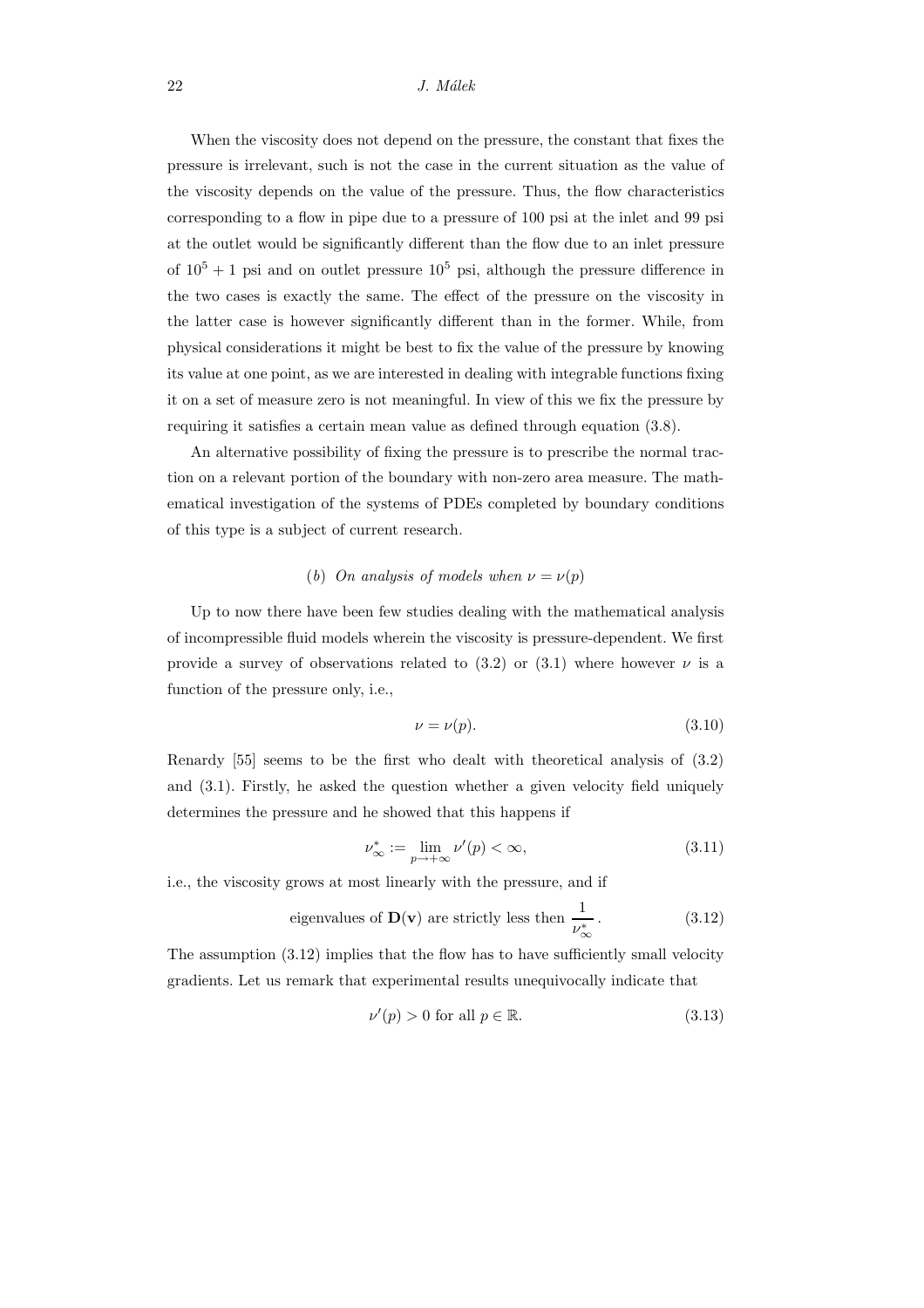When the viscosity does not depend on the pressure, the constant that fixes the pressure is irrelevant, such is not the case in the current situation as the value of the viscosity depends on the value of the pressure. Thus, the flow characteristics corresponding to a flow in pipe due to a pressure of 100 psi at the inlet and 99 psi at the outlet would be significantly different than the flow due to an inlet pressure of $10^5 + 1$ psi and on outlet pressure $10^5$ psi, although the pressure difference in the two cases is exactly the same. The effect of the pressure on the viscosity in the latter case is however significantly different than in the former. While, from physical considerations it might be best to fix the value of the pressure by knowing its value at one point, as we are interested in dealing with integrable functions fixing it on a set of measure zero is not meaningful. In view of this we fix the pressure by requiring it satisfies a certain mean value as defined through equation (3.8).

An alternative possibility of fixing the pressure is to prescribe the normal traction on a relevant portion of the boundary with non-zero area measure. The mathematical investigation of the systems of PDEs completed by boundary conditions of this type is a subject of current research.

### (*b*) *On analysis of models when* $\nu = \nu(p)$

Up to now there have been few studies dealing with the mathematical analysis of incompressible fluid models wherein the viscosity is pressure-dependent. We first provide a survey of observations related to (3.2) or (3.1) where however $\nu$ is a function of the pressure only, i.e.,

$$\nu = \nu(p). \tag{3.10}$$

Renardy [55] seems to be the first who dealt with theoretical analysis of (3.2) and (3.1). Firstly, he asked the question whether a given velocity field uniquely determines the pressure and he showed that this happens if

$$\nu_\infty^* := \lim_{p\to+\infty} \nu'(p) < \infty, \tag{3.11}$$

i.e., the viscosity grows at most linearly with the pressure, and if

$$\text{eigenvalues of } \mathbf{D}(\mathbf{v}) \text{ are strictly less then } \frac{1}{\nu_\infty^*}\,. \tag{3.12}$$

The assumption (3.12) implies that the flow has to have sufficiently small velocity gradients. Let us remark that experimental results unequivocally indicate that

$$\nu'(p) > 0 \text{ for all } p \in \mathbb{R}. \tag{3.13}$$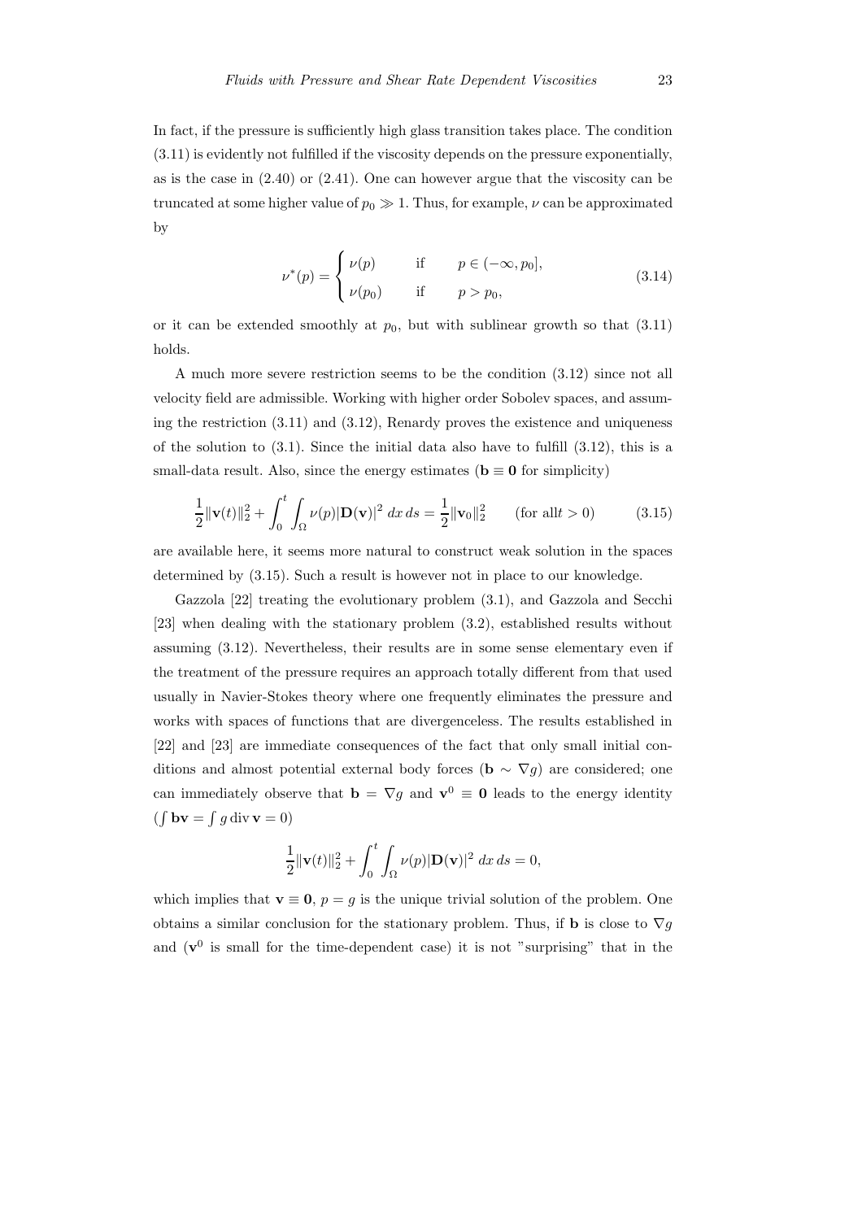In fact, if the pressure is sufficiently high glass transition takes place. The condition (3.11) is evidently not fulfilled if the viscosity depends on the pressure exponentially, as is the case in (2.40) or (2.41). One can however argue that the viscosity can be truncated at some higher value of $p_0 \gg 1$. Thus, for example, $\nu$ can be approximated by

$$\nu^*(p) = \begin{cases} \nu(p) & \text{if} \qquad p \in (-\infty, p_0], \\ \nu(p_0) & \text{if} \qquad p > p_0, \end{cases} \tag{3.14}$$

or it can be extended smoothly at $p_0$, but with sublinear growth so that (3.11) holds.

A much more severe restriction seems to be the condition (3.12) since not all velocity field are admissible. Working with higher order Sobolev spaces, and assuming the restriction (3.11) and (3.12), Renardy proves the existence and uniqueness of the solution to (3.1). Since the initial data also have to fulfill (3.12), this is a small-data result. Also, since the energy estimates ($\mathbf{b} \equiv \mathbf{0}$ for simplicity)

$$\frac{1}{2}\|\mathbf{v}(t)\|_2^2 + \int_0^t \int_\Omega \nu(p)|\mathbf{D}(\mathbf{v})|^2 \, dx \, ds = \frac{1}{2}\|\mathbf{v}_0\|_2^2 \qquad (\text{for all} t > 0) \tag{3.15}$$

are available here, it seems more natural to construct weak solution in the spaces determined by (3.15). Such a result is however not in place to our knowledge.

Gazzola [22] treating the evolutionary problem (3.1), and Gazzola and Secchi [23] when dealing with the stationary problem (3.2), established results without assuming (3.12). Nevertheless, their results are in some sense elementary even if the treatment of the pressure requires an approach totally different from that used usually in Navier-Stokes theory where one frequently eliminates the pressure and works with spaces of functions that are divergenceless. The results established in [22] and [23] are immediate consequences of the fact that only small initial conditions and almost potential external body forces ($\mathbf{b} \sim \nabla g$) are considered; one can immediately observe that $\mathbf{b} = \nabla g$ and $\mathbf{v}^0 \equiv \mathbf{0}$ leads to the energy identity ($\int \mathbf{b}\mathbf{v} = \int g \operatorname{div} \mathbf{v} = 0$)

$$\frac{1}{2}\|\mathbf{v}(t)\|_2^2 + \int_0^t \int_\Omega \nu(p)|\mathbf{D}(\mathbf{v})|^2 \, dx \, ds = 0,$$

which implies that $\mathbf{v} \equiv \mathbf{0}$, $p = g$ is the unique trivial solution of the problem. One obtains a similar conclusion for the stationary problem. Thus, if $\mathbf{b}$ is close to $\nabla g$ and ($\mathbf{v}^0$ is small for the time-dependent case) it is not "surprising" that in the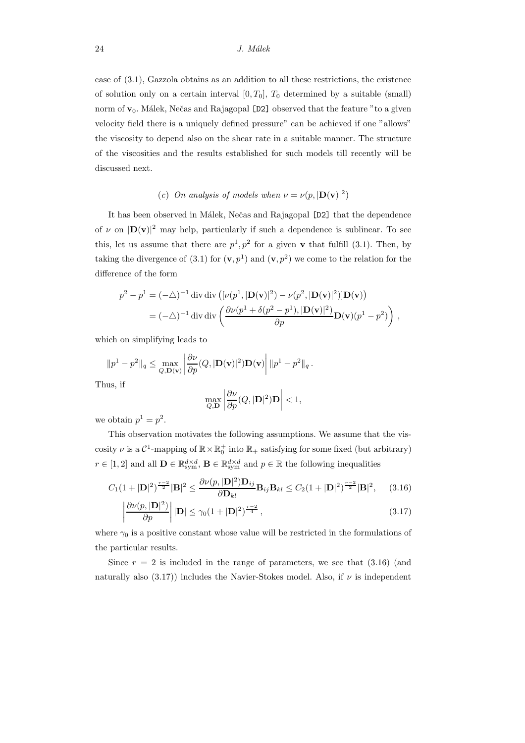case of (3.1), Gazzola obtains as an addition to all these restrictions, the existence of solution only on a certain interval $[0, T_0]$, $T_0$ determined by a suitable (small) norm of $\mathbf{v}_0$. Málek, Nečas and Rajagopal [D2] observed that the feature "to a given velocity field there is a uniquely defined pressure" can be achieved if one "allows" the viscosity to depend also on the shear rate in a suitable manner. The structure of the viscosities and the results established for such models till recently will be discussed next.

### (*c*) *On analysis of models when* $\nu = \nu(p, |\mathbf{D}(\mathbf{v})|^2)$

It has been observed in Málek, Nečas and Rajagopal [D2] that the dependence of $\nu$ on $|\mathbf{D}(\mathbf{v})|^2$ may help, particularly if such a dependence is sublinear. To see this, let us assume that there are $p^1, p^2$ for a given $\mathbf{v}$ that fulfill (3.1). Then, by taking the divergence of (3.1) for $(\mathbf{v}, p^1)$ and $(\mathbf{v}, p^2)$ we come to the relation for the difference of the form

$$
\begin{aligned}
p^2 - p^1 &= (-\triangle)^{-1} \operatorname{div} \operatorname{div} \left( [\nu(p^1, |\mathbf{D}(\mathbf{v})|^2) - \nu(p^2, |\mathbf{D}(\mathbf{v})|^2)] \mathbf{D}(\mathbf{v}) \right) \\
&= (-\triangle)^{-1} \operatorname{div} \operatorname{div} \left( \frac{\partial \nu(p^1 + \delta(p^2 - p^1), |\mathbf{D}(\mathbf{v})|^2)}{\partial p} \mathbf{D}(\mathbf{v})(p^1 - p^2) \right) ,
\end{aligned}
$$

which on simplifying leads to

$$
\|p^1 - p^2\|_q \leq \max_{Q, \mathbf{D}(\mathbf{v})} \left| \frac{\partial \nu}{\partial p}(Q, |\mathbf{D}(\mathbf{v})|^2) \mathbf{D}(\mathbf{v}) \right| \|p^1 - p^2\|_q \, .
$$

Thus, if

$$
\max_{Q, \mathbf{D}} \left| \frac{\partial \nu}{\partial p}(Q, |\mathbf{D}|^2) \mathbf{D} \right| < 1,
$$

we obtain $p^1 = p^2$.

This observation motivates the following assumptions. We assume that the viscosity $\nu$ is a $\mathcal{C}^1$-mapping of $\mathbb{R} \times \mathbb{R}_0^+$ into $\mathbb{R}_+$ satisfying for some fixed (but arbitrary) $r \in [1, 2]$ and all $\mathbf{D} \in \mathbb{R}^{d \times d}_{\mathrm{sym}}$, $\mathbf{B} \in \mathbb{R}^{d \times d}_{\mathrm{sym}}$ and $p \in \mathbb{R}$ the following inequalities

$$
C_1 (1 + |\mathbf{D}|^2)^{\frac{r-2}{2}} |\mathbf{B}|^2 \leq \frac{\partial \nu(p, |\mathbf{D}|^2) \mathbf{D}_{ij}}{\partial \mathbf{D}_{kl}} \mathbf{B}_{ij} \mathbf{B}_{kl} \leq C_2 (1 + |\mathbf{D}|^2)^{\frac{r-2}{2}} |\mathbf{B}|^2, \qquad (3.16)
$$

$$
\left| \frac{\partial \nu(p, |\mathbf{D}|^2)}{\partial p} \right| |\mathbf{D}| \leq \gamma_0 (1 + |\mathbf{D}|^2)^{\frac{r-2}{4}} \, , \qquad (3.17)
$$

where $\gamma_0$ is a positive constant whose value will be restricted in the formulations of the particular results.

Since $r = 2$ is included in the range of parameters, we see that (3.16) (and naturally also (3.17)) includes the Navier-Stokes model. Also, if $\nu$ is independent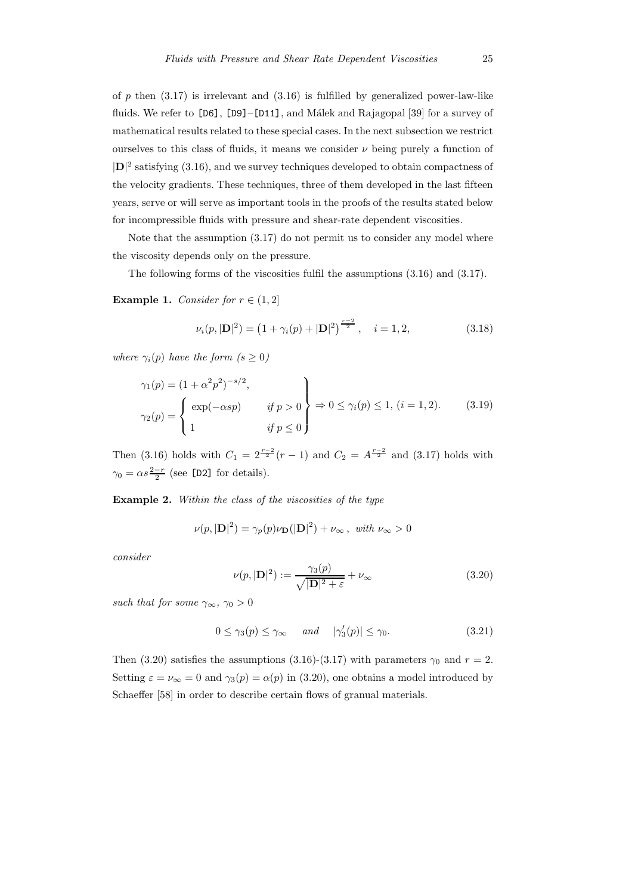of $p$ then (3.17) is irrelevant and (3.16) is fulfilled by generalized power-law-like fluids. We refer to [D6], [D9]–[D11], and Málek and Rajagopal [39] for a survey of mathematical results related to these special cases. In the next subsection we restrict ourselves to this class of fluids, it means we consider $\nu$ being purely a function of $|\mathbf{D}|^2$ satisfying (3.16), and we survey techniques developed to obtain compactness of the velocity gradients. These techniques, three of them developed in the last fifteen years, serve or will serve as important tools in the proofs of the results stated below for incompressible fluids with pressure and shear-rate dependent viscosities.

Note that the assumption (3.17) do not permit us to consider any model where the viscosity depends only on the pressure.

The following forms of the viscosities fulfil the assumptions (3.16) and (3.17).

**Example 1.** *Consider for* $r \in (1, 2]$

$$\nu_i(p, |\mathbf{D}|^2) = \left(1 + \gamma_i(p) + |\mathbf{D}|^2\right)^{\frac{r-2}{2}}, \quad i = 1, 2, \tag{3.18}$$

*where* $\gamma_i(p)$ *have the form* ($s \geq 0$)

$$\left.\begin{aligned} &\gamma_1(p) = (1 + \alpha^2 p^2)^{-s/2}, \\ &\gamma_2(p) = \begin{cases} \exp(-\alpha s p) & \text{if } p > 0 \\ 1 & \text{if } p \leq 0 \end{cases} \end{aligned}\right\} \Rightarrow 0 \leq \gamma_i(p) \leq 1, \; (i = 1, 2). \tag{3.19}$$

Then (3.16) holds with $C_1 = 2^{\frac{r-2}{2}}(r-1)$ and $C_2 = A^{\frac{r-2}{2}}$ and (3.17) holds with $\gamma_0 = \alpha s \frac{2-r}{2}$ (see [D2] for details).

**Example 2.** *Within the class of the viscosities of the type*

$$\nu(p, |\mathbf{D}|^2) = \gamma_p(p)\nu_{\mathbf{D}}(|\mathbf{D}|^2) + \nu_\infty, \text{ with } \nu_\infty > 0$$

*consider*

$$\nu(p, |\mathbf{D}|^2) := \frac{\gamma_3(p)}{\sqrt{|\mathbf{D}|^2 + \varepsilon}} + \nu_\infty \tag{3.20}$$

*such that for some* $\gamma_\infty$, $\gamma_0 > 0$

$$0 \leq \gamma_3(p) \leq \gamma_\infty \quad \text{ and } \quad |\gamma_3'(p)| \leq \gamma_0. \tag{3.21}$$

Then (3.20) satisfies the assumptions (3.16)-(3.17) with parameters $\gamma_0$ and $r = 2$. Setting $\varepsilon = \nu_\infty = 0$ and $\gamma_3(p) = \alpha(p)$ in (3.20), one obtains a model introduced by Schaeffer [58] in order to describe certain flows of granual materials.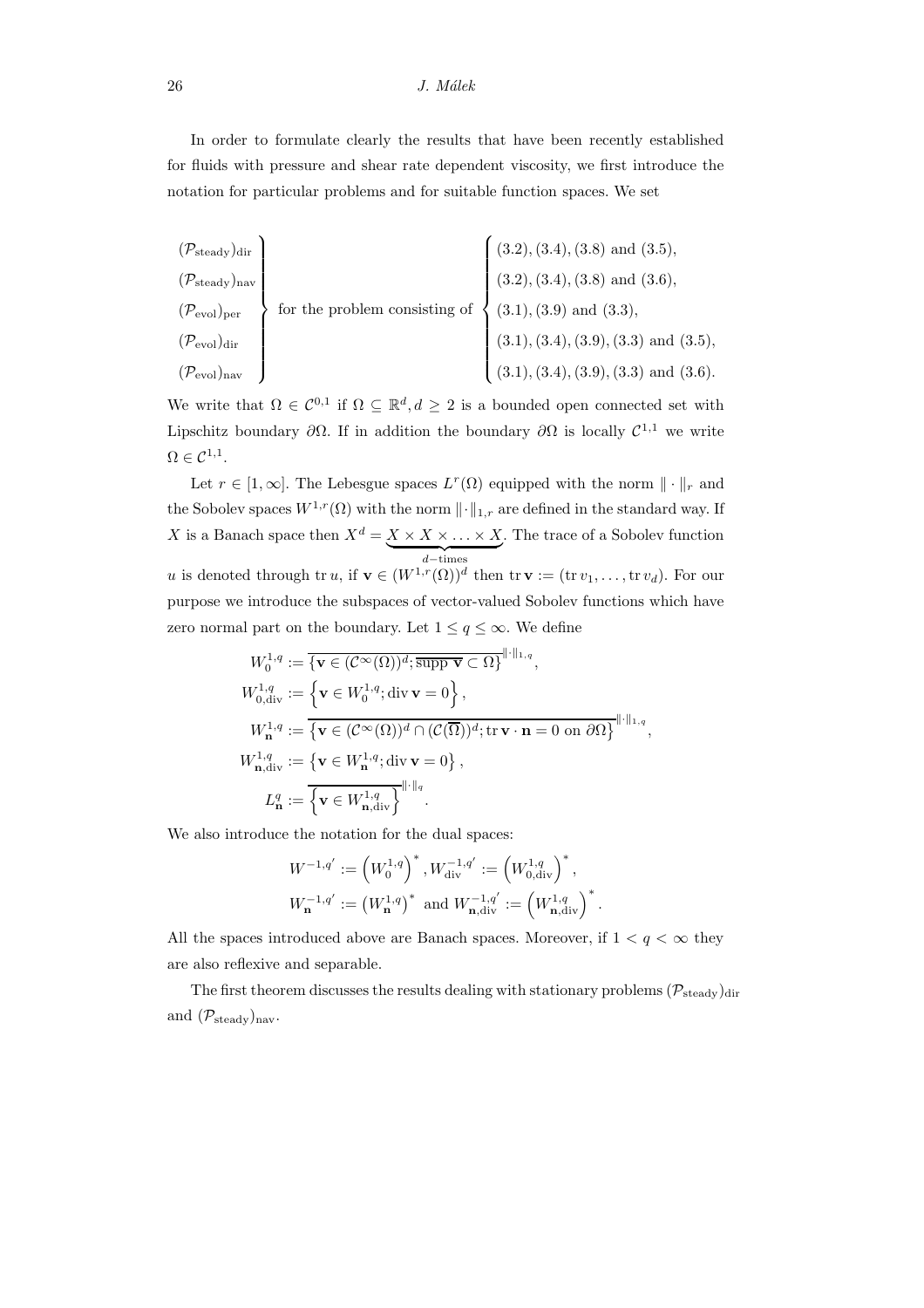In order to formulate clearly the results that have been recently established for fluids with pressure and shear rate dependent viscosity, we first introduce the notation for particular problems and for suitable function spaces. We set

$$\left.\begin{array}{l}(\mathcal{P}_{\text{steady}})_{\text{dir}}\\(\mathcal{P}_{\text{steady}})_{\text{nav}}\\(\mathcal{P}_{\text{evol}})_{\text{per}}\\(\mathcal{P}_{\text{evol}})_{\text{dir}}\\(\mathcal{P}_{\text{evol}})_{\text{nav}}\end{array}\right\} \text{ for the problem consisting of } \left\{\begin{array}{l}(3.2), (3.4), (3.8) \text{ and } (3.5),\\(3.2), (3.4), (3.8) \text{ and } (3.6),\\(3.1), (3.9) \text{ and } (3.3),\\(3.1), (3.4), (3.9), (3.3) \text{ and } (3.5),\\(3.1), (3.4), (3.9), (3.3) \text{ and } (3.6).\end{array}\right.$$

We write that $\Omega \in \mathcal{C}^{0,1}$ if $\Omega \subseteq \mathbb{R}^d, d \geq 2$ is a bounded open connected set with Lipschitz boundary $\partial\Omega$. If in addition the boundary $\partial\Omega$ is locally $\mathcal{C}^{1,1}$ we write $\Omega \in \mathcal{C}^{1,1}$.

Let $r \in [1, \infty]$. The Lebesgue spaces $L^r(\Omega)$ equipped with the norm $\|\cdot\|_r$ and the Sobolev spaces $W^{1,r}(\Omega)$ with the norm $\|\cdot\|_{1,r}$ are defined in the standard way. If $X$ is a Banach space then $X^d = \underbrace{X \times X \times \ldots \times X}_{d-\text{times}}$. The trace of a Sobolev function $u$ is denoted through $\operatorname{tr} u$, if $\mathbf{v} \in (W^{1,r}(\Omega))^d$ then $\operatorname{tr} \mathbf{v} := (\operatorname{tr} v_1, \ldots, \operatorname{tr} v_d)$. For our purpose we introduce the subspaces of vector-valued Sobolev functions which have zero normal part on the boundary. Let $1 \leq q \leq \infty$. We define

$$\begin{aligned}
W_0^{1,q} &:= \overline{\{\mathbf{v} \in (\mathcal{C}^\infty(\Omega))^d; \overline{\operatorname{supp} \mathbf{v}} \subset \Omega\}}^{\|\cdot\|_{1,q}},\\
W_{0,\operatorname{div}}^{1,q} &:= \left\{\mathbf{v} \in W_0^{1,q}; \operatorname{div} \mathbf{v} = 0\right\},\\
W_{\mathbf{n}}^{1,q} &:= \overline{\left\{\mathbf{v} \in (\mathcal{C}^\infty(\Omega))^d \cap (\mathcal{C}(\overline{\Omega}))^d; \operatorname{tr} \mathbf{v} \cdot \mathbf{n} = 0 \text{ on } \partial\Omega\right\}}^{\|\cdot\|_{1,q}},\\
W_{\mathbf{n},\operatorname{div}}^{1,q} &:= \left\{\mathbf{v} \in W_{\mathbf{n}}^{1,q}; \operatorname{div} \mathbf{v} = 0\right\},\\
L_{\mathbf{n}}^q &:= \overline{\left\{\mathbf{v} \in W_{\mathbf{n},\operatorname{div}}^{1,q}\right\}}^{\|\cdot\|_q}.
\end{aligned}$$

We also introduce the notation for the dual spaces:

$$\begin{aligned}
&W^{-1,q'} := \left(W_0^{1,q}\right)^*, W_{\operatorname{div}}^{-1,q'} := \left(W_{0,\operatorname{div}}^{1,q}\right)^*,\\
&W_{\mathbf{n}}^{-1,q'} := \left(W_{\mathbf{n}}^{1,q}\right)^* \text{ and } W_{\mathbf{n},\operatorname{div}}^{-1,q'} := \left(W_{\mathbf{n},\operatorname{div}}^{1,q}\right)^*.
\end{aligned}$$

All the spaces introduced above are Banach spaces. Moreover, if $1 < q < \infty$ they are also reflexive and separable.

The first theorem discusses the results dealing with stationary problems $(\mathcal{P}_{\text{steady}})_{\text{dir}}$ and $(\mathcal{P}_{\text{steady}})_{\text{nav}}$.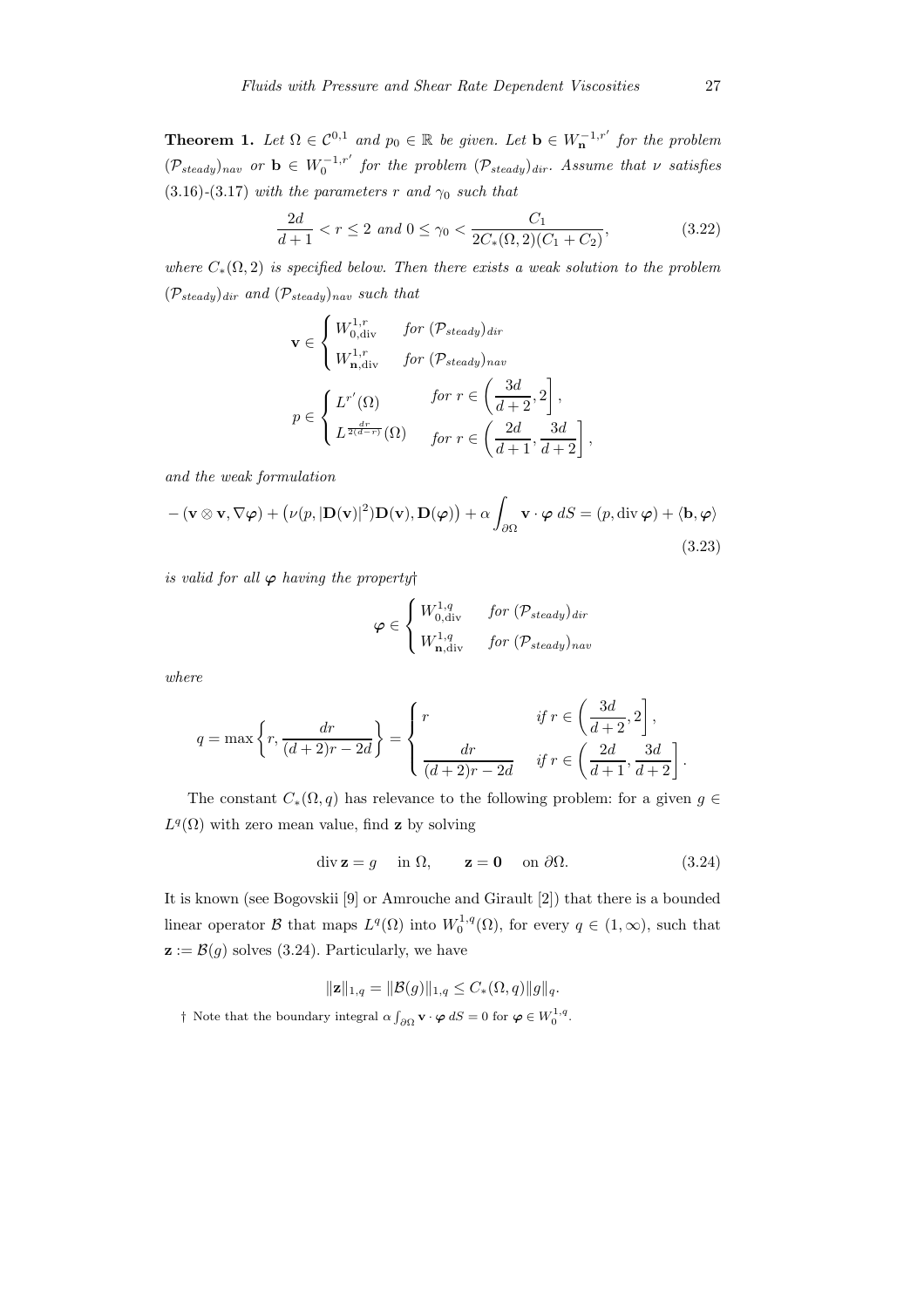**Theorem 1.** *Let $\Omega \in \mathcal{C}^{0,1}$ and $p_0 \in \mathbb{R}$ be given. Let $\mathbf{b} \in W_{\mathbf{n}}^{-1,r'}$ for the problem $(\mathcal{P}_{steady})_{nav}$ or $\mathbf{b} \in W_0^{-1,r'}$ for the problem $(\mathcal{P}_{steady})_{dir}$. Assume that $\nu$ satisfies (3.16)-(3.17) with the parameters $r$ and $\gamma_0$ such that*

$$\frac{2d}{d+1} < r \leq 2 \text{ and } 0 \leq \gamma_0 < \frac{C_1}{2C_*(\Omega,2)(C_1+C_2)}, \tag{3.22}$$

*where $C_*(\Omega,2)$ is specified below. Then there exists a weak solution to the problem $(\mathcal{P}_{steady})_{dir}$ and $(\mathcal{P}_{steady})_{nav}$ such that*

$$\mathbf{v} \in \begin{cases} W^{1,r}_{0,\mathrm{div}} & \text{for } (\mathcal{P}_{steady})_{dir} \\ W^{1,r}_{\mathbf{n},\mathrm{div}} & \text{for } (\mathcal{P}_{steady})_{nav} \end{cases}$$

$$p \in \begin{cases} L^{r'}(\Omega) & \text{for } r \in \left(\dfrac{3d}{d+2}, 2\right], \\ L^{\frac{dr}{2(d-r)}}(\Omega) & \text{for } r \in \left(\dfrac{2d}{d+1}, \dfrac{3d}{d+2}\right], \end{cases}$$

*and the weak formulation*

$$-(\mathbf{v}\otimes\mathbf{v}, \nabla\boldsymbol{\varphi}) + \left(\nu(p,|\mathbf{D}(\mathbf{v})|^2)\mathbf{D}(\mathbf{v}), \mathbf{D}(\boldsymbol{\varphi})\right) + \alpha\int_{\partial\Omega} \mathbf{v}\cdot\boldsymbol{\varphi}\, dS = (p, \operatorname{div}\boldsymbol{\varphi}) + \langle \mathbf{b}, \boldsymbol{\varphi}\rangle \tag{3.23}$$

*is valid for all $\boldsymbol{\varphi}$ having the property†*

$$\boldsymbol{\varphi} \in \begin{cases} W^{1,q}_{0,\mathrm{div}} & \text{for } (\mathcal{P}_{steady})_{dir} \\ W^{1,q}_{\mathbf{n},\mathrm{div}} & \text{for } (\mathcal{P}_{steady})_{nav} \end{cases}$$

*where*

$$q = \max\left\{r, \frac{dr}{(d+2)r - 2d}\right\} = \begin{cases} r & \text{if } r \in \left(\dfrac{3d}{d+2}, 2\right], \\ \dfrac{dr}{(d+2)r-2d} & \text{if } r \in \left(\dfrac{2d}{d+1}, \dfrac{3d}{d+2}\right]. \end{cases}$$

The constant $C_*(\Omega, q)$ has relevance to the following problem: for a given $g \in L^q(\Omega)$ with zero mean value, find $\mathbf{z}$ by solving

$$\operatorname{div}\mathbf{z} = g \quad \text{in } \Omega, \qquad \mathbf{z} = \mathbf{0} \quad \text{on } \partial\Omega. \tag{3.24}$$

It is known (see Bogovskii [9] or Amrouche and Girault [2]) that there is a bounded linear operator $\mathcal{B}$ that maps $L^q(\Omega)$ into $W_0^{1,q}(\Omega)$, for every $q \in (1,\infty)$, such that $\mathbf{z} := \mathcal{B}(g)$ solves (3.24). Particularly, we have

$$\|\mathbf{z}\|_{1,q} = \|\mathcal{B}(g)\|_{1,q} \leq C_*(\Omega,q)\|g\|_q.$$

† Note that the boundary integral $\alpha\int_{\partial\Omega}\mathbf{v}\cdot\boldsymbol{\varphi}\, dS = 0$ for $\boldsymbol{\varphi} \in W_0^{1,q}$.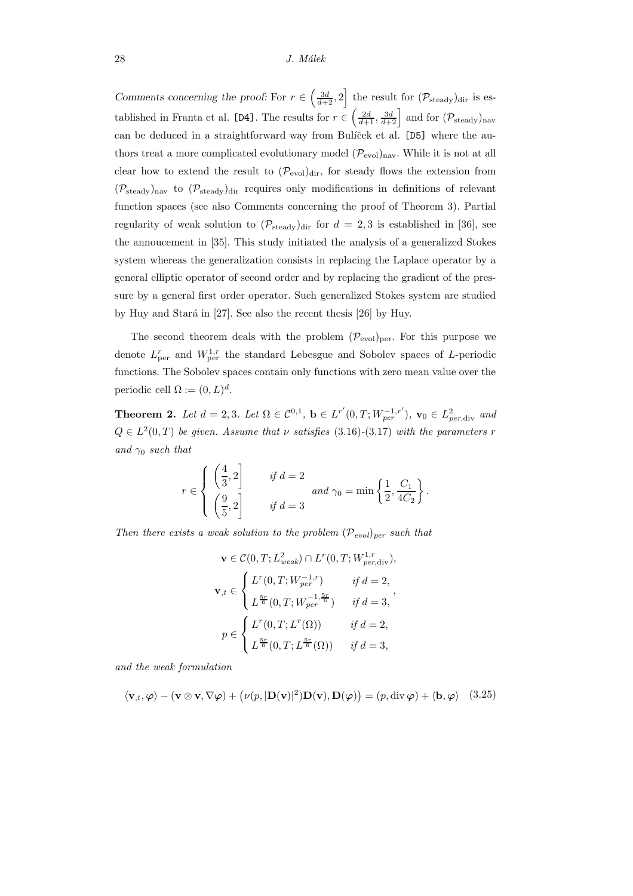*Comments concerning the proof:* For $r \in \left(\frac{3d}{d+2}, 2\right]$ the result for $(\mathcal{P}_{\text{steady}})_{\text{dir}}$ is established in Franta et al. [D4]. The results for $r \in \left(\frac{2d}{d+1}, \frac{3d}{d+2}\right]$ and for $(\mathcal{P}_{\text{steady}})_{\text{nav}}$ can be deduced in a straightforward way from Bulíček et al. [D5] where the authors treat a more complicated evolutionary model $(\mathcal{P}_{\text{evol}})_{\text{nav}}$. While it is not at all clear how to extend the result to $(\mathcal{P}_{\text{evol}})_{\text{dir}}$, for steady flows the extension from $(\mathcal{P}_{\text{steady}})_{\text{nav}}$ to $(\mathcal{P}_{\text{steady}})_{\text{dir}}$ requires only modifications in definitions of relevant function spaces (see also Comments concerning the proof of Theorem 3). Partial regularity of weak solution to $(\mathcal{P}_{\text{steady}})_{\text{dir}}$ for $d = 2, 3$ is established in [36], see the annoucement in [35]. This study initiated the analysis of a generalized Stokes system whereas the generalization consists in replacing the Laplace operator by a general elliptic operator of second order and by replacing the gradient of the pressure by a general first order operator. Such generalized Stokes system are studied by Huy and Stará in [27]. See also the recent thesis [26] by Huy.

The second theorem deals with the problem $(\mathcal{P}_{\text{evol}})_{\text{per}}$. For this purpose we denote $L^r_{\text{per}}$ and $W^{1,r}_{\text{per}}$ the standard Lebesgue and Sobolev spaces of $L$-periodic functions. The Sobolev spaces contain only functions with zero mean value over the periodic cell $\Omega := (0, L)^d$.

**Theorem 2.** *Let $d = 2, 3$. Let $\Omega \in \mathcal{C}^{0,1}$, $\mathbf{b} \in L^{r'}(0, T; W^{-1,r'}_{per})$, $\mathbf{v}_0 \in L^2_{per,\text{div}}$ and $Q \in L^2(0, T)$ be given. Assume that $\nu$ satisfies* (3.16)-(3.17) *with the parameters $r$ and $\gamma_0$ such that*

$$r \in \begin{cases} \left(\dfrac{4}{3}, 2\right] & \text{if } d = 2 \\ \left(\dfrac{9}{5}, 2\right] & \text{if } d = 3 \end{cases} \quad \text{and } \gamma_0 = \min\left\{\frac{1}{2}, \frac{C_1}{4C_2}\right\}.$$

*Then there exists a weak solution to the problem $(\mathcal{P}_{evol})_{per}$ such that*

$$\mathbf{v} \in \mathcal{C}(0, T; L^2_{weak}) \cap L^r(0, T; W^{1,r}_{per,\text{div}}),$$

$$\mathbf{v}_{,t} \in \begin{cases} L^r(0, T; W^{-1,r}_{per}) & \text{if } d = 2, \\ L^{\frac{5r}{6}}(0, T; W^{-1,\frac{5r}{6}}_{per}) & \text{if } d = 3, \end{cases}$$

$$p \in \begin{cases} L^r(0, T; L^r(\Omega)) & \text{if } d = 2, \\ L^{\frac{5r}{6}}(0, T; L^{\frac{5r}{6}}(\Omega)) & \text{if } d = 3, \end{cases}$$

*and the weak formulation*

$$\langle \mathbf{v}_{,t}, \boldsymbol{\varphi}\rangle - (\mathbf{v} \otimes \mathbf{v}, \nabla\boldsymbol{\varphi}) + \left(\nu(p, |\mathbf{D}(\mathbf{v})|^2)\mathbf{D}(\mathbf{v}), \mathbf{D}(\boldsymbol{\varphi})\right) = (p, \operatorname{div}\boldsymbol{\varphi}) + \langle \mathbf{b}, \boldsymbol{\varphi}\rangle \quad (3.25)$$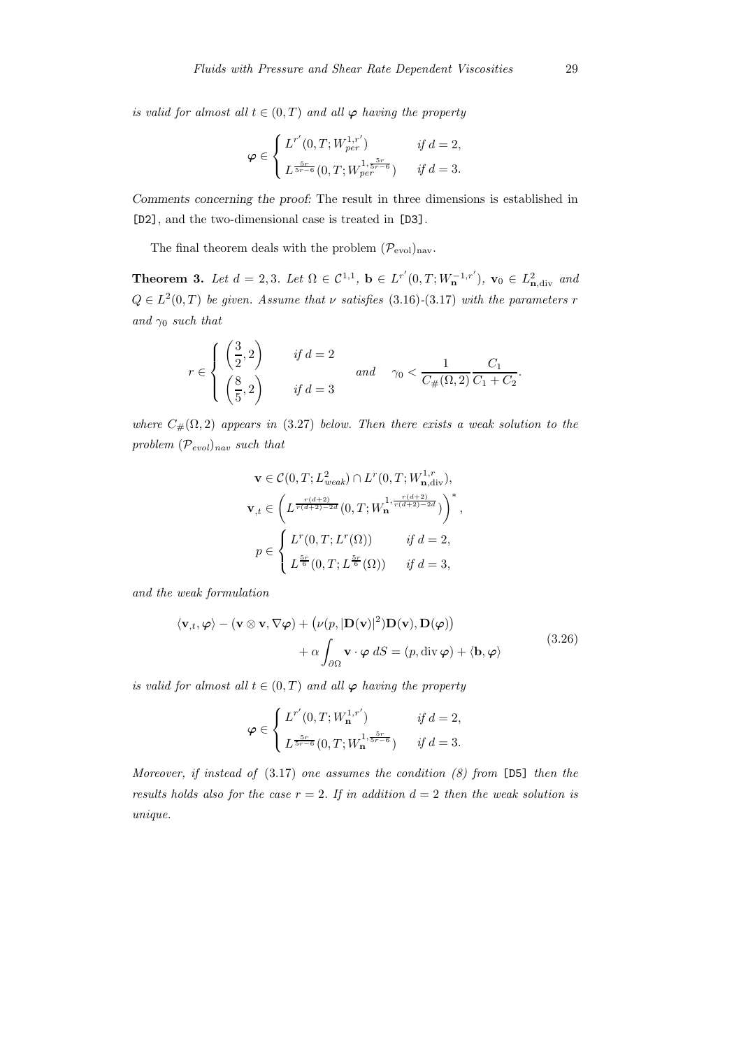*is valid for almost all $t \in (0,T)$ and all $\boldsymbol{\varphi}$ having the property*

$$
\boldsymbol{\varphi} \in \begin{cases} L^{r'}(0,T; W^{1,r'}_{per}) & \text{if } d = 2, \\ L^{\frac{5r}{5r-6}}(0,T; W^{1,\frac{5r}{5r-6}}_{per}) & \text{if } d = 3. \end{cases}
$$

*Comments concerning the proof:* The result in three dimensions is established in [D2], and the two-dimensional case is treated in [D3].

The final theorem deals with the problem $(\mathcal{P}_{\text{evol}})_{\text{nav}}$.

**Theorem 3.** *Let $d = 2,3$. Let $\Omega \in \mathcal{C}^{1,1}$, $\mathbf{b} \in L^{r'}(0,T; W^{-1,r'}_{\mathbf{n}})$, $\mathbf{v}_0 \in L^2_{\mathbf{n},\text{div}}$ and $Q \in L^2(0,T)$ be given. Assume that $\nu$ satisfies* (3.16)-(3.17) *with the parameters $r$ and $\gamma_0$ such that*

$$
r \in \begin{cases} \left(\dfrac{3}{2}, 2\right) & \text{if } d = 2 \\ \left(\dfrac{8}{5}, 2\right) & \text{if } d = 3 \end{cases} \qquad \text{and} \qquad \gamma_0 < \frac{1}{C_{\#}(\Omega,2)} \frac{C_1}{C_1 + C_2}.
$$

*where $C_{\#}(\Omega,2)$ appears in* (3.27) *below. Then there exists a weak solution to the problem $(\mathcal{P}_{evol})_{nav}$ such that*

$$
\begin{gathered}
\mathbf{v} \in \mathcal{C}(0,T; L^2_{weak}) \cap L^r(0,T; W^{1,r}_{\mathbf{n},\text{div}}), \\
\mathbf{v}_{,t} \in \left( L^{\frac{r(d+2)}{r(d+2)-2d}}(0,T; W^{1,\frac{r(d+2)}{r(d+2)-2d}}_{\mathbf{n}}) \right)^*, \\
p \in \begin{cases} L^r(0,T; L^r(\Omega)) & \text{if } d = 2, \\ L^{\frac{5r}{6}}(0,T; L^{\frac{5r}{6}}(\Omega)) & \text{if } d = 3, \end{cases}
\end{gathered}
$$

*and the weak formulation*

$$
\begin{aligned}
\langle \mathbf{v}_{,t}, \boldsymbol{\varphi} \rangle - (\mathbf{v} \otimes \mathbf{v}, \nabla \boldsymbol{\varphi}) + \left(\nu(p, |\mathbf{D}(\mathbf{v})|^2)\mathbf{D}(\mathbf{v}), \mathbf{D}(\boldsymbol{\varphi})\right) \\
+ \alpha \int_{\partial\Omega} \mathbf{v} \cdot \boldsymbol{\varphi} \, dS = (p, \operatorname{div} \boldsymbol{\varphi}) + \langle \mathbf{b}, \boldsymbol{\varphi} \rangle
\end{aligned} \tag{3.26}
$$

*is valid for almost all $t \in (0,T)$ and all $\boldsymbol{\varphi}$ having the property*

$$
\boldsymbol{\varphi} \in \begin{cases} L^{r'}(0,T; W^{1,r'}_{\mathbf{n}}) & \text{if } d = 2, \\ L^{\frac{5r}{5r-6}}(0,T; W^{1,\frac{5r}{5r-6}}_{\mathbf{n}}) & \text{if } d = 3. \end{cases}
$$

*Moreover, if instead of* (3.17) *one assumes the condition (8) from* [D5] *then the results holds also for the case $r = 2$. If in addition $d = 2$ then the weak solution is unique.*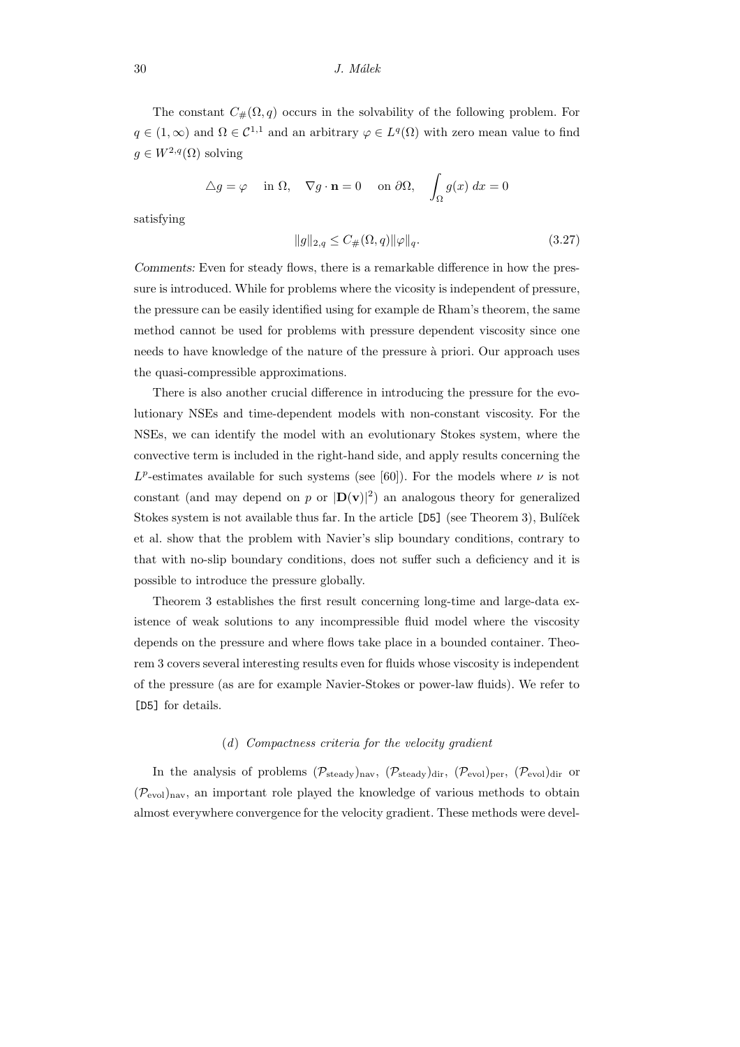The constant $C_{\#}(\Omega, q)$ occurs in the solvability of the following problem. For $q \in (1, \infty)$ and $\Omega \in \mathcal{C}^{1,1}$ and an arbitrary $\varphi \in L^q(\Omega)$ with zero mean value to find $g \in W^{2,q}(\Omega)$ solving

$$\triangle g = \varphi \quad \text{in } \Omega, \quad \nabla g \cdot \mathbf{n} = 0 \quad \text{on } \partial\Omega, \quad \int_\Omega g(x)\, dx = 0$$

satisfying

$$\|g\|_{2,q} \leq C_{\#}(\Omega, q) \|\varphi\|_q. \tag{3.27}$$

*Comments:* Even for steady flows, there is a remarkable difference in how the pressure is introduced. While for problems where the vicosity is independent of pressure, the pressure can be easily identified using for example de Rham's theorem, the same method cannot be used for problems with pressure dependent viscosity since one needs to have knowledge of the nature of the pressure à priori. Our approach uses the quasi-compressible approximations.

There is also another crucial difference in introducing the pressure for the evolutionary NSEs and time-dependent models with non-constant viscosity. For the NSEs, we can identify the model with an evolutionary Stokes system, where the convective term is included in the right-hand side, and apply results concerning the $L^p$-estimates available for such systems (see [60]). For the models where $\nu$ is not constant (and may depend on $p$ or $|\mathbf{D}(\mathbf{v})|^2$) an analogous theory for generalized Stokes system is not available thus far. In the article [D5] (see Theorem 3), Bulíček et al. show that the problem with Navier's slip boundary conditions, contrary to that with no-slip boundary conditions, does not suffer such a deficiency and it is possible to introduce the pressure globally.

Theorem 3 establishes the first result concerning long-time and large-data existence of weak solutions to any incompressible fluid model where the viscosity depends on the pressure and where flows take place in a bounded container. Theorem 3 covers several interesting results even for fluids whose viscosity is independent of the pressure (as are for example Navier-Stokes or power-law fluids). We refer to [D5] for details.

### (*d*) *Compactness criteria for the velocity gradient*

In the analysis of problems $(\mathcal{P}_{\text{steady}})_{\text{nav}}$, $(\mathcal{P}_{\text{steady}})_{\text{dir}}$, $(\mathcal{P}_{\text{evol}})_{\text{per}}$, $(\mathcal{P}_{\text{evol}})_{\text{dir}}$ or $(\mathcal{P}_{\text{evol}})_{\text{nav}}$, an important role played the knowledge of various methods to obtain almost everywhere convergence for the velocity gradient. These methods were devel-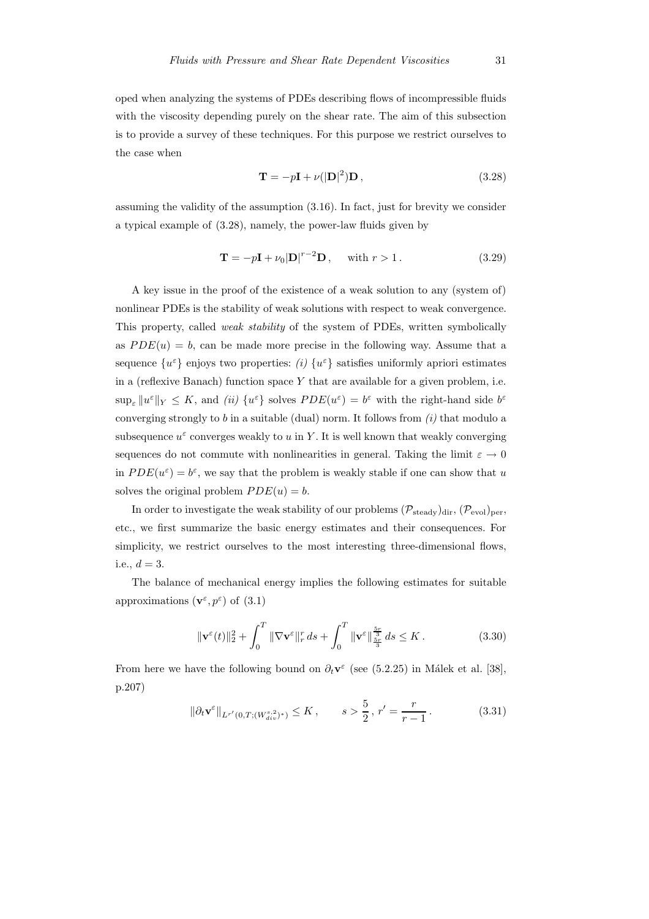oped when analyzing the systems of PDEs describing flows of incompressible fluids with the viscosity depending purely on the shear rate. The aim of this subsection is to provide a survey of these techniques. For this purpose we restrict ourselves to the case when

$$\mathbf{T} = -p\mathbf{I} + \nu(|\mathbf{D}|^2)\mathbf{D}\,, \tag{3.28}$$

assuming the validity of the assumption (3.16). In fact, just for brevity we consider a typical example of (3.28), namely, the power-law fluids given by

$$\mathbf{T} = -p\mathbf{I} + \nu_0|\mathbf{D}|^{r-2}\mathbf{D}\,, \qquad \text{with } r > 1\,. \tag{3.29}$$

A key issue in the proof of the existence of a weak solution to any (system of) nonlinear PDEs is the stability of weak solutions with respect to weak convergence. This property, called *weak stability* of the system of PDEs, written symbolically as $PDE(u) = b$, can be made more precise in the following way. Assume that a sequence $\{u^\varepsilon\}$ enjoys two properties: *(i)* $\{u^\varepsilon\}$ satisfies uniformly apriori estimates in a (reflexive Banach) function space $Y$ that are available for a given problem, i.e. $\sup_\varepsilon \|u^\varepsilon\|_Y \le K$, and *(ii)* $\{u^\varepsilon\}$ solves $PDE(u^\varepsilon) = b^\varepsilon$ with the right-hand side $b^\varepsilon$ converging strongly to $b$ in a suitable (dual) norm. It follows from *(i)* that modulo a subsequence $u^\varepsilon$ converges weakly to $u$ in $Y$. It is well known that weakly converging sequences do not commute with nonlinearities in general. Taking the limit $\varepsilon \to 0$ in $PDE(u^\varepsilon) = b^\varepsilon$, we say that the problem is weakly stable if one can show that $u$ solves the original problem $PDE(u) = b$.

In order to investigate the weak stability of our problems $(\mathcal{P}_{\text{steady}})_{\text{dir}}$, $(\mathcal{P}_{\text{evol}})_{\text{per}}$, etc., we first summarize the basic energy estimates and their consequences. For simplicity, we restrict ourselves to the most interesting three-dimensional flows, i.e., $d = 3$.

The balance of mechanical energy implies the following estimates for suitable approximations $(\mathbf{v}^\varepsilon, p^\varepsilon)$ of (3.1)

$$\|\mathbf{v}^\varepsilon(t)\|_2^2 + \int_0^T \|\nabla\mathbf{v}^\varepsilon\|_r^r\, ds + \int_0^T \|\mathbf{v}^\varepsilon\|_{\frac{5r}{3}}^{\frac{5r}{3}}\, ds \le K\,. \tag{3.30}$$

From here we have the following bound on $\partial_t \mathbf{v}^\varepsilon$ (see (5.2.25) in Málek et al. [38], p.207)

$$\|\partial_t \mathbf{v}^\varepsilon\|_{L^{r'}(0,T;(W^{s,2}_{div})^*)} \le K\,, \qquad s > \frac{5}{2}\,,\; r' = \frac{r}{r-1}\,. \tag{3.31}$$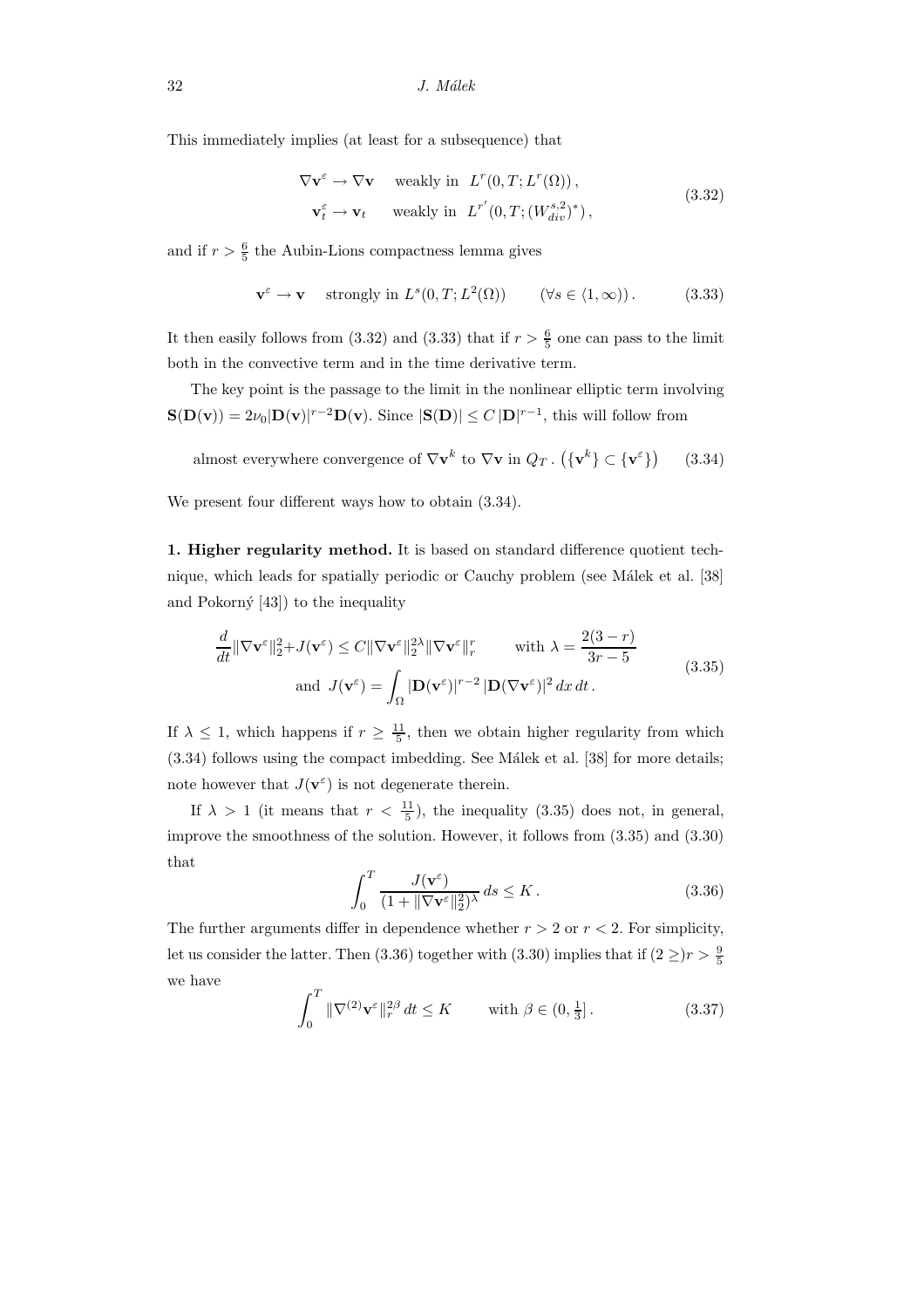This immediately implies (at least for a subsequence) that

$$
\begin{aligned}
\nabla \mathbf{v}^{\varepsilon} \rightharpoonup \nabla \mathbf{v} \quad & \text{weakly in } \; L^{r}(0,T; L^{r}(\Omega))\,, \\
\mathbf{v}^{\varepsilon}_t \rightharpoonup \mathbf{v}_t \quad & \text{weakly in } \; L^{r'}(0,T; (W^{s,2}_{div})^{*})\,,
\end{aligned}
\tag{3.32}
$$

and if $r > \frac{6}{5}$ the Aubin-Lions compactness lemma gives

$$
\mathbf{v}^{\varepsilon} \to \mathbf{v} \quad \text{strongly in } L^{s}(0,T; L^{2}(\Omega)) \qquad (\forall s \in \langle 1, \infty))\,. \tag{3.33}
$$

It then easily follows from (3.32) and (3.33) that if $r > \frac{6}{5}$ one can pass to the limit both in the convective term and in the time derivative term.

The key point is the passage to the limit in the nonlinear elliptic term involving $\mathbf{S}(\mathbf{D}(\mathbf{v})) = 2\nu_0 |\mathbf{D}(\mathbf{v})|^{r-2}\mathbf{D}(\mathbf{v})$. Since $|\mathbf{S}(\mathbf{D})| \le C\,|\mathbf{D}|^{r-1}$, this will follow from

$$
\text{almost everywhere convergence of } \nabla \mathbf{v}^{k} \text{ to } \nabla \mathbf{v} \text{ in } Q_T\,. \; \big(\{\mathbf{v}^{k}\} \subset \{\mathbf{v}^{\varepsilon}\}\big) \tag{3.34}
$$

We present four different ways how to obtain (3.34).

**1. Higher regularity method.** It is based on standard difference quotient technique, which leads for spatially periodic or Cauchy problem (see Málek et al. [38] and Pokorný [43]) to the inequality

$$
\begin{aligned}
\frac{d}{dt}\|\nabla \mathbf{v}^{\varepsilon}\|_2^2 + J(\mathbf{v}^{\varepsilon}) \le C \|\nabla \mathbf{v}^{\varepsilon}\|_2^{2\lambda} \|\nabla \mathbf{v}^{\varepsilon}\|_r^{r} \qquad & \text{with } \lambda = \frac{2(3-r)}{3r-5} \\
\text{and } \; J(\mathbf{v}^{\varepsilon}) = \int_{\Omega} |\mathbf{D}(\mathbf{v}^{\varepsilon})|^{r-2}\, |\mathbf{D}(\nabla \mathbf{v}^{\varepsilon})|^{2}\, dx\, dt\,. &
\end{aligned}
\tag{3.35}
$$

If $\lambda \le 1$, which happens if $r \ge \frac{11}{5}$, then we obtain higher regularity from which (3.34) follows using the compact imbedding. See Málek et al. [38] for more details; note however that $J(\mathbf{v}^{\varepsilon})$ is not degenerate therein.

If $\lambda > 1$ (it means that $r < \frac{11}{5}$), the inequality (3.35) does not, in general, improve the smoothness of the solution. However, it follows from (3.35) and (3.30) that

$$
\int_0^T \frac{J(\mathbf{v}^{\varepsilon})}{(1 + \|\nabla \mathbf{v}^{\varepsilon}\|_2^2)^{\lambda}}\, ds \le K\,. \tag{3.36}
$$

The further arguments differ in dependence whether $r > 2$ or $r < 2$. For simplicity, let us consider the latter. Then (3.36) together with (3.30) implies that if $(2 \ge) r > \frac{9}{5}$ we have

$$
\int_0^T \|\nabla^{(2)} \mathbf{v}^{\varepsilon}\|_r^{2\beta}\, dt \le K \qquad \text{with } \beta \in (0, \tfrac{1}{3}]\,. \tag{3.37}
$$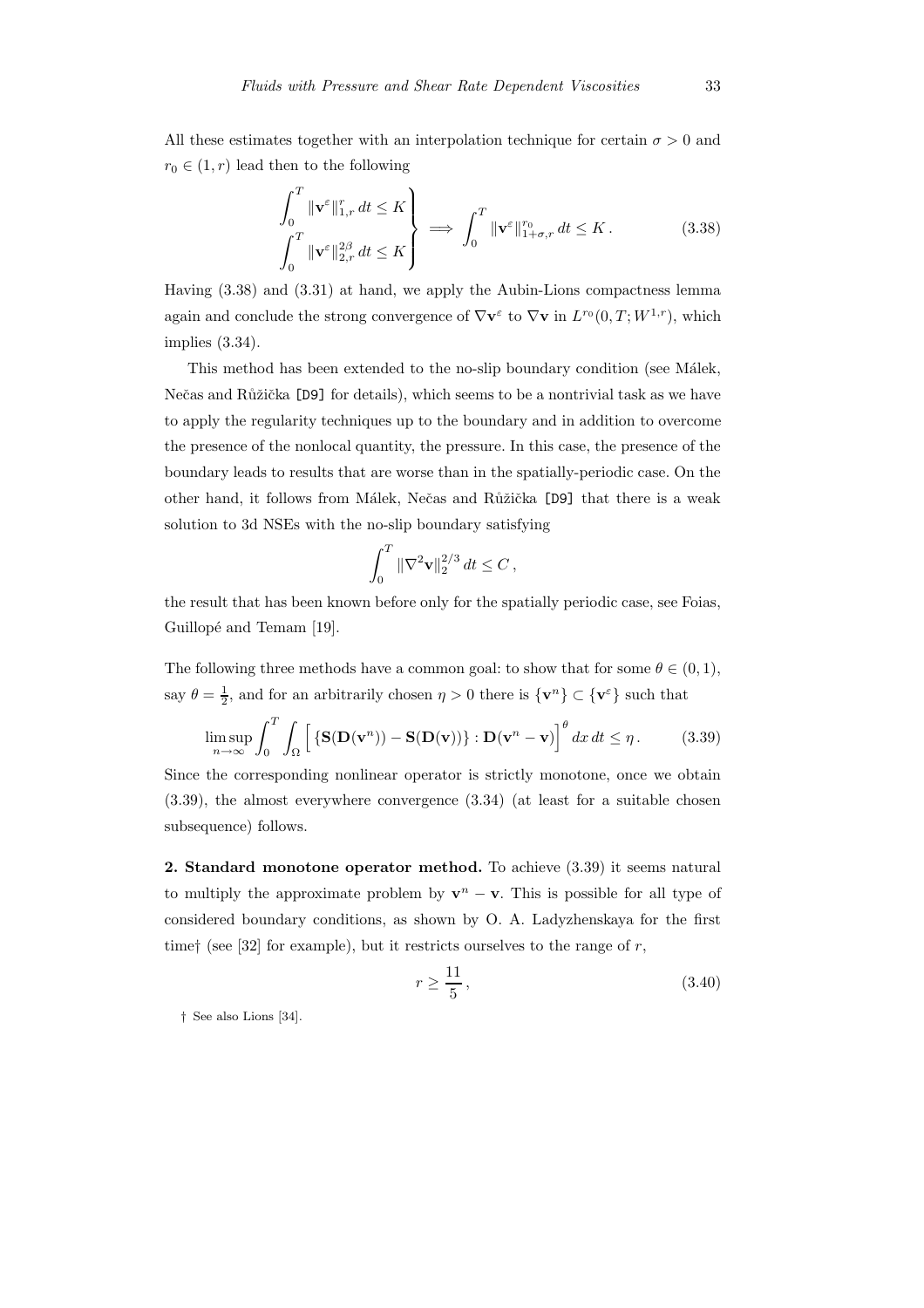All these estimates together with an interpolation technique for certain $\sigma > 0$ and $r_0 \in (1, r)$ lead then to the following

$$\left.\begin{aligned} \int_0^T \|\mathbf{v}^\varepsilon\|_{1,r}^r \, dt \le K \\ \int_0^T \|\mathbf{v}^\varepsilon\|_{2,r}^{2\beta} \, dt \le K \end{aligned}\right\} \implies \int_0^T \|\mathbf{v}^\varepsilon\|_{1+\sigma,r}^{r_0} \, dt \le K \,. \tag{3.38}$$

Having (3.38) and (3.31) at hand, we apply the Aubin-Lions compactness lemma again and conclude the strong convergence of $\nabla \mathbf{v}^\varepsilon$ to $\nabla \mathbf{v}$ in $L^{r_0}(0, T; W^{1,r})$, which implies (3.34).

This method has been extended to the no-slip boundary condition (see Málek, Nečas and Růžička [D9] for details), which seems to be a nontrivial task as we have to apply the regularity techniques up to the boundary and in addition to overcome the presence of the nonlocal quantity, the pressure. In this case, the presence of the boundary leads to results that are worse than in the spatially-periodic case. On the other hand, it follows from Málek, Nečas and Růžička [D9] that there is a weak solution to 3d NSEs with the no-slip boundary satisfying

$$\int_0^T \|\nabla^2 \mathbf{v}\|_2^{2/3} \, dt \le C \,,$$

the result that has been known before only for the spatially periodic case, see Foias, Guillopé and Temam [19].

The following three methods have a common goal: to show that for some $\theta \in (0, 1)$, say $\theta = \frac{1}{2}$, and for an arbitrarily chosen $\eta > 0$ there is $\{\mathbf{v}^n\} \subset \{\mathbf{v}^\varepsilon\}$ such that

$$\limsup_{n \to \infty} \int_0^T \int_\Omega \Big[ \{\mathbf{S}(\mathbf{D}(\mathbf{v}^n)) - \mathbf{S}(\mathbf{D}(\mathbf{v}))\} : \mathbf{D}(\mathbf{v}^n - \mathbf{v}) \Big]^\theta \, dx \, dt \le \eta \,. \tag{3.39}$$

Since the corresponding nonlinear operator is strictly monotone, once we obtain (3.39), the almost everywhere convergence (3.34) (at least for a suitable chosen subsequence) follows.

**2. Standard monotone operator method.** To achieve (3.39) it seems natural to multiply the approximate problem by $\mathbf{v}^n - \mathbf{v}$. This is possible for all type of considered boundary conditions, as shown by O. A. Ladyzhenskaya for the first time† (see [32] for example), but it restricts ourselves to the range of $r$,

$$r \ge \frac{11}{5} \,, \tag{3.40}$$

† See also Lions [34].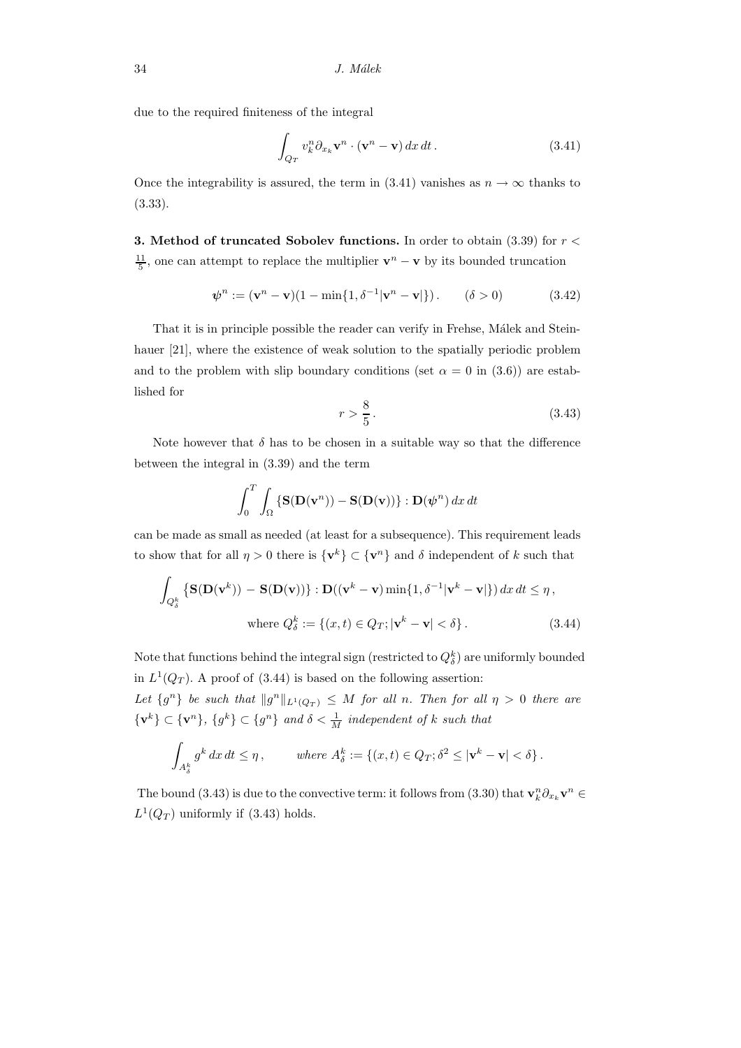due to the required finiteness of the integral

$$\int_{Q_T} v_k^n \partial_{x_k} \mathbf{v}^n \cdot (\mathbf{v}^n - \mathbf{v}) \, dx \, dt \,. \tag{3.41}$$

Once the integrability is assured, the term in (3.41) vanishes as $n \to \infty$ thanks to (3.33).

**3. Method of truncated Sobolev functions.** In order to obtain (3.39) for $r < \frac{11}{5}$, one can attempt to replace the multiplier $\mathbf{v}^n - \mathbf{v}$ by its bounded truncation

$$\boldsymbol{\psi}^n := (\mathbf{v}^n - \mathbf{v})(1 - \min\{1, \delta^{-1}|\mathbf{v}^n - \mathbf{v}|\}) \,. \qquad (\delta > 0) \tag{3.42}$$

That it is in principle possible the reader can verify in Frehse, Málek and Steinhauer [21], where the existence of weak solution to the spatially periodic problem and to the problem with slip boundary conditions (set $\alpha = 0$ in (3.6)) are established for

$$r > \frac{8}{5} \,. \tag{3.43}$$

Note however that $\delta$ has to be chosen in a suitable way so that the difference between the integral in (3.39) and the term

$$\int_0^T \int_\Omega \{\mathbf{S}(\mathbf{D}(\mathbf{v}^n)) - \mathbf{S}(\mathbf{D}(\mathbf{v}))\} : \mathbf{D}(\boldsymbol{\psi}^n) \, dx \, dt$$

can be made as small as needed (at least for a subsequence). This requirement leads to show that for all $\eta > 0$ there is $\{\mathbf{v}^k\} \subset \{\mathbf{v}^n\}$ and $\delta$ independent of $k$ such that

$$\int_{Q_\delta^k} \{\mathbf{S}(\mathbf{D}(\mathbf{v}^k)) - \mathbf{S}(\mathbf{D}(\mathbf{v}))\} : \mathbf{D}((\mathbf{v}^k - \mathbf{v}) \min\{1, \delta^{-1}|\mathbf{v}^k - \mathbf{v}|\}) \, dx \, dt \leq \eta \,,$$
$$\text{where } Q_\delta^k := \{(x,t) \in Q_T; |\mathbf{v}^k - \mathbf{v}| < \delta\} \,. \tag{3.44}$$

Note that functions behind the integral sign (restricted to $Q_\delta^k$) are uniformly bounded in $L^1(Q_T)$. A proof of (3.44) is based on the following assertion:
*Let $\{g^n\}$ be such that $\|g^n\|_{L^1(Q_T)} \leq M$ for all $n$. Then for all $\eta > 0$ there are $\{\mathbf{v}^k\} \subset \{\mathbf{v}^n\}$, $\{g^k\} \subset \{g^n\}$ and $\delta < \frac{1}{M}$ independent of $k$ such that*

$$\int_{A_\delta^k} g^k \, dx \, dt \leq \eta \,, \qquad \textit{where } A_\delta^k := \{(x,t) \in Q_T; \delta^2 \leq |\mathbf{v}^k - \mathbf{v}| < \delta\} \,.$$

The bound (3.43) is due to the convective term: it follows from (3.30) that $\mathbf{v}_k^n \partial_{x_k} \mathbf{v}^n \in L^1(Q_T)$ uniformly if (3.43) holds.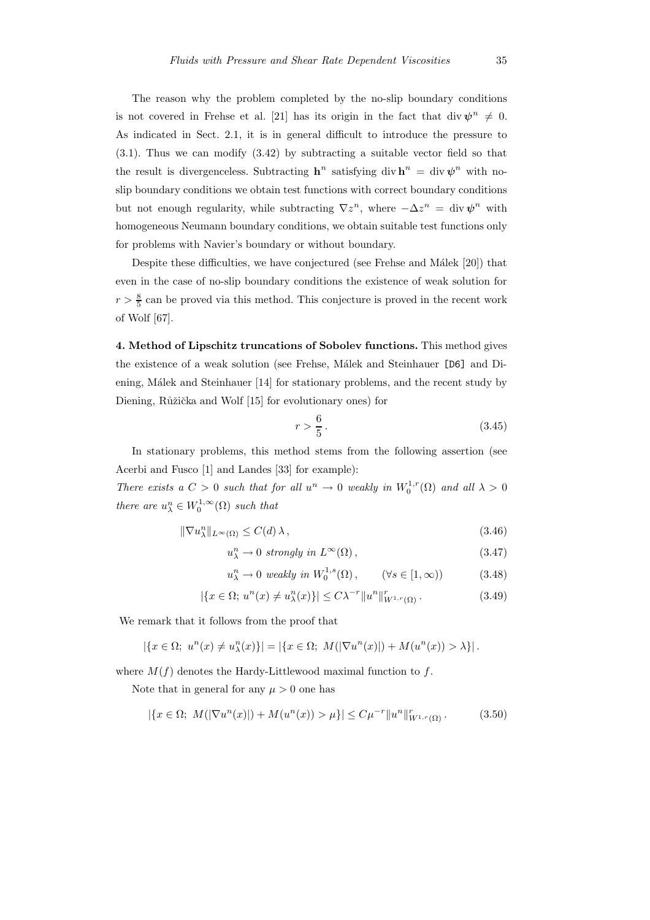The reason why the problem completed by the no-slip boundary conditions is not covered in Frehse et al. [21] has its origin in the fact that $\operatorname{div} \boldsymbol{\psi}^n \neq 0$. As indicated in Sect. 2.1, it is in general difficult to introduce the pressure to (3.1). Thus we can modify (3.42) by subtracting a suitable vector field so that the result is divergenceless. Subtracting $\mathbf{h}^n$ satisfying $\operatorname{div} \mathbf{h}^n = \operatorname{div} \boldsymbol{\psi}^n$ with no-slip boundary conditions we obtain test functions with correct boundary conditions but not enough regularity, while subtracting $\nabla z^n$, where $-\Delta z^n = \operatorname{div} \boldsymbol{\psi}^n$ with homogeneous Neumann boundary conditions, we obtain suitable test functions only for problems with Navier's boundary or without boundary.

Despite these difficulties, we have conjectured (see Frehse and Málek [20]) that even in the case of no-slip boundary conditions the existence of weak solution for $r > \frac{8}{5}$ can be proved via this method. This conjecture is proved in the recent work of Wolf [67].

**4. Method of Lipschitz truncations of Sobolev functions.** This method gives the existence of a weak solution (see Frehse, Málek and Steinhauer [D6] and Diening, Málek and Steinhauer [14] for stationary problems, and the recent study by Diening, Růžička and Wolf [15] for evolutionary ones) for

$$r > \frac{6}{5} \,. \tag{3.45}$$

In stationary problems, this method stems from the following assertion (see Acerbi and Fusco [1] and Landes [33] for example):

*There exists a $C > 0$ such that for all $u^n \to 0$ weakly in $W_0^{1,r}(\Omega)$ and all $\lambda > 0$ there are $u_\lambda^n \in W_0^{1,\infty}(\Omega)$ such that*

$$\|\nabla u_\lambda^n\|_{L^\infty(\Omega)} \leq C(d)\,\lambda\,, \tag{3.46}$$

$$u_\lambda^n \to 0 \text{ strongly in } L^\infty(\Omega)\,, \tag{3.47}$$

$$u_\lambda^n \to 0 \text{ weakly in } W_0^{1,s}(\Omega)\,, \qquad (\forall s \in [1,\infty)) \tag{3.48}$$

$$|\{x \in \Omega;\ u^n(x) \neq u_\lambda^n(x)\}| \leq C\lambda^{-r}\|u^n\|_{W^{1,r}(\Omega)}^r\,. \tag{3.49}$$

We remark that it follows from the proof that

$$|\{x \in \Omega;\ u^n(x) \neq u_\lambda^n(x)\}| = |\{x \in \Omega;\ M(|\nabla u^n(x)|) + M(u^n(x)) > \lambda\}|\,.$$

where $M(f)$ denotes the Hardy-Littlewood maximal function to $f$.

Note that in general for any $\mu > 0$ one has

$$|\{x \in \Omega;\ M(|\nabla u^n(x)|) + M(u^n(x)) > \mu\}| \leq C\mu^{-r}\|u^n\|_{W^{1,r}(\Omega)}^r\,. \tag{3.50}$$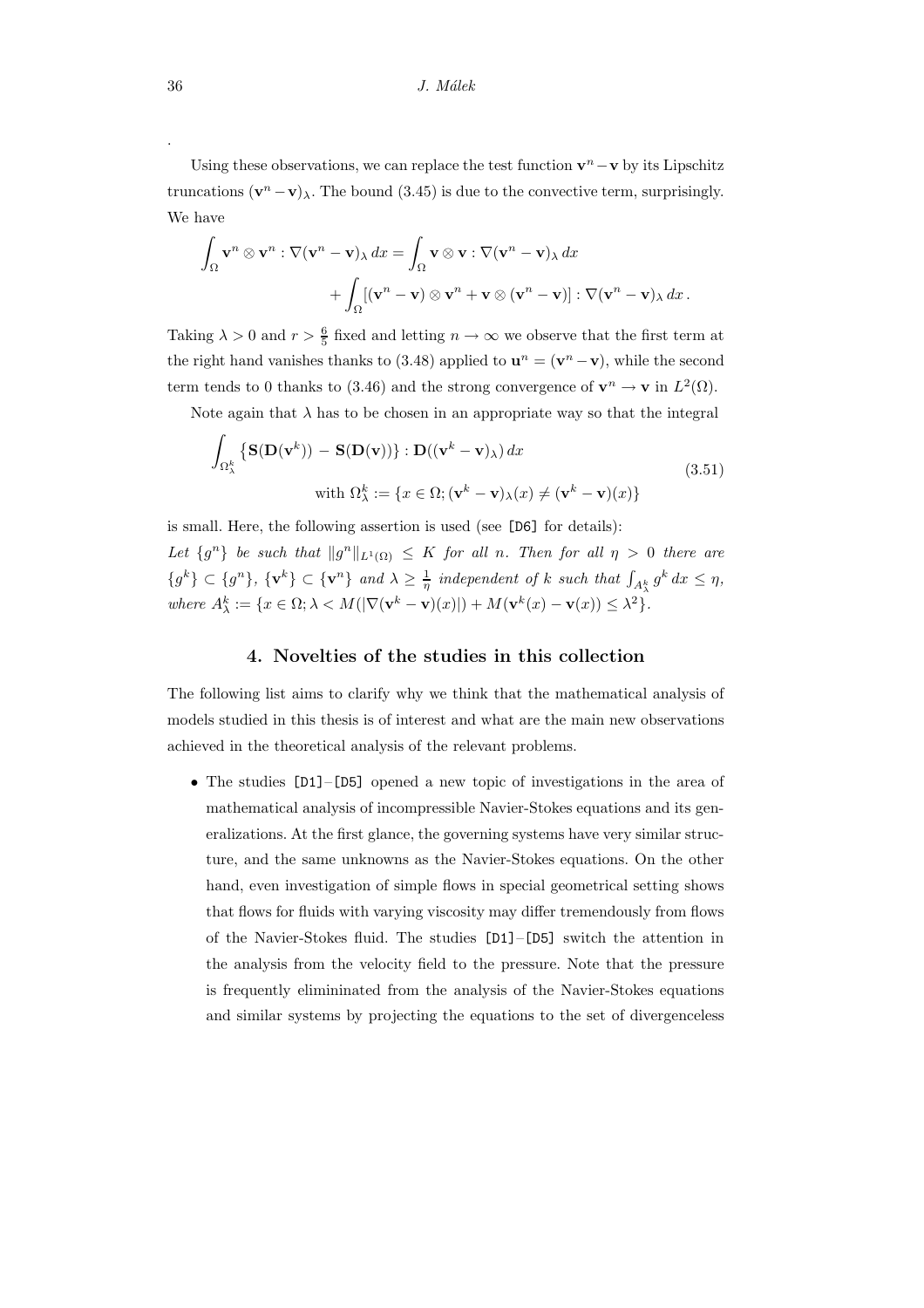.

Using these observations, we can replace the test function $\mathbf{v}^n - \mathbf{v}$ by its Lipschitz truncations $(\mathbf{v}^n - \mathbf{v})_\lambda$. The bound (3.45) is due to the convective term, surprisingly. We have

$$\int_\Omega \mathbf{v}^n \otimes \mathbf{v}^n : \nabla(\mathbf{v}^n - \mathbf{v})_\lambda \, dx = \int_\Omega \mathbf{v} \otimes \mathbf{v} : \nabla(\mathbf{v}^n - \mathbf{v})_\lambda \, dx + \int_\Omega [(\mathbf{v}^n - \mathbf{v}) \otimes \mathbf{v}^n + \mathbf{v} \otimes (\mathbf{v}^n - \mathbf{v})] : \nabla(\mathbf{v}^n - \mathbf{v})_\lambda \, dx \,.$$

Taking $\lambda > 0$ and $r > \frac{6}{5}$ fixed and letting $n \to \infty$ we observe that the first term at the right hand vanishes thanks to (3.48) applied to $\mathbf{u}^n = (\mathbf{v}^n - \mathbf{v})$, while the second term tends to 0 thanks to (3.46) and the strong convergence of $\mathbf{v}^n \to \mathbf{v}$ in $L^2(\Omega)$.

Note again that $\lambda$ has to be chosen in an appropriate way so that the integral

$$\int_{\Omega_\lambda^k} \left\{ \mathbf{S}(\mathbf{D}(\mathbf{v}^k)) - \mathbf{S}(\mathbf{D}(\mathbf{v})) \right\} : \mathbf{D}((\mathbf{v}^k - \mathbf{v})_\lambda) \, dx \qquad \text{with } \Omega_\lambda^k := \{x \in \Omega; (\mathbf{v}^k - \mathbf{v})_\lambda(x) \neq (\mathbf{v}^k - \mathbf{v})(x)\} \tag{3.51}$$

is small. Here, the following assertion is used (see [D6] for details):

*Let $\{g^n\}$ be such that $\|g^n\|_{L^1(\Omega)} \leq K$ for all $n$. Then for all $\eta > 0$ there are $\{g^k\} \subset \{g^n\}$, $\{\mathbf{v}^k\} \subset \{\mathbf{v}^n\}$ and $\lambda \geq \frac{1}{\eta}$ independent of $k$ such that $\int_{A_\lambda^k} g^k \, dx \leq \eta$, where $A_\lambda^k := \{x \in \Omega; \lambda < M(|\nabla(\mathbf{v}^k - \mathbf{v})(x)|) + M(\mathbf{v}^k(x) - \mathbf{v}(x)) \leq \lambda^2\}$.*

## 4. Novelties of the studies in this collection

The following list aims to clarify why we think that the mathematical analysis of models studied in this thesis is of interest and what are the main new observations achieved in the theoretical analysis of the relevant problems.

- The studies [D1]–[D5] opened a new topic of investigations in the area of mathematical analysis of incompressible Navier-Stokes equations and its generalizations. At the first glance, the governing systems have very similar structure, and the same unknowns as the Navier-Stokes equations. On the other hand, even investigation of simple flows in special geometrical setting shows that flows for fluids with varying viscosity may differ tremendously from flows of the Navier-Stokes fluid. The studies [D1]–[D5] switch the attention in the analysis from the velocity field to the pressure. Note that the pressure is frequently elimininated from the analysis of the Navier-Stokes equations and similar systems by projecting the equations to the set of divergenceless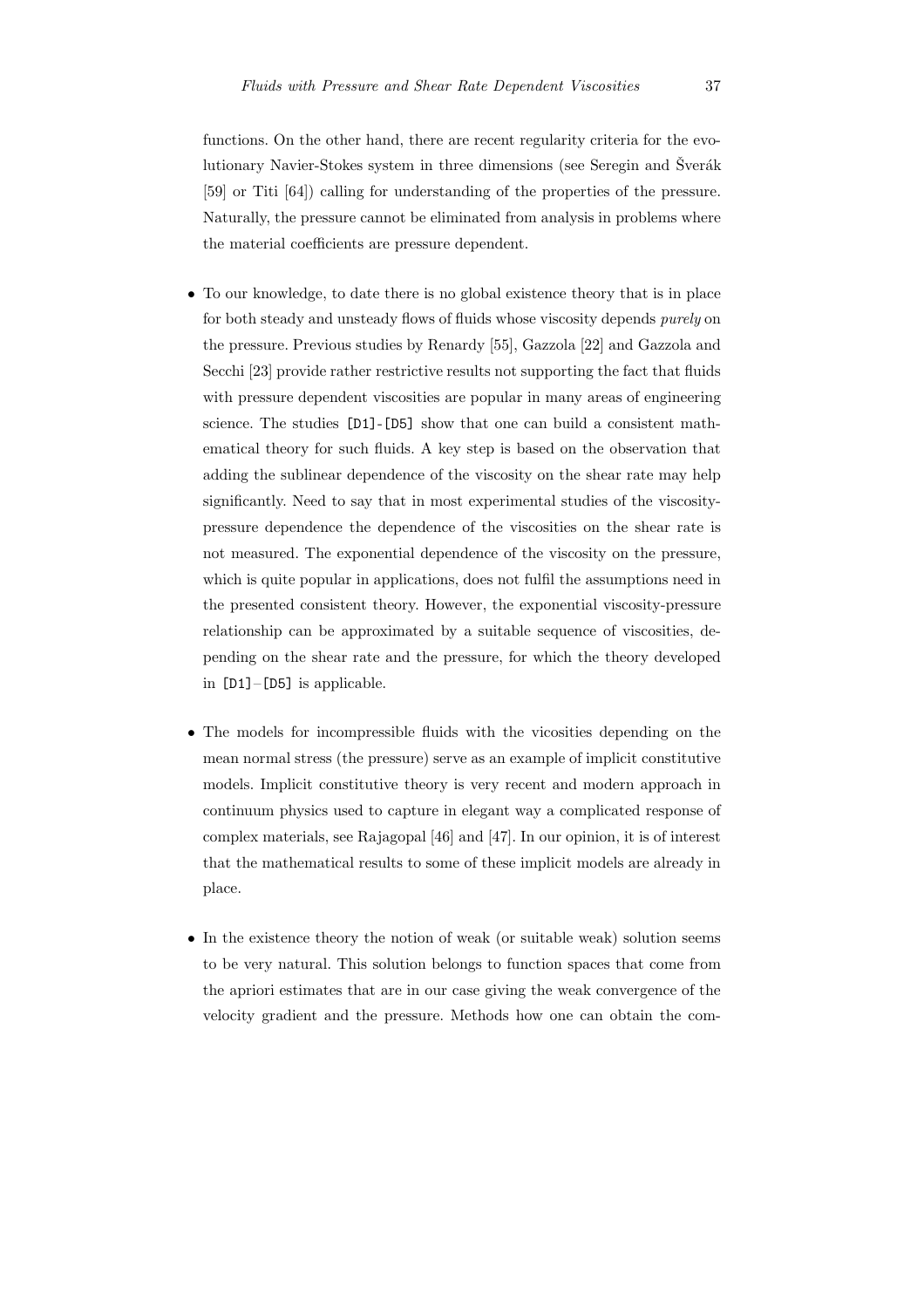functions. On the other hand, there are recent regularity criteria for the evolutionary Navier-Stokes system in three dimensions (see Seregin and Šverák [59] or Titi [64]) calling for understanding of the properties of the pressure. Naturally, the pressure cannot be eliminated from analysis in problems where the material coefficients are pressure dependent.

- To our knowledge, to date there is no global existence theory that is in place for both steady and unsteady flows of fluids whose viscosity depends *purely* on the pressure. Previous studies by Renardy [55], Gazzola [22] and Gazzola and Secchi [23] provide rather restrictive results not supporting the fact that fluids with pressure dependent viscosities are popular in many areas of engineering science. The studies `[D1]-[D5]` show that one can build a consistent mathematical theory for such fluids. A key step is based on the observation that adding the sublinear dependence of the viscosity on the shear rate may help significantly. Need to say that in most experimental studies of the viscosity-pressure dependence the dependence of the viscosities on the shear rate is not measured. The exponential dependence of the viscosity on the pressure, which is quite popular in applications, does not fulfil the assumptions need in the presented consistent theory. However, the exponential viscosity-pressure relationship can be approximated by a suitable sequence of viscosities, depending on the shear rate and the pressure, for which the theory developed in `[D1]`–`[D5]` is applicable.

- The models for incompressible fluids with the vicosities depending on the mean normal stress (the pressure) serve as an example of implicit constitutive models. Implicit constitutive theory is very recent and modern approach in continuum physics used to capture in elegant way a complicated response of complex materials, see Rajagopal [46] and [47]. In our opinion, it is of interest that the mathematical results to some of these implicit models are already in place.

- In the existence theory the notion of weak (or suitable weak) solution seems to be very natural. This solution belongs to function spaces that come from the apriori estimates that are in our case giving the weak convergence of the velocity gradient and the pressure. Methods how one can obtain the com-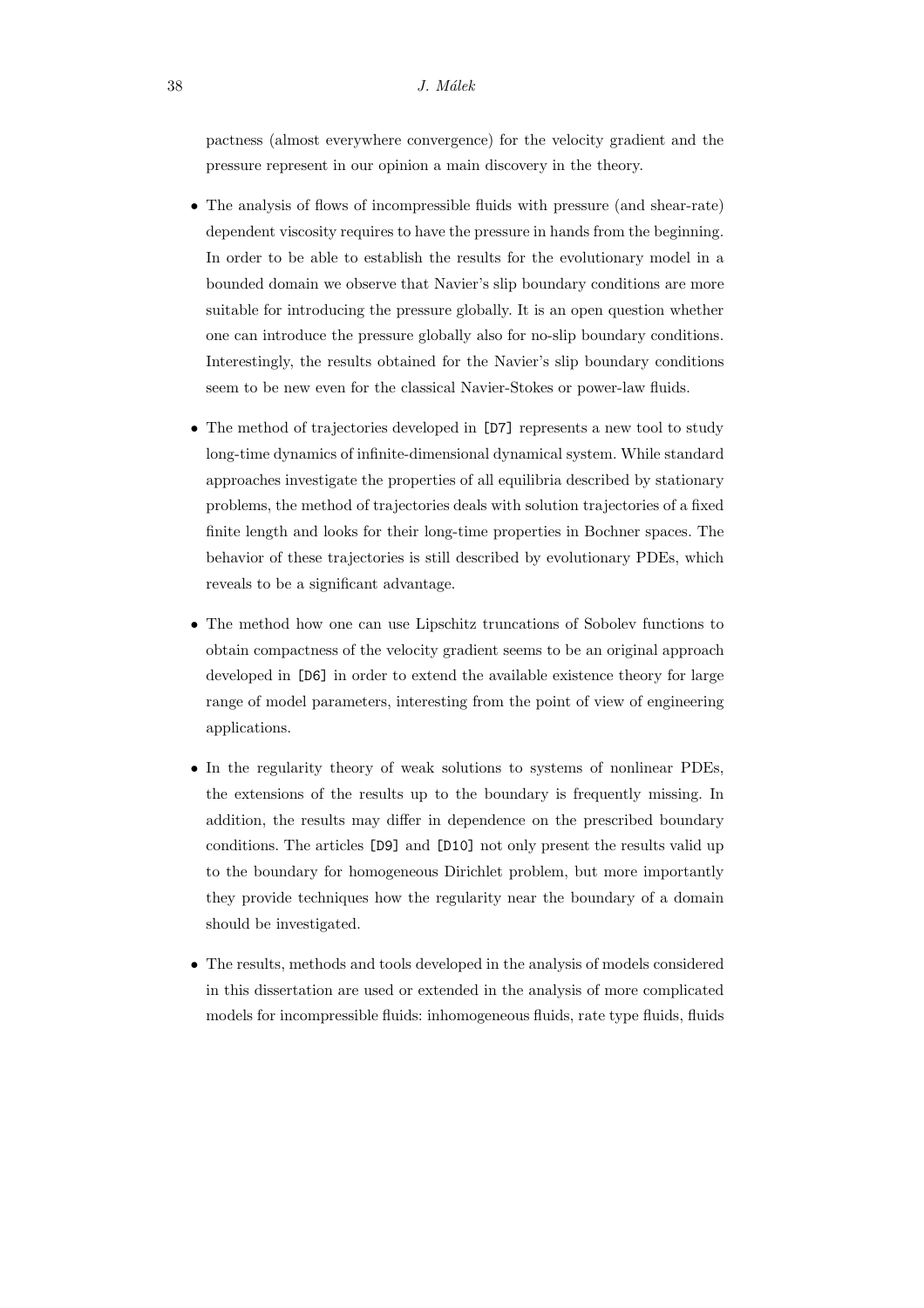pactness (almost everywhere convergence) for the velocity gradient and the pressure represent in our opinion a main discovery in the theory.

- The analysis of flows of incompressible fluids with pressure (and shear-rate) dependent viscosity requires to have the pressure in hands from the beginning. In order to be able to establish the results for the evolutionary model in a bounded domain we observe that Navier's slip boundary conditions are more suitable for introducing the pressure globally. It is an open question whether one can introduce the pressure globally also for no-slip boundary conditions. Interestingly, the results obtained for the Navier's slip boundary conditions seem to be new even for the classical Navier-Stokes or power-law fluids.

- The method of trajectories developed in [D7] represents a new tool to study long-time dynamics of infinite-dimensional dynamical system. While standard approaches investigate the properties of all equilibria described by stationary problems, the method of trajectories deals with solution trajectories of a fixed finite length and looks for their long-time properties in Bochner spaces. The behavior of these trajectories is still described by evolutionary PDEs, which reveals to be a significant advantage.

- The method how one can use Lipschitz truncations of Sobolev functions to obtain compactness of the velocity gradient seems to be an original approach developed in [D6] in order to extend the available existence theory for large range of model parameters, interesting from the point of view of engineering applications.

- In the regularity theory of weak solutions to systems of nonlinear PDEs, the extensions of the results up to the boundary is frequently missing. In addition, the results may differ in dependence on the prescribed boundary conditions. The articles [D9] and [D10] not only present the results valid up to the boundary for homogeneous Dirichlet problem, but more importantly they provide techniques how the regularity near the boundary of a domain should be investigated.

- The results, methods and tools developed in the analysis of models considered in this dissertation are used or extended in the analysis of more complicated models for incompressible fluids: inhomogeneous fluids, rate type fluids, fluids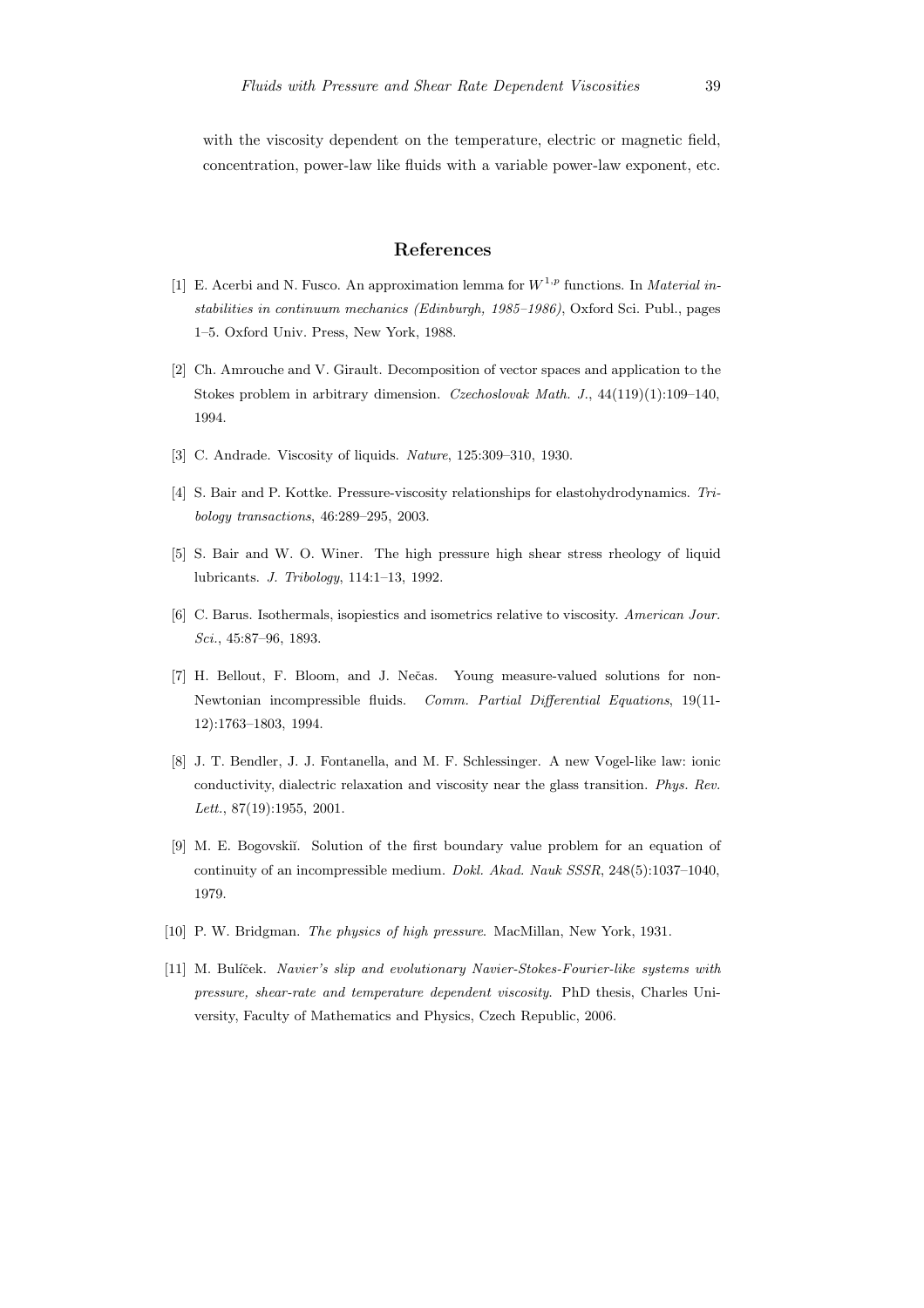with the viscosity dependent on the temperature, electric or magnetic field, concentration, power-law like fluids with a variable power-law exponent, etc.

## References

[1] E. Acerbi and N. Fusco. An approximation lemma for $W^{1,p}$ functions. In *Material instabilities in continuum mechanics (Edinburgh, 1985–1986)*, Oxford Sci. Publ., pages 1–5. Oxford Univ. Press, New York, 1988.

[2] Ch. Amrouche and V. Girault. Decomposition of vector spaces and application to the Stokes problem in arbitrary dimension. *Czechoslovak Math. J.*, 44(119)(1):109–140, 1994.

[3] C. Andrade. Viscosity of liquids. *Nature*, 125:309–310, 1930.

[4] S. Bair and P. Kottke. Pressure-viscosity relationships for elastohydrodynamics. *Tribology transactions*, 46:289–295, 2003.

[5] S. Bair and W. O. Winer. The high pressure high shear stress rheology of liquid lubricants. *J. Tribology*, 114:1–13, 1992.

[6] C. Barus. Isothermals, isopiestics and isometrics relative to viscosity. *American Jour. Sci.*, 45:87–96, 1893.

[7] H. Bellout, F. Bloom, and J. Nečas. Young measure-valued solutions for non-Newtonian incompressible fluids. *Comm. Partial Differential Equations*, 19(11-12):1763–1803, 1994.

[8] J. T. Bendler, J. J. Fontanella, and M. F. Schlessinger. A new Vogel-like law: ionic conductivity, dialectric relaxation and viscosity near the glass transition. *Phys. Rev. Lett.*, 87(19):1955, 2001.

[9] M. E. Bogovskiĭ. Solution of the first boundary value problem for an equation of continuity of an incompressible medium. *Dokl. Akad. Nauk SSSR*, 248(5):1037–1040, 1979.

[10] P. W. Bridgman. *The physics of high pressure*. MacMillan, New York, 1931.

[11] M. Bulíček. *Navier's slip and evolutionary Navier-Stokes-Fourier-like systems with pressure, shear-rate and temperature dependent viscosity*. PhD thesis, Charles University, Faculty of Mathematics and Physics, Czech Republic, 2006.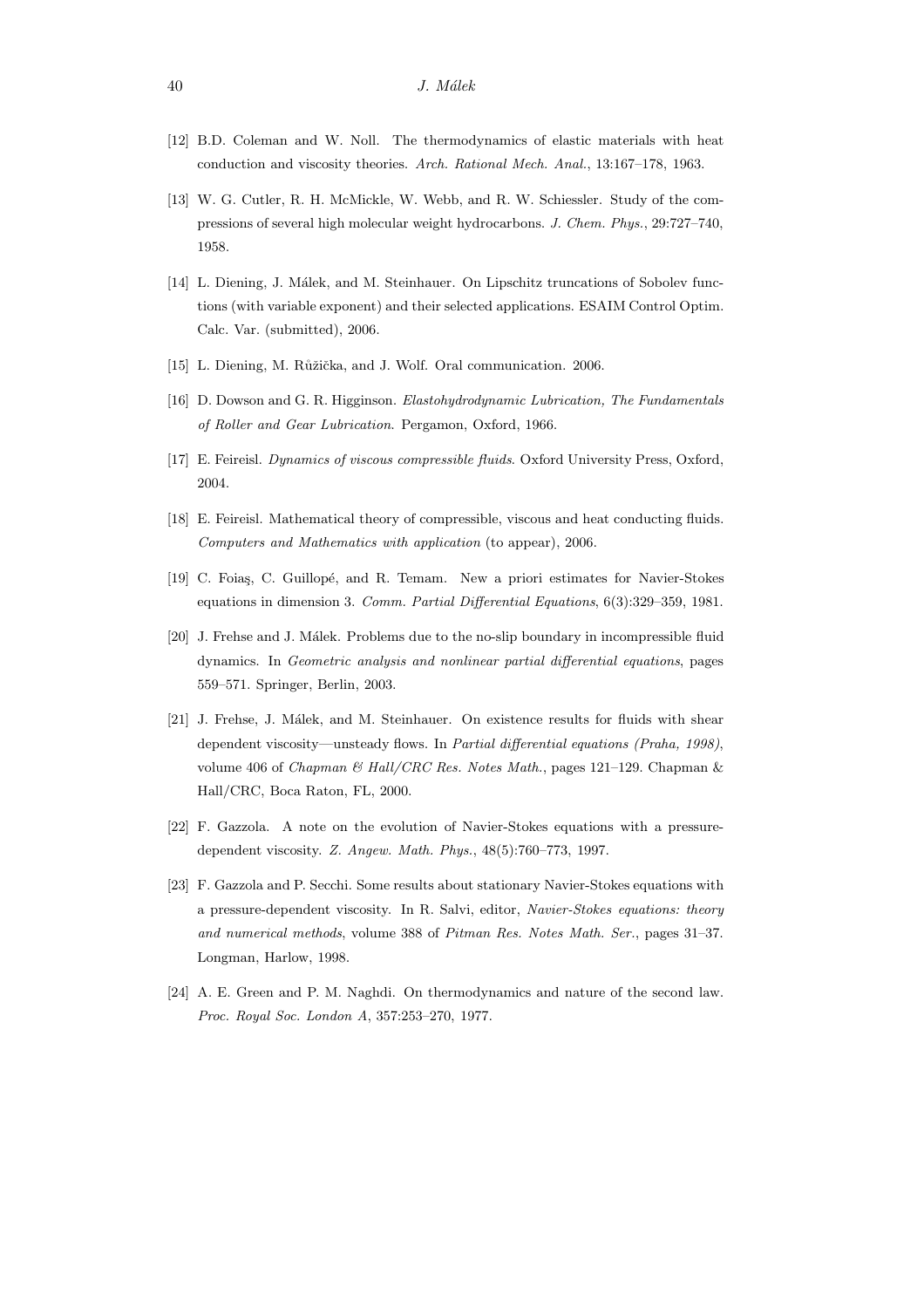[12] B.D. Coleman and W. Noll. The thermodynamics of elastic materials with heat conduction and viscosity theories. *Arch. Rational Mech. Anal.*, 13:167–178, 1963.

[13] W. G. Cutler, R. H. McMickle, W. Webb, and R. W. Schiessler. Study of the compressions of several high molecular weight hydrocarbons. *J. Chem. Phys.*, 29:727–740, 1958.

[14] L. Diening, J. Málek, and M. Steinhauer. On Lipschitz truncations of Sobolev functions (with variable exponent) and their selected applications. ESAIM Control Optim. Calc. Var. (submitted), 2006.

[15] L. Diening, M. Růžička, and J. Wolf. Oral communication. 2006.

[16] D. Dowson and G. R. Higginson. *Elastohydrodynamic Lubrication, The Fundamentals of Roller and Gear Lubrication*. Pergamon, Oxford, 1966.

[17] E. Feireisl. *Dynamics of viscous compressible fluids*. Oxford University Press, Oxford, 2004.

[18] E. Feireisl. Mathematical theory of compressible, viscous and heat conducting fluids. *Computers and Mathematics with application* (to appear), 2006.

[19] C. Foiaş, C. Guillopé, and R. Temam. New a priori estimates for Navier-Stokes equations in dimension 3. *Comm. Partial Differential Equations*, 6(3):329–359, 1981.

[20] J. Frehse and J. Málek. Problems due to the no-slip boundary in incompressible fluid dynamics. In *Geometric analysis and nonlinear partial differential equations*, pages 559–571. Springer, Berlin, 2003.

[21] J. Frehse, J. Málek, and M. Steinhauer. On existence results for fluids with shear dependent viscosity—unsteady flows. In *Partial differential equations (Praha, 1998)*, volume 406 of *Chapman & Hall/CRC Res. Notes Math.*, pages 121–129. Chapman & Hall/CRC, Boca Raton, FL, 2000.

[22] F. Gazzola. A note on the evolution of Navier-Stokes equations with a pressure-dependent viscosity. *Z. Angew. Math. Phys.*, 48(5):760–773, 1997.

[23] F. Gazzola and P. Secchi. Some results about stationary Navier-Stokes equations with a pressure-dependent viscosity. In R. Salvi, editor, *Navier-Stokes equations: theory and numerical methods*, volume 388 of *Pitman Res. Notes Math. Ser.*, pages 31–37. Longman, Harlow, 1998.

[24] A. E. Green and P. M. Naghdi. On thermodynamics and nature of the second law. *Proc. Royal Soc. London A*, 357:253–270, 1977.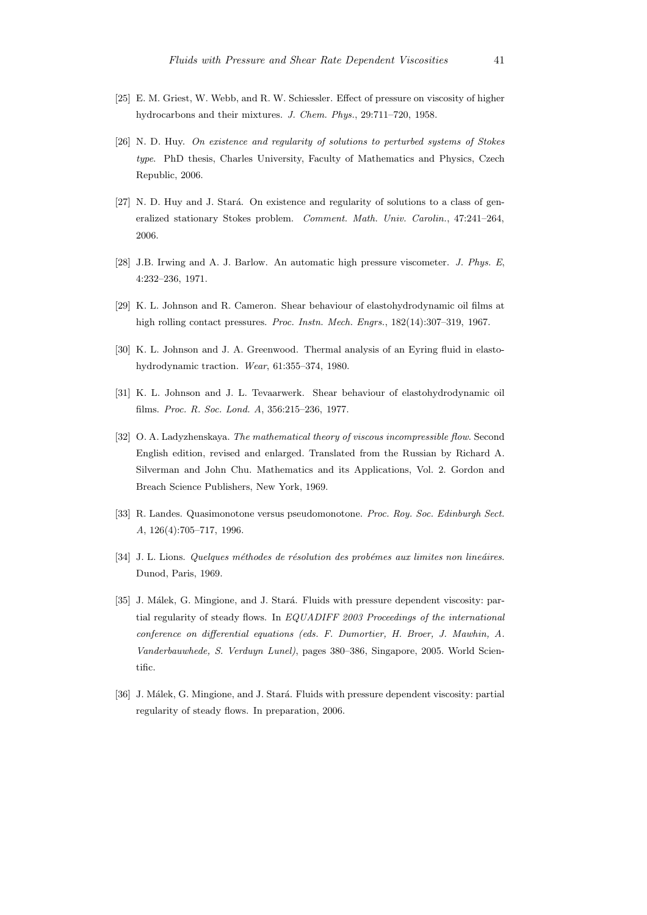[25] E. M. Griest, W. Webb, and R. W. Schiessler. Effect of pressure on viscosity of higher hydrocarbons and their mixtures. *J. Chem. Phys.*, 29:711–720, 1958.

[26] N. D. Huy. *On existence and regularity of solutions to perturbed systems of Stokes type*. PhD thesis, Charles University, Faculty of Mathematics and Physics, Czech Republic, 2006.

[27] N. D. Huy and J. Stará. On existence and regularity of solutions to a class of generalized stationary Stokes problem. *Comment. Math. Univ. Carolin.*, 47:241–264, 2006.

[28] J.B. Irwing and A. J. Barlow. An automatic high pressure viscometer. *J. Phys. E*, 4:232–236, 1971.

[29] K. L. Johnson and R. Cameron. Shear behaviour of elastohydrodynamic oil films at high rolling contact pressures. *Proc. Instn. Mech. Engrs.*, 182(14):307–319, 1967.

[30] K. L. Johnson and J. A. Greenwood. Thermal analysis of an Eyring fluid in elastohydrodynamic traction. *Wear*, 61:355–374, 1980.

[31] K. L. Johnson and J. L. Tevaarwerk. Shear behaviour of elastohydrodynamic oil films. *Proc. R. Soc. Lond. A*, 356:215–236, 1977.

[32] O. A. Ladyzhenskaya. *The mathematical theory of viscous incompressible flow*. Second English edition, revised and enlarged. Translated from the Russian by Richard A. Silverman and John Chu. Mathematics and its Applications, Vol. 2. Gordon and Breach Science Publishers, New York, 1969.

[33] R. Landes. Quasimonotone versus pseudomonotone. *Proc. Roy. Soc. Edinburgh Sect. A*, 126(4):705–717, 1996.

[34] J. L. Lions. *Quelques méthodes de résolution des probémes aux limites non lineáires*. Dunod, Paris, 1969.

[35] J. Málek, G. Mingione, and J. Stará. Fluids with pressure dependent viscosity: partial regularity of steady flows. In *EQUADIFF 2003 Proceedings of the international conference on differential equations (eds. F. Dumortier, H. Broer, J. Mawhin, A. Vanderbauwhede, S. Verduyn Lunel)*, pages 380–386, Singapore, 2005. World Scientific.

[36] J. Málek, G. Mingione, and J. Stará. Fluids with pressure dependent viscosity: partial regularity of steady flows. In preparation, 2006.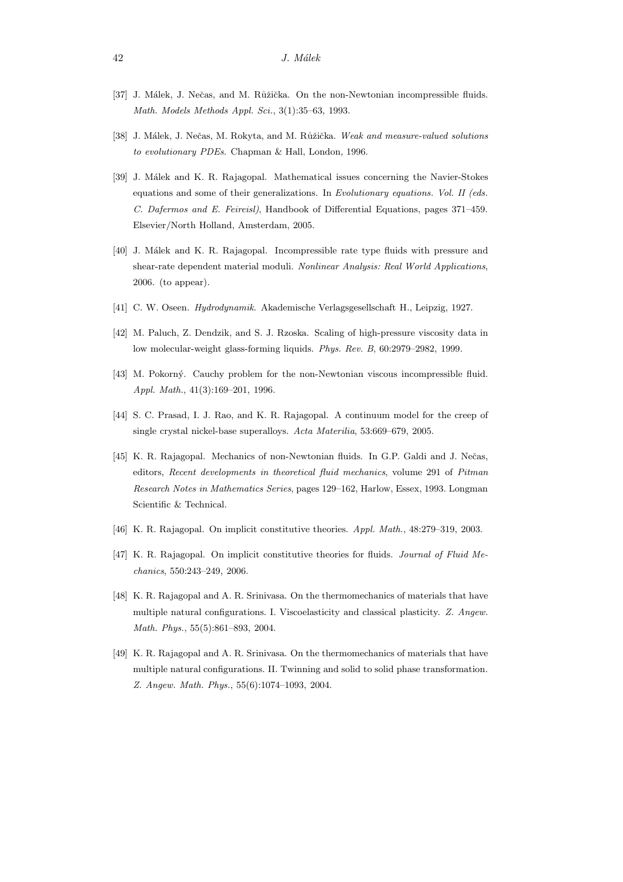[37] J. Málek, J. Nečas, and M. Růžička. On the non-Newtonian incompressible fluids. *Math. Models Methods Appl. Sci.*, 3(1):35–63, 1993.

[38] J. Málek, J. Nečas, M. Rokyta, and M. Růžička. *Weak and measure-valued solutions to evolutionary PDEs*. Chapman & Hall, London, 1996.

[39] J. Málek and K. R. Rajagopal. Mathematical issues concerning the Navier-Stokes equations and some of their generalizations. In *Evolutionary equations. Vol. II (eds. C. Dafermos and E. Feireisl)*, Handbook of Differential Equations, pages 371–459. Elsevier/North Holland, Amsterdam, 2005.

[40] J. Málek and K. R. Rajagopal. Incompressible rate type fluids with pressure and shear-rate dependent material moduli. *Nonlinear Analysis: Real World Applications*, 2006. (to appear).

[41] C. W. Oseen. *Hydrodynamik*. Akademische Verlagsgesellschaft H., Leipzig, 1927.

[42] M. Paluch, Z. Dendzik, and S. J. Rzoska. Scaling of high-pressure viscosity data in low molecular-weight glass-forming liquids. *Phys. Rev. B*, 60:2979–2982, 1999.

[43] M. Pokorný. Cauchy problem for the non-Newtonian viscous incompressible fluid. *Appl. Math.*, 41(3):169–201, 1996.

[44] S. C. Prasad, I. J. Rao, and K. R. Rajagopal. A continuum model for the creep of single crystal nickel-base superalloys. *Acta Materilia*, 53:669–679, 2005.

[45] K. R. Rajagopal. Mechanics of non-Newtonian fluids. In G.P. Galdi and J. Nečas, editors, *Recent developments in theoretical fluid mechanics*, volume 291 of *Pitman Research Notes in Mathematics Series*, pages 129–162, Harlow, Essex, 1993. Longman Scientific & Technical.

[46] K. R. Rajagopal. On implicit constitutive theories. *Appl. Math.*, 48:279–319, 2003.

[47] K. R. Rajagopal. On implicit constitutive theories for fluids. *Journal of Fluid Mechanics*, 550:243–249, 2006.

[48] K. R. Rajagopal and A. R. Srinivasa. On the thermomechanics of materials that have multiple natural configurations. I. Viscoelasticity and classical plasticity. *Z. Angew. Math. Phys.*, 55(5):861–893, 2004.

[49] K. R. Rajagopal and A. R. Srinivasa. On the thermomechanics of materials that have multiple natural configurations. II. Twinning and solid to solid phase transformation. *Z. Angew. Math. Phys.*, 55(6):1074–1093, 2004.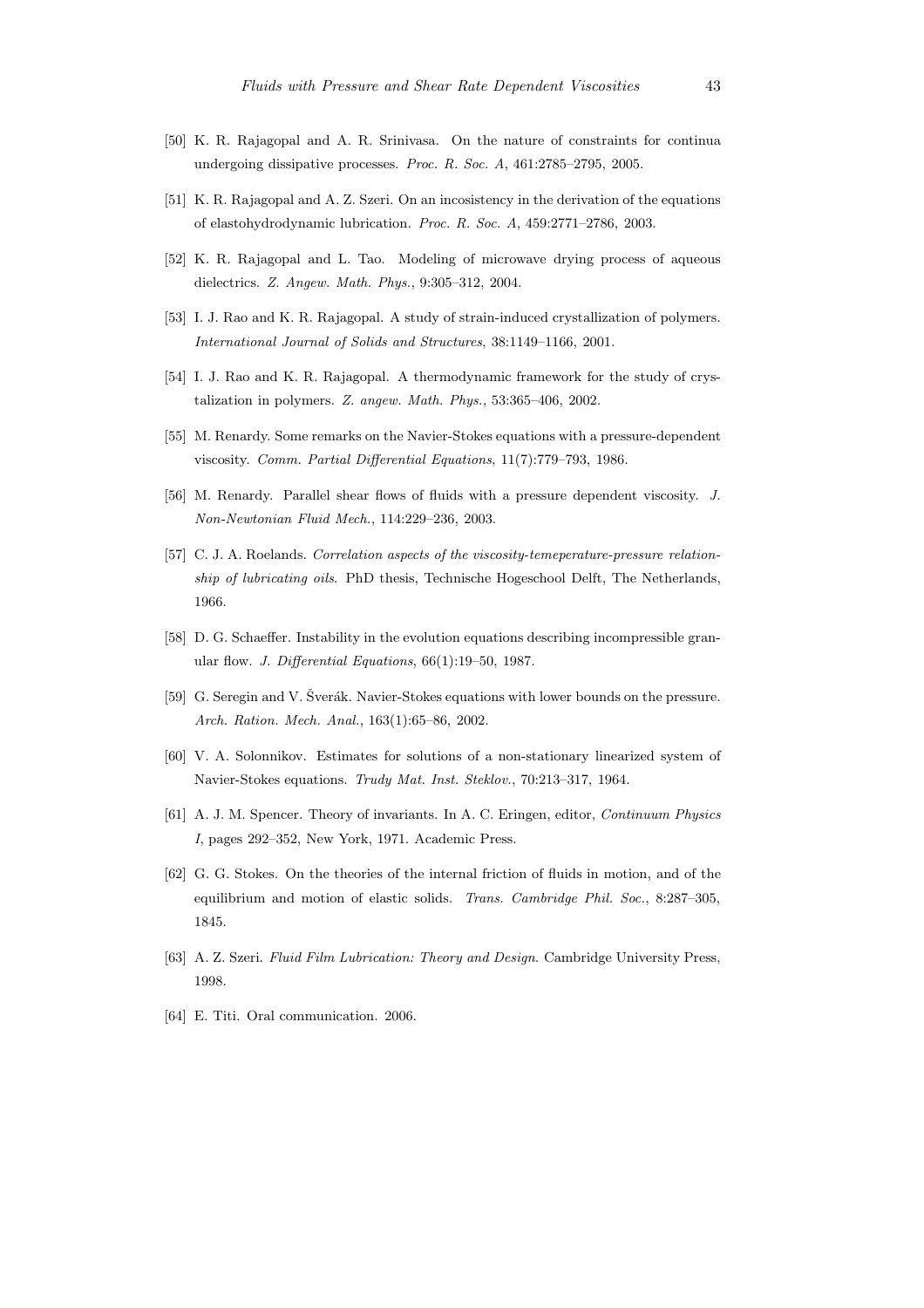[50] K. R. Rajagopal and A. R. Srinivasa. On the nature of constraints for continua undergoing dissipative processes. *Proc. R. Soc. A*, 461:2785–2795, 2005.

[51] K. R. Rajagopal and A. Z. Szeri. On an incosistency in the derivation of the equations of elastohydrodynamic lubrication. *Proc. R. Soc. A*, 459:2771–2786, 2003.

[52] K. R. Rajagopal and L. Tao. Modeling of microwave drying process of aqueous dielectrics. *Z. Angew. Math. Phys.*, 9:305–312, 2004.

[53] I. J. Rao and K. R. Rajagopal. A study of strain-induced crystallization of polymers. *International Journal of Solids and Structures*, 38:1149–1166, 2001.

[54] I. J. Rao and K. R. Rajagopal. A thermodynamic framework for the study of crystalization in polymers. *Z. angew. Math. Phys.*, 53:365–406, 2002.

[55] M. Renardy. Some remarks on the Navier-Stokes equations with a pressure-dependent viscosity. *Comm. Partial Differential Equations*, 11(7):779–793, 1986.

[56] M. Renardy. Parallel shear flows of fluids with a pressure dependent viscosity. *J. Non-Newtonian Fluid Mech.*, 114:229–236, 2003.

[57] C. J. A. Roelands. *Correlation aspects of the viscosity-temeperature-pressure relationship of lubricating oils*. PhD thesis, Technische Hogeschool Delft, The Netherlands, 1966.

[58] D. G. Schaeffer. Instability in the evolution equations describing incompressible granular flow. *J. Differential Equations*, 66(1):19–50, 1987.

[59] G. Seregin and V. Šverák. Navier-Stokes equations with lower bounds on the pressure. *Arch. Ration. Mech. Anal.*, 163(1):65–86, 2002.

[60] V. A. Solonnikov. Estimates for solutions of a non-stationary linearized system of Navier-Stokes equations. *Trudy Mat. Inst. Steklov.*, 70:213–317, 1964.

[61] A. J. M. Spencer. Theory of invariants. In A. C. Eringen, editor, *Continuum Physics I*, pages 292–352, New York, 1971. Academic Press.

[62] G. G. Stokes. On the theories of the internal friction of fluids in motion, and of the equilibrium and motion of elastic solids. *Trans. Cambridge Phil. Soc.*, 8:287–305, 1845.

[63] A. Z. Szeri. *Fluid Film Lubrication: Theory and Design*. Cambridge University Press, 1998.

[64] E. Titi. Oral communication. 2006.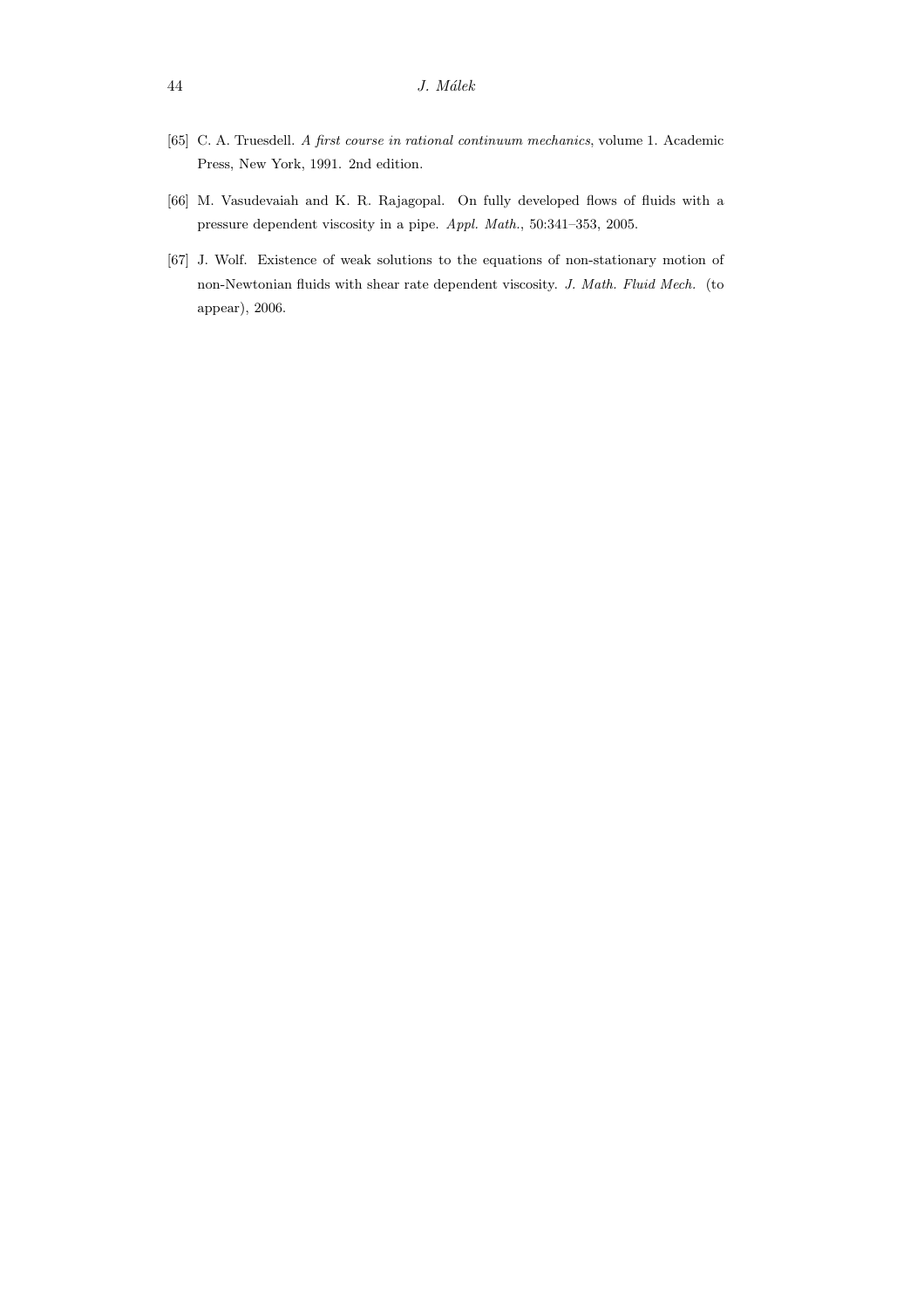[65] C. A. Truesdell. *A first course in rational continuum mechanics*, volume 1. Academic Press, New York, 1991. 2nd edition.

[66] M. Vasudevaiah and K. R. Rajagopal. On fully developed flows of fluids with a pressure dependent viscosity in a pipe. *Appl. Math.*, 50:341–353, 2005.

[67] J. Wolf. Existence of weak solutions to the equations of non-stationary motion of non-Newtonian fluids with shear rate dependent viscosity. *J. Math. Fluid Mech.* (to appear), 2006.